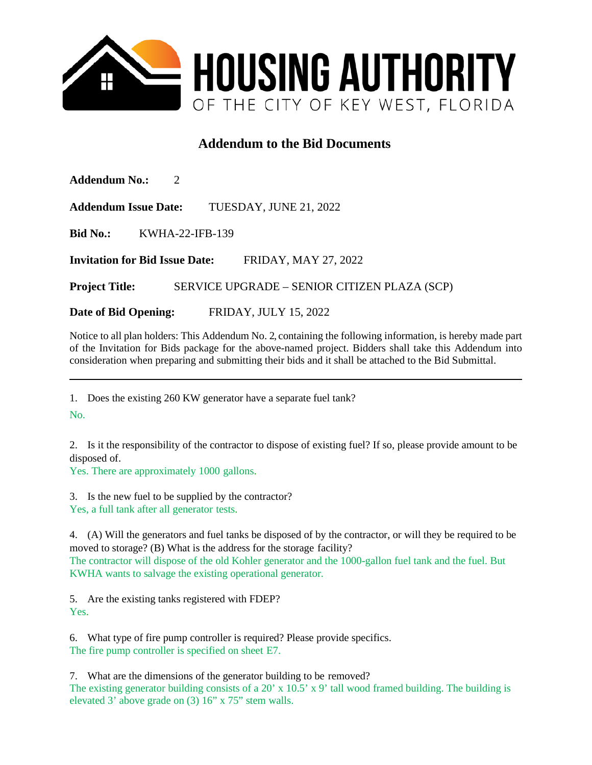# HOUSING AUTHORITY

OF THE CITY OF KEY WEST, FLORIDA

## Addendum to the Bid Documents

**Addendum No.:** 2

**Addendum Issue Date:** TUESDAY, JUNE 21, 2022

**Bid No.:** KWHA-22-IFB-139

**Invitation for Bid Issue Date:** FRIDAY, MAY 27, 2022

**Project Title:** SERVICE UPGRADE – SENIOR CITIZEN PLAZA (SCP)

**Date of Bid Opening:** FRIDAY, JULY 15, 2022

Notice to all plan holders: This Addendum No. 2, containing the following information, is hereby made part of the Invitation for Bids package for the above-named project. Bidders shall take this Addendum into consideration when preparing and submitting their bids and it shall be attached to the Bid Submittal.

---

1. Does the existing 260 KW generator have a separate fuel tank?

No.

2. Is it the responsibility of the contractor to dispose of existing fuel? If so, please provide amount to be disposed of.

Yes. There are approximately 1000 gallons.

3. Is the new fuel to be supplied by the contractor?

Yes, a full tank after all generator tests.

4. (A) Will the generators and fuel tanks be disposed of by the contractor, or will they be required to be moved to storage? (B) What is the address for the storage facility?

The contractor will dispose of the old Kohler generator and the 1000-gallon fuel tank and the fuel. But KWHA wants to salvage the existing operational generator.

5. Are the existing tanks registered with FDEP?

Yes.

6. What type of fire pump controller is required? Please provide specifics.

The fire pump controller is specified on sheet E7.

7. What are the dimensions of the generator building to be removed?

The existing generator building consists of a 20' x 10.5' x 9' tall wood framed building. The building is elevated 3' above grade on (3) 16" x 75" stem walls.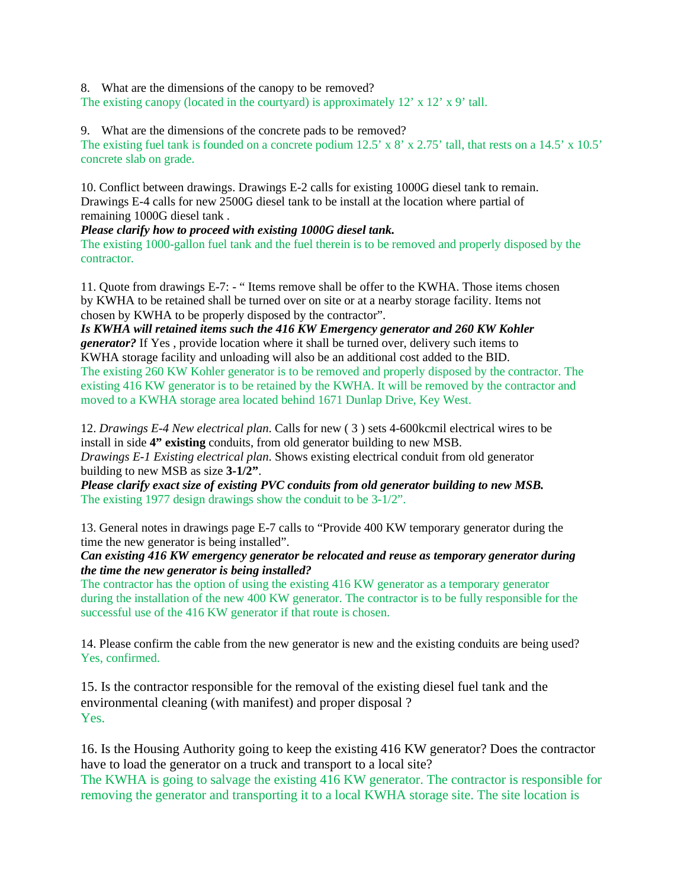8. What are the dimensions of the canopy to be removed?
The existing canopy (located in the courtyard) is approximately 12' x 12' x 9' tall.

9. What are the dimensions of the concrete pads to be removed?
The existing fuel tank is founded on a concrete podium 12.5' x 8' x 2.75' tall, that rests on a 14.5' x 10.5' concrete slab on grade.

10. Conflict between drawings. Drawings E-2 calls for existing 1000G diesel tank to remain. Drawings E-4 calls for new 2500G diesel tank to be install at the location where partial of remaining 1000G diesel tank .
***Please clarify how to proceed with existing 1000G diesel tank.***
The existing 1000-gallon fuel tank and the fuel therein is to be removed and properly disposed by the contractor.

11. Quote from drawings E-7: - " Items remove shall be offer to the KWHA. Those items chosen by KWHA to be retained shall be turned over on site or at a nearby storage facility. Items not chosen by KWHA to be properly disposed by the contractor".
***Is KWHA will retained items such the 416 KW Emergency generator and 260 KW Kohler generator?*** If Yes , provide location where it shall be turned over, delivery such items to KWHA storage facility and unloading will also be an additional cost added to the BID.
The existing 260 KW Kohler generator is to be removed and properly disposed by the contractor. The existing 416 KW generator is to be retained by the KWHA. It will be removed by the contractor and moved to a KWHA storage area located behind 1671 Dunlap Drive, Key West.

12. *Drawings E-4 New electrical plan*. Calls for new ( 3 ) sets 4-600kcmil electrical wires to be install in side **4" existing** conduits, from old generator building to new MSB.
*Drawings E-1 Existing electrical plan*. Shows existing electrical conduit from old generator building to new MSB as size **3-1/2"**.
***Please clarify exact size of existing PVC conduits from old generator building to new MSB.***
The existing 1977 design drawings show the conduit to be 3-1/2".

13. General notes in drawings page E-7 calls to "Provide 400 KW temporary generator during the time the new generator is being installed".
***Can existing 416 KW emergency generator be relocated and reuse as temporary generator during the time the new generator is being installed?***
The contractor has the option of using the existing 416 KW generator as a temporary generator during the installation of the new 400 KW generator. The contractor is to be fully responsible for the successful use of the 416 KW generator if that route is chosen.

14. Please confirm the cable from the new generator is new and the existing conduits are being used?
Yes, confirmed.

15. Is the contractor responsible for the removal of the existing diesel fuel tank and the environmental cleaning (with manifest) and proper disposal ?
Yes.

16. Is the Housing Authority going to keep the existing 416 KW generator? Does the contractor have to load the generator on a truck and transport to a local site?
The KWHA is going to salvage the existing 416 KW generator. The contractor is responsible for removing the generator and transporting it to a local KWHA storage site. The site location is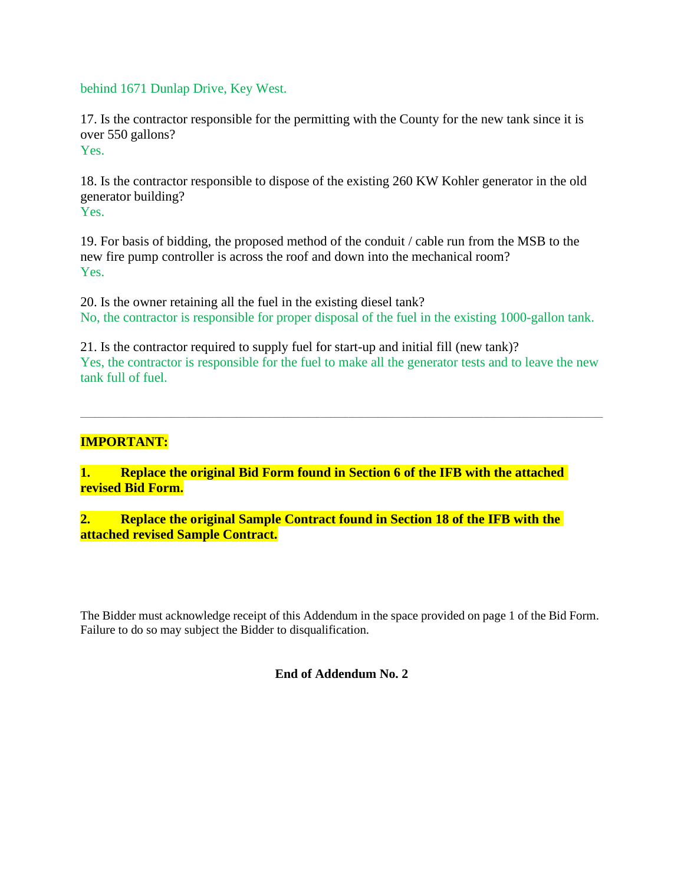behind 1671 Dunlap Drive, Key West.

17. Is the contractor responsible for the permitting with the County for the new tank since it is over 550 gallons?
Yes.

18. Is the contractor responsible to dispose of the existing 260 KW Kohler generator in the old generator building?
Yes.

19. For basis of bidding, the proposed method of the conduit / cable run from the MSB to the new fire pump controller is across the roof and down into the mechanical room?
Yes.

20. Is the owner retaining all the fuel in the existing diesel tank?
No, the contractor is responsible for proper disposal of the fuel in the existing 1000-gallon tank.

21. Is the contractor required to supply fuel for start-up and initial fill (new tank)?
Yes, the contractor is responsible for the fuel to make all the generator tests and to leave the new tank full of fuel.

---

**IMPORTANT:**

**1. Replace the original Bid Form found in Section 6 of the IFB with the attached revised Bid Form.**

**2. Replace the original Sample Contract found in Section 18 of the IFB with the attached revised Sample Contract.**

The Bidder must acknowledge receipt of this Addendum in the space provided on page 1 of the Bid Form. Failure to do so may subject the Bidder to disqualification.

**End of Addendum No. 2**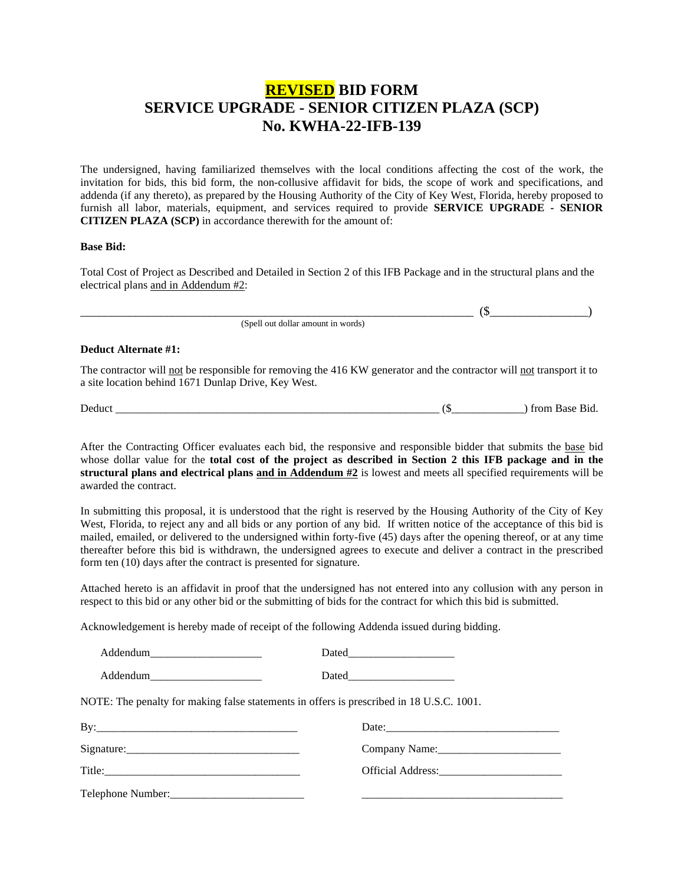# REVISED BID FORM
# SERVICE UPGRADE - SENIOR CITIZEN PLAZA (SCP)
# No. KWHA-22-IFB-139

The undersigned, having familiarized themselves with the local conditions affecting the cost of the work, the invitation for bids, this bid form, the non-collusive affidavit for bids, the scope of work and specifications, and addenda (if any thereto), as prepared by the Housing Authority of the City of Key West, Florida, hereby proposed to furnish all labor, materials, equipment, and services required to provide **SERVICE UPGRADE - SENIOR CITIZEN PLAZA (SCP)** in accordance therewith for the amount of:

**Base Bid:**

Total Cost of Project as Described and Detailed in Section 2 of this IFB Package and in the structural plans and the electrical plans and in Addendum #2:

_________________________________________________________________________ ($________________)
(Spell out dollar amount in words)

**Deduct Alternate #1:**

The contractor will not be responsible for removing the 416 KW generator and the contractor will not transport it to a site location behind 1671 Dunlap Drive, Key West.

Deduct ____________________________________________________________ ($____________) from Base Bid.

After the Contracting Officer evaluates each bid, the responsive and responsible bidder that submits the base bid whose dollar value for the **total cost of the project as described in Section 2 this IFB package and in the structural plans and electrical plans and in Addendum #2** is lowest and meets all specified requirements will be awarded the contract.

In submitting this proposal, it is understood that the right is reserved by the Housing Authority of the City of Key West, Florida, to reject any and all bids or any portion of any bid. If written notice of the acceptance of this bid is mailed, emailed, or delivered to the undersigned within forty-five (45) days after the opening thereof, or at any time thereafter before this bid is withdrawn, the undersigned agrees to execute and deliver a contract in the prescribed form ten (10) days after the contract is presented for signature.

Attached hereto is an affidavit in proof that the undersigned has not entered into any collusion with any person in respect to this bid or any other bid or the submitting of bids for the contract for which this bid is submitted.

Acknowledgement is hereby made of receipt of the following Addenda issued during bidding.

Addendum____________________ Dated___________________

Addendum____________________ Dated___________________

NOTE: The penalty for making false statements in offers is prescribed in 18 U.S.C. 1001.

By:____________________________________ Date:_______________________________

Signature:_______________________________ Company Name:______________________

Title:___________________________________ Official Address:_____________________

Telephone Number:________________________ ___________________________________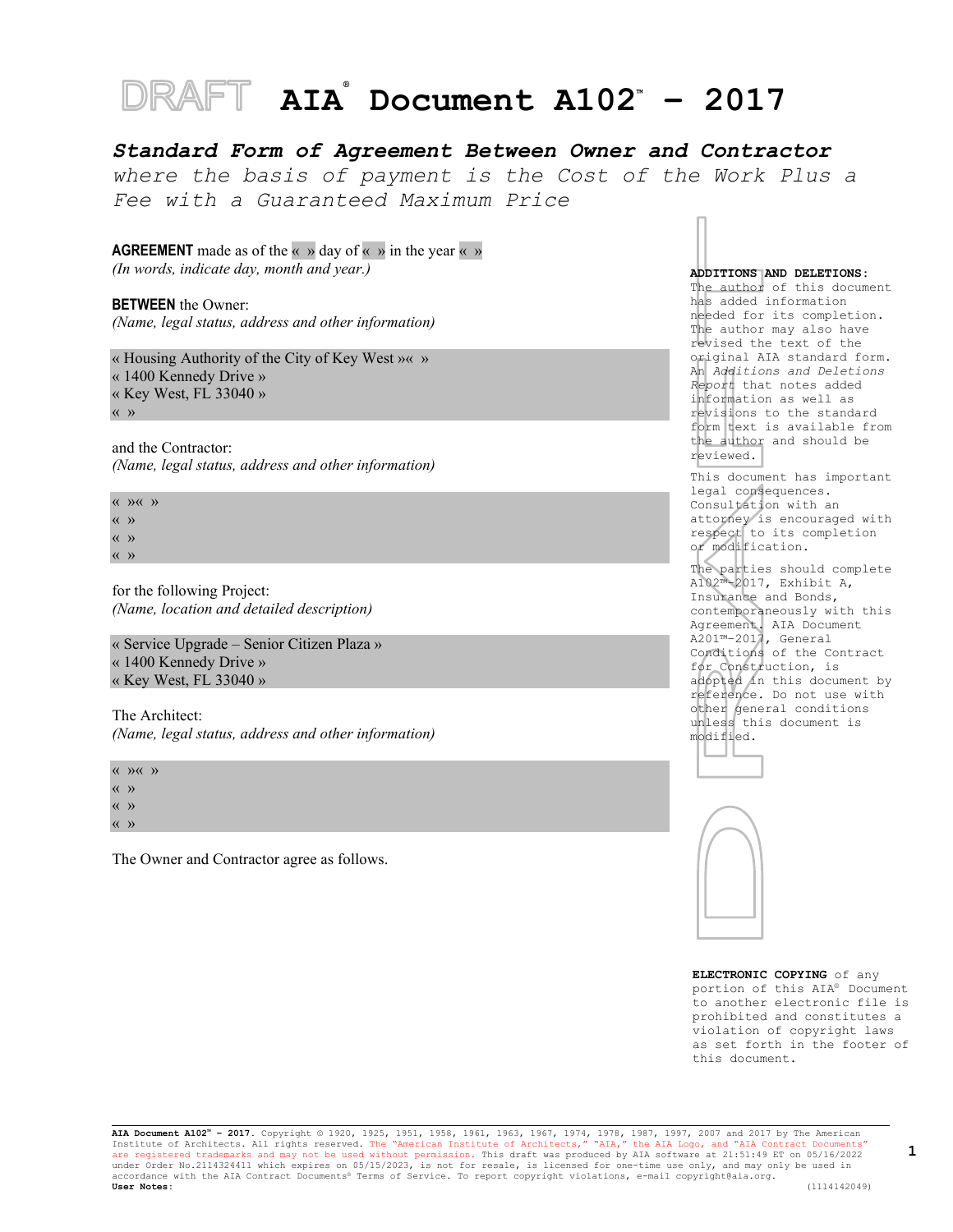DRAFT **AIA® Document A102™ – 2017**

***Standard Form of Agreement Between Owner and Contractor***
*where the basis of payment is the Cost of the Work Plus a Fee with a Guaranteed Maximum Price*

**AGREEMENT** made as of the « » day of « » in the year « »
*(In words, indicate day, month and year.)*

**BETWEEN** the Owner:
*(Name, legal status, address and other information)*

« Housing Authority of the City of Key West »« »
« 1400 Kennedy Drive »
« Key West, FL 33040 »
« »

and the Contractor:
*(Name, legal status, address and other information)*

« »« »
« »
« »
« »

for the following Project:
*(Name, location and detailed description)*

« Service Upgrade – Senior Citizen Plaza »
« 1400 Kennedy Drive »
« Key West, FL 33040 »

The Architect:
*(Name, legal status, address and other information)*

« »« »
« »
« »
« »

The Owner and Contractor agree as follows.

**ADDITIONS AND DELETIONS:** The author of this document has added information needed for its completion. The author may also have revised the text of the original AIA standard form. An *Additions and Deletions Report* that notes added information as well as revisions to the standard form text is available from the author and should be reviewed.

This document has important legal consequences. Consultation with an attorney is encouraged with respect to its completion or modification.

The parties should complete A102™–2017, Exhibit A, Insurance and Bonds, contemporaneously with this Agreement. AIA Document A201™–2017, General Conditions of the Contract for Construction, is adopted in this document by reference. Do not use with other general conditions unless this document is modified.

**ELECTRONIC COPYING** of any portion of this AIA® Document to another electronic file is prohibited and constitutes a violation of copyright laws as set forth in the footer of this document.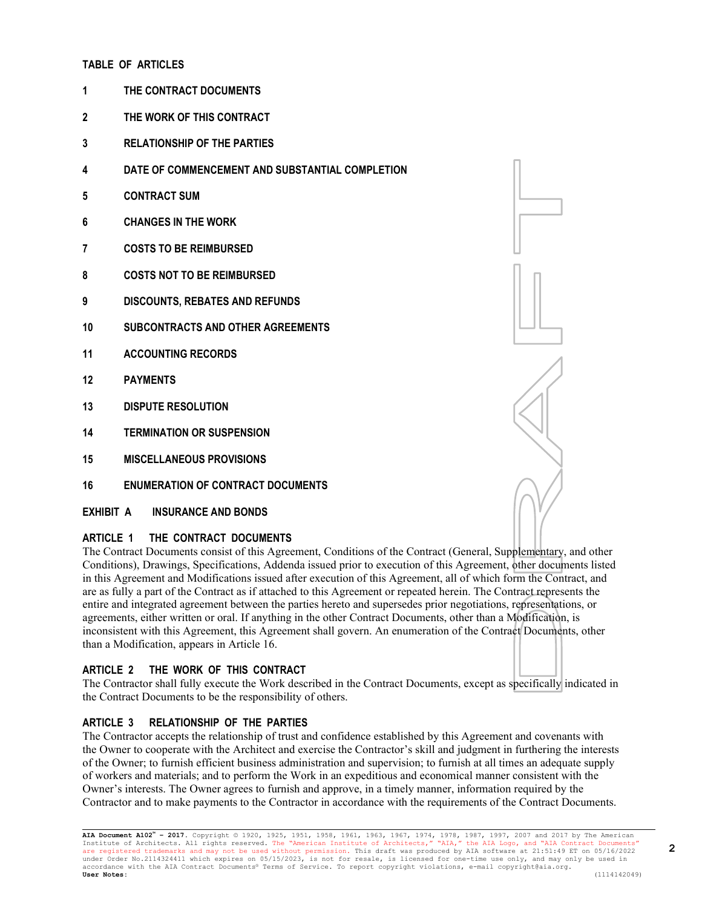**TABLE OF ARTICLES**

**1 THE CONTRACT DOCUMENTS**

**2 THE WORK OF THIS CONTRACT**

**3 RELATIONSHIP OF THE PARTIES**

**4 DATE OF COMMENCEMENT AND SUBSTANTIAL COMPLETION**

**5 CONTRACT SUM**

**6 CHANGES IN THE WORK**

**7 COSTS TO BE REIMBURSED**

**8 COSTS NOT TO BE REIMBURSED**

**9 DISCOUNTS, REBATES AND REFUNDS**

**10 SUBCONTRACTS AND OTHER AGREEMENTS**

**11 ACCOUNTING RECORDS**

**12 PAYMENTS**

**13 DISPUTE RESOLUTION**

**14 TERMINATION OR SUSPENSION**

**15 MISCELLANEOUS PROVISIONS**

**16 ENUMERATION OF CONTRACT DOCUMENTS**

**EXHIBIT A INSURANCE AND BONDS**

## ARTICLE 1 THE CONTRACT DOCUMENTS

The Contract Documents consist of this Agreement, Conditions of the Contract (General, Supplementary, and other Conditions), Drawings, Specifications, Addenda issued prior to execution of this Agreement, other documents listed in this Agreement and Modifications issued after execution of this Agreement, all of which form the Contract, and are as fully a part of the Contract as if attached to this Agreement or repeated herein. The Contract represents the entire and integrated agreement between the parties hereto and supersedes prior negotiations, representations, or agreements, either written or oral. If anything in the other Contract Documents, other than a Modification, is inconsistent with this Agreement, this Agreement shall govern. An enumeration of the Contract Documents, other than a Modification, appears in Article 16.

## ARTICLE 2 THE WORK OF THIS CONTRACT

The Contractor shall fully execute the Work described in the Contract Documents, except as specifically indicated in the Contract Documents to be the responsibility of others.

## ARTICLE 3 RELATIONSHIP OF THE PARTIES

The Contractor accepts the relationship of trust and confidence established by this Agreement and covenants with the Owner to cooperate with the Architect and exercise the Contractor's skill and judgment in furthering the interests of the Owner; to furnish efficient business administration and supervision; to furnish at all times an adequate supply of workers and materials; and to perform the Work in an expeditious and economical manner consistent with the Owner's interests. The Owner agrees to furnish and approve, in a timely manner, information required by the Contractor and to make payments to the Contractor in accordance with the requirements of the Contract Documents.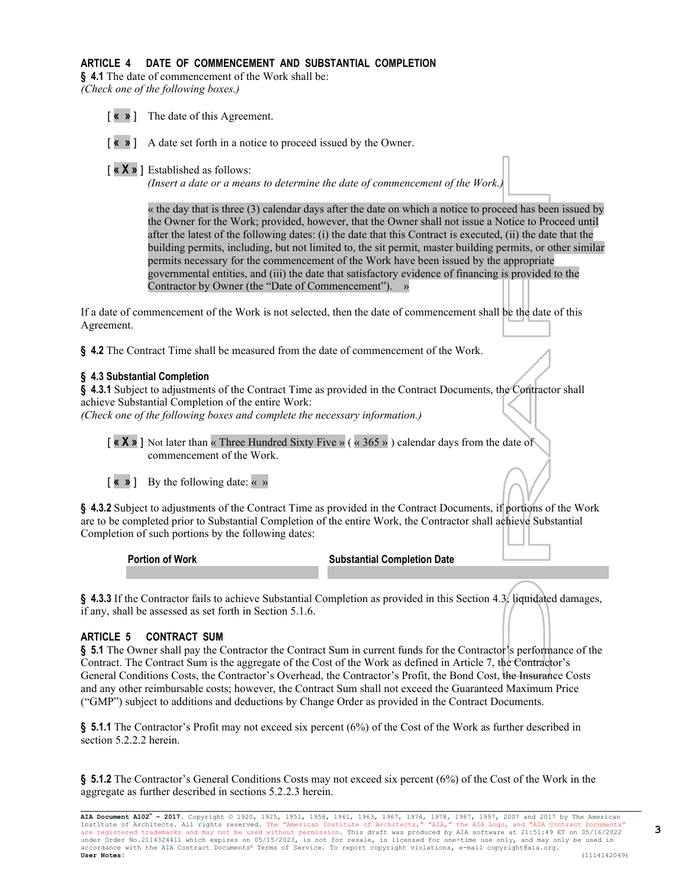## ARTICLE 4 DATE OF COMMENCEMENT AND SUBSTANTIAL COMPLETION

**§ 4.1** The date of commencement of the Work shall be:
*(Check one of the following boxes.)*

[ « » ] The date of this Agreement.

[ « » ] A date set forth in a notice to proceed issued by the Owner.

[ « X » ] Established as follows:
*(Insert a date or a means to determine the date of commencement of the Work.)*

« the day that is three (3) calendar days after the date on which a notice to proceed has been issued by the Owner for the Work; provided, however, that the Owner shall not issue a Notice to Proceed until after the latest of the following dates: (i) the date that this Contract is executed, (ii) the date that the building permits, including, but not limited to, the sit permit, master building permits, or other similar permits necessary for the commencement of the Work have been issued by the appropriate governmental entities, and (iii) the date that satisfactory evidence of financing is provided to the Contractor by Owner (the "Date of Commencement"). »

If a date of commencement of the Work is not selected, then the date of commencement shall be the date of this Agreement.

**§ 4.2** The Contract Time shall be measured from the date of commencement of the Work.

### § 4.3 Substantial Completion

**§ 4.3.1** Subject to adjustments of the Contract Time as provided in the Contract Documents, the Contractor shall achieve Substantial Completion of the entire Work:
*(Check one of the following boxes and complete the necessary information.)*

[ « X » ] Not later than « Three Hundred Sixty Five » ( « 365 » ) calendar days from the date of commencement of the Work.

[ « » ] By the following date: « »

**§ 4.3.2** Subject to adjustments of the Contract Time as provided in the Contract Documents, if portions of the Work are to be completed prior to Substantial Completion of the entire Work, the Contractor shall achieve Substantial Completion of such portions by the following dates:

| Portion of Work | Substantial Completion Date |
|---|---|
| | |

**§ 4.3.3** If the Contractor fails to achieve Substantial Completion as provided in this Section 4.3, liquidated damages, if any, shall be assessed as set forth in Section 5.1.6.

## ARTICLE 5 CONTRACT SUM

**§ 5.1** The Owner shall pay the Contractor the Contract Sum in current funds for the Contractor's performance of the Contract. The Contract Sum is the aggregate of the Cost of the Work as defined in Article 7, the Contractor's General Conditions Costs, the Contractor's Overhead, the Contractor's Profit, the Bond Cost, the Insurance Costs and any other reimbursable costs; however, the Contract Sum shall not exceed the Guaranteed Maximum Price ("GMP") subject to additions and deductions by Change Order as provided in the Contract Documents.

**§ 5.1.1** The Contractor's Profit may not exceed six percent (6%) of the Cost of the Work as further described in section 5.2.2.2 herein.

**§ 5.1.2** The Contractor's General Conditions Costs may not exceed six percent (6%) of the Cost of the Work in the aggregate as further described in sections 5.2.2.3 herein.

**AIA Document A102™ – 2017.** Copyright © 1920, 1925, 1951, 1958, 1961, 1963, 1967, 1974, 1978, 1987, 1997, 2007 and 2017 by The American Institute of Architects. All rights reserved. The "American Institute of Architects," "AIA," the AIA Logo, and "AIA Contract Documents" are registered trademarks and may not be used without permission. This draft was produced by AIA software at 21:51:49 ET on 05/16/2022 under Order No.2114324411 which expires on 05/15/2023, is not for resale, is licensed for one-time use only, and may only be used in accordance with the AIA Contract Documents® Terms of Service. To report copyright violations, e-mail copyright@aia.org.
**User Notes:** (1114142049)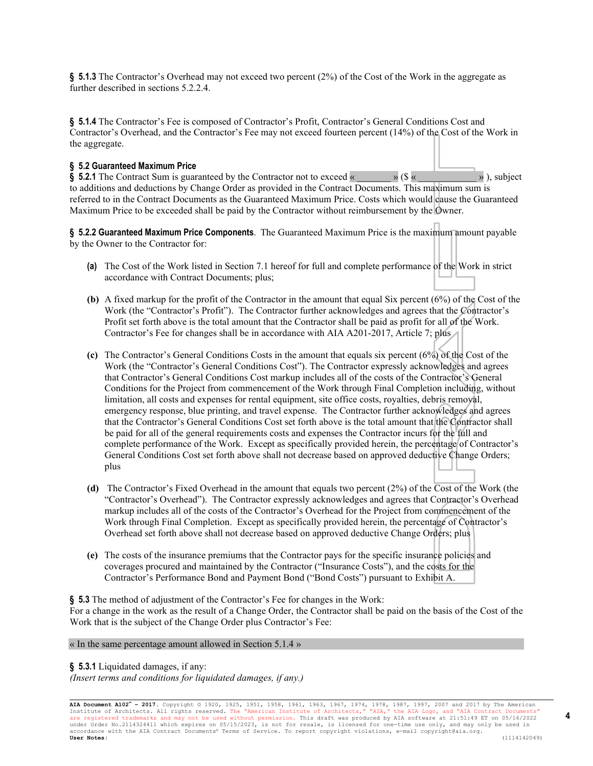**§ 5.1.3** The Contractor's Overhead may not exceed two percent (2%) of the Cost of the Work in the aggregate as further described in sections 5.2.2.4.

**§ 5.1.4** The Contractor's Fee is composed of Contractor's Profit, Contractor's General Conditions Cost and Contractor's Overhead, and the Contractor's Fee may not exceed fourteen percent (14%) of the Cost of the Work in the aggregate.

**§ 5.2 Guaranteed Maximum Price**

**§ 5.2.1** The Contract Sum is guaranteed by the Contractor not to exceed « » ($ « » ), subject to additions and deductions by Change Order as provided in the Contract Documents. This maximum sum is referred to in the Contract Documents as the Guaranteed Maximum Price. Costs which would cause the Guaranteed Maximum Price to be exceeded shall be paid by the Contractor without reimbursement by the Owner.

**§ 5.2.2 Guaranteed Maximum Price Components**. The Guaranteed Maximum Price is the maximum amount payable by the Owner to the Contractor for:

**(a)** The Cost of the Work listed in Section 7.1 hereof for full and complete performance of the Work in strict accordance with Contract Documents; plus;

**(b)** A fixed markup for the profit of the Contractor in the amount that equal Six percent (6%) of the Cost of the Work (the "Contractor's Profit"). The Contractor further acknowledges and agrees that the Contractor's Profit set forth above is the total amount that the Contractor shall be paid as profit for all of the Work. Contractor's Fee for changes shall be in accordance with AIA A201-2017, Article 7; plus

**(c)** The Contractor's General Conditions Costs in the amount that equals six percent (6%) of the Cost of the Work (the "Contractor's General Conditions Cost"). The Contractor expressly acknowledges and agrees that Contractor's General Conditions Cost markup includes all of the costs of the Contractor's General Conditions for the Project from commencement of the Work through Final Completion including, without limitation, all costs and expenses for rental equipment, site office costs, royalties, debris removal, emergency response, blue printing, and travel expense. The Contractor further acknowledges and agrees that the Contractor's General Conditions Cost set forth above is the total amount that the Contractor shall be paid for all of the general requirements costs and expenses the Contractor incurs for the full and complete performance of the Work. Except as specifically provided herein, the percentage of Contractor's General Conditions Cost set forth above shall not decrease based on approved deductive Change Orders; plus

**(d)** The Contractor's Fixed Overhead in the amount that equals two percent (2%) of the Cost of the Work (the "Contractor's Overhead"). The Contractor expressly acknowledges and agrees that Contractor's Overhead markup includes all of the costs of the Contractor's Overhead for the Project from commencement of the Work through Final Completion. Except as specifically provided herein, the percentage of Contractor's Overhead set forth above shall not decrease based on approved deductive Change Orders; plus

**(e)** The costs of the insurance premiums that the Contractor pays for the specific insurance policies and coverages procured and maintained by the Contractor ("Insurance Costs"), and the costs for the Contractor's Performance Bond and Payment Bond ("Bond Costs") pursuant to Exhibit A.

**§ 5.3** The method of adjustment of the Contractor's Fee for changes in the Work:
For a change in the work as the result of a Change Order, the Contractor shall be paid on the basis of the Cost of the Work that is the subject of the Change Order plus Contractor's Fee:

« In the same percentage amount allowed in Section 5.1.4 »

**§ 5.3.1** Liquidated damages, if any:
*(Insert terms and conditions for liquidated damages, if any.)*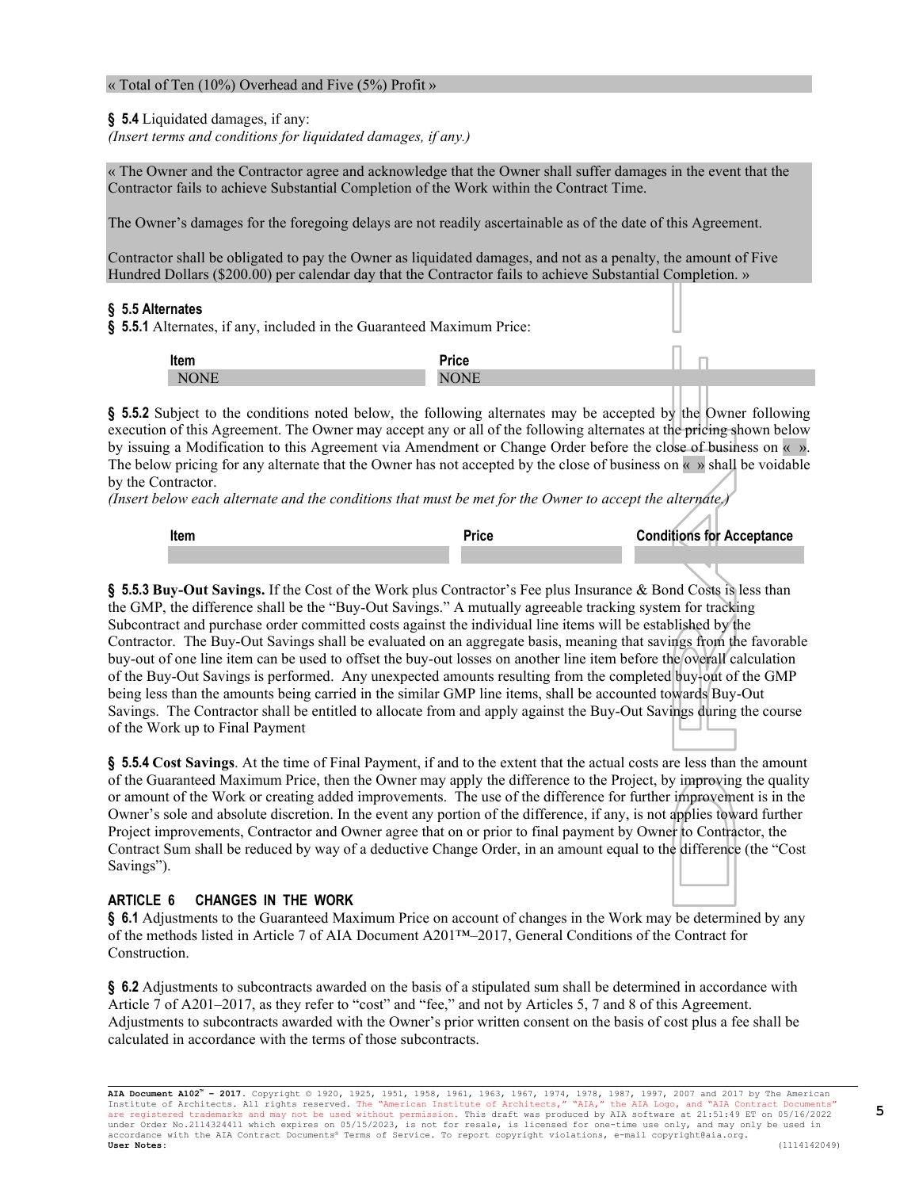« Total of Ten (10%) Overhead and Five (5%) Profit »

**§ 5.4** Liquidated damages, if any:
*(Insert terms and conditions for liquidated damages, if any.)*

« The Owner and the Contractor agree and acknowledge that the Owner shall suffer damages in the event that the Contractor fails to achieve Substantial Completion of the Work within the Contract Time.

The Owner's damages for the foregoing delays are not readily ascertainable as of the date of this Agreement.

Contractor shall be obligated to pay the Owner as liquidated damages, and not as a penalty, the amount of Five Hundred Dollars ($200.00) per calendar day that the Contractor fails to achieve Substantial Completion. »

**§ 5.5 Alternates**
**§ 5.5.1** Alternates, if any, included in the Guaranteed Maximum Price:

| Item | Price |
|---|---|
| NONE | NONE |

**§ 5.5.2** Subject to the conditions noted below, the following alternates may be accepted by the Owner following execution of this Agreement. The Owner may accept any or all of the following alternates at the pricing shown below by issuing a Modification to this Agreement via Amendment or Change Order before the close of business on « ». The below pricing for any alternate that the Owner has not accepted by the close of business on « » shall be voidable by the Contractor.
*(Insert below each alternate and the conditions that must be met for the Owner to accept the alternate.)*

| Item | Price | Conditions for Acceptance |
|---|---|---|
| | | |

**§ 5.5.3 Buy-Out Savings.** If the Cost of the Work plus Contractor's Fee plus Insurance & Bond Costs is less than the GMP, the difference shall be the "Buy-Out Savings." A mutually agreeable tracking system for tracking Subcontract and purchase order committed costs against the individual line items will be established by the Contractor. The Buy-Out Savings shall be evaluated on an aggregate basis, meaning that savings from the favorable buy-out of one line item can be used to offset the buy-out losses on another line item before the overall calculation of the Buy-Out Savings is performed. Any unexpected amounts resulting from the completed buy-out of the GMP being less than the amounts being carried in the similar GMP line items, shall be accounted towards Buy-Out Savings. The Contractor shall be entitled to allocate from and apply against the Buy-Out Savings during the course of the Work up to Final Payment

**§ 5.5.4 Cost Savings**. At the time of Final Payment, if and to the extent that the actual costs are less than the amount of the Guaranteed Maximum Price, then the Owner may apply the difference to the Project, by improving the quality or amount of the Work or creating added improvements. The use of the difference for further improvement is in the Owner's sole and absolute discretion. In the event any portion of the difference, if any, is not applies toward further Project improvements, Contractor and Owner agree that on or prior to final payment by Owner to Contractor, the Contract Sum shall be reduced by way of a deductive Change Order, in an amount equal to the difference (the "Cost Savings").

## ARTICLE 6 CHANGES IN THE WORK

**§ 6.1** Adjustments to the Guaranteed Maximum Price on account of changes in the Work may be determined by any of the methods listed in Article 7 of AIA Document A201™–2017, General Conditions of the Contract for Construction.

**§ 6.2** Adjustments to subcontracts awarded on the basis of a stipulated sum shall be determined in accordance with Article 7 of A201–2017, as they refer to "cost" and "fee," and not by Articles 5, 7 and 8 of this Agreement. Adjustments to subcontracts awarded with the Owner's prior written consent on the basis of cost plus a fee shall be calculated in accordance with the terms of those subcontracts.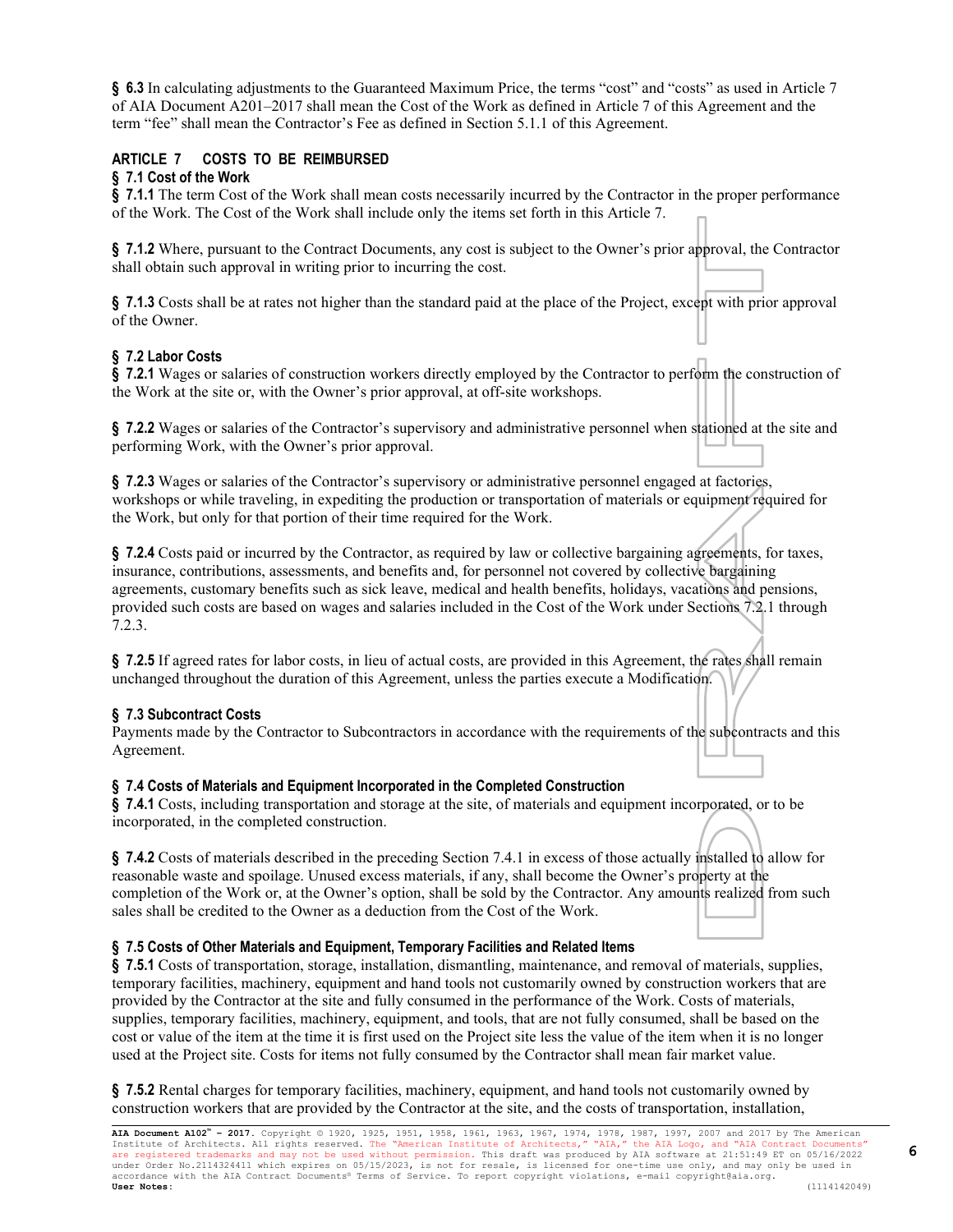**§ 6.3** In calculating adjustments to the Guaranteed Maximum Price, the terms "cost" and "costs" as used in Article 7 of AIA Document A201–2017 shall mean the Cost of the Work as defined in Article 7 of this Agreement and the term "fee" shall mean the Contractor's Fee as defined in Section 5.1.1 of this Agreement.

## ARTICLE 7 COSTS TO BE REIMBURSED

### § 7.1 Cost of the Work

**§ 7.1.1** The term Cost of the Work shall mean costs necessarily incurred by the Contractor in the proper performance of the Work. The Cost of the Work shall include only the items set forth in this Article 7.

**§ 7.1.2** Where, pursuant to the Contract Documents, any cost is subject to the Owner's prior approval, the Contractor shall obtain such approval in writing prior to incurring the cost.

**§ 7.1.3** Costs shall be at rates not higher than the standard paid at the place of the Project, except with prior approval of the Owner.

### § 7.2 Labor Costs

**§ 7.2.1** Wages or salaries of construction workers directly employed by the Contractor to perform the construction of the Work at the site or, with the Owner's prior approval, at off-site workshops.

**§ 7.2.2** Wages or salaries of the Contractor's supervisory and administrative personnel when stationed at the site and performing Work, with the Owner's prior approval.

**§ 7.2.3** Wages or salaries of the Contractor's supervisory or administrative personnel engaged at factories, workshops or while traveling, in expediting the production or transportation of materials or equipment required for the Work, but only for that portion of their time required for the Work.

**§ 7.2.4** Costs paid or incurred by the Contractor, as required by law or collective bargaining agreements, for taxes, insurance, contributions, assessments, and benefits and, for personnel not covered by collective bargaining agreements, customary benefits such as sick leave, medical and health benefits, holidays, vacations and pensions, provided such costs are based on wages and salaries included in the Cost of the Work under Sections 7.2.1 through 7.2.3.

**§ 7.2.5** If agreed rates for labor costs, in lieu of actual costs, are provided in this Agreement, the rates shall remain unchanged throughout the duration of this Agreement, unless the parties execute a Modification.

### § 7.3 Subcontract Costs

Payments made by the Contractor to Subcontractors in accordance with the requirements of the subcontracts and this Agreement.

### § 7.4 Costs of Materials and Equipment Incorporated in the Completed Construction

**§ 7.4.1** Costs, including transportation and storage at the site, of materials and equipment incorporated, or to be incorporated, in the completed construction.

**§ 7.4.2** Costs of materials described in the preceding Section 7.4.1 in excess of those actually installed to allow for reasonable waste and spoilage. Unused excess materials, if any, shall become the Owner's property at the completion of the Work or, at the Owner's option, shall be sold by the Contractor. Any amounts realized from such sales shall be credited to the Owner as a deduction from the Cost of the Work.

### § 7.5 Costs of Other Materials and Equipment, Temporary Facilities and Related Items

**§ 7.5.1** Costs of transportation, storage, installation, dismantling, maintenance, and removal of materials, supplies, temporary facilities, machinery, equipment and hand tools not customarily owned by construction workers that are provided by the Contractor at the site and fully consumed in the performance of the Work. Costs of materials, supplies, temporary facilities, machinery, equipment, and tools, that are not fully consumed, shall be based on the cost or value of the item at the time it is first used on the Project site less the value of the item when it is no longer used at the Project site. Costs for items not fully consumed by the Contractor shall mean fair market value.

**§ 7.5.2** Rental charges for temporary facilities, machinery, equipment, and hand tools not customarily owned by construction workers that are provided by the Contractor at the site, and the costs of transportation, installation,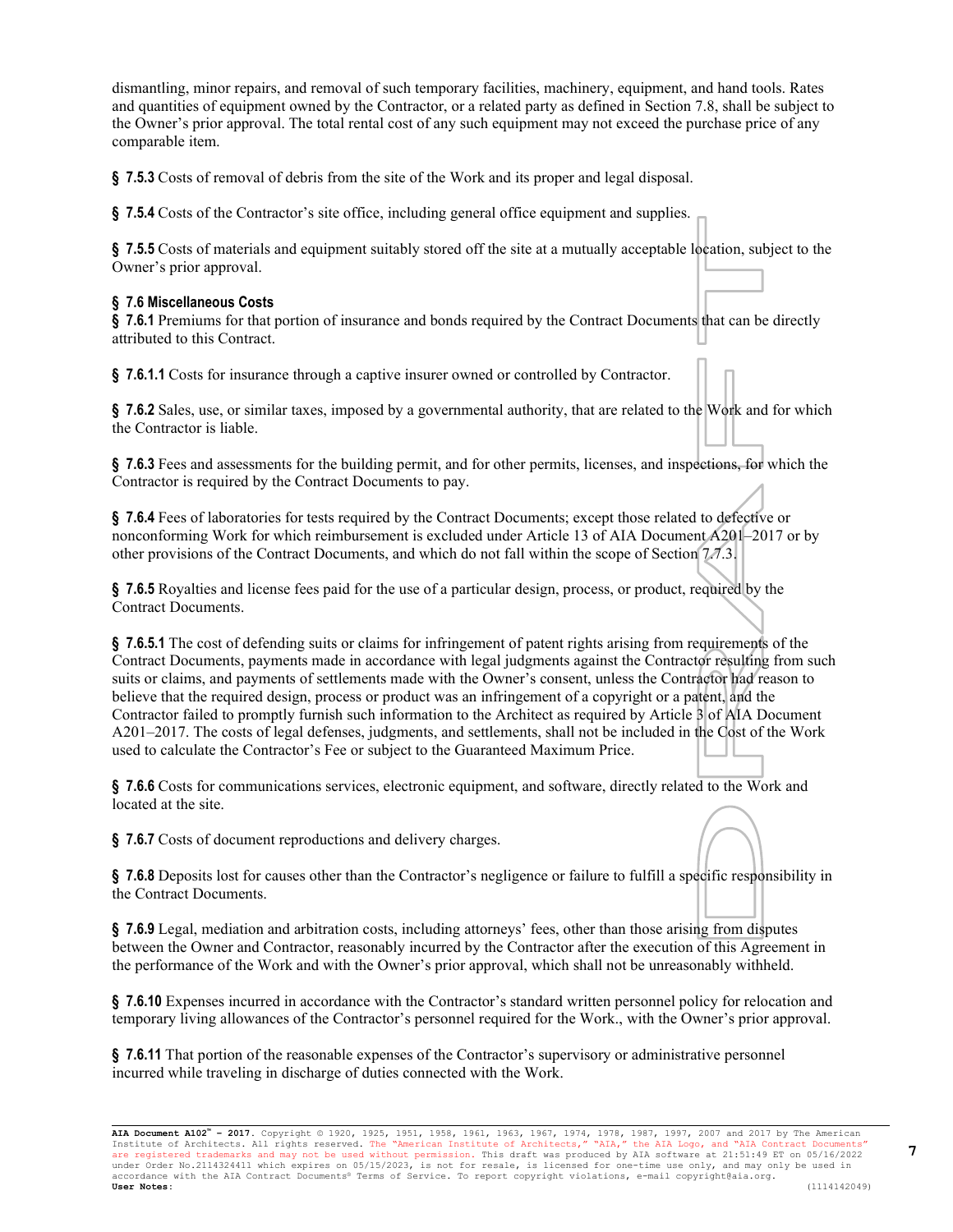dismantling, minor repairs, and removal of such temporary facilities, machinery, equipment, and hand tools. Rates and quantities of equipment owned by the Contractor, or a related party as defined in Section 7.8, shall be subject to the Owner's prior approval. The total rental cost of any such equipment may not exceed the purchase price of any comparable item.

**§ 7.5.3** Costs of removal of debris from the site of the Work and its proper and legal disposal.

**§ 7.5.4** Costs of the Contractor's site office, including general office equipment and supplies.

**§ 7.5.5** Costs of materials and equipment suitably stored off the site at a mutually acceptable location, subject to the Owner's prior approval.

**§ 7.6 Miscellaneous Costs**

**§ 7.6.1** Premiums for that portion of insurance and bonds required by the Contract Documents that can be directly attributed to this Contract.

**§ 7.6.1.1** Costs for insurance through a captive insurer owned or controlled by Contractor.

**§ 7.6.2** Sales, use, or similar taxes, imposed by a governmental authority, that are related to the Work and for which the Contractor is liable.

**§ 7.6.3** Fees and assessments for the building permit, and for other permits, licenses, and inspections, for which the Contractor is required by the Contract Documents to pay.

**§ 7.6.4** Fees of laboratories for tests required by the Contract Documents; except those related to defective or nonconforming Work for which reimbursement is excluded under Article 13 of AIA Document A201–2017 or by other provisions of the Contract Documents, and which do not fall within the scope of Section 7.7.3.

**§ 7.6.5** Royalties and license fees paid for the use of a particular design, process, or product, required by the Contract Documents.

**§ 7.6.5.1** The cost of defending suits or claims for infringement of patent rights arising from requirements of the Contract Documents, payments made in accordance with legal judgments against the Contractor resulting from such suits or claims, and payments of settlements made with the Owner's consent, unless the Contractor had reason to believe that the required design, process or product was an infringement of a copyright or a patent, and the Contractor failed to promptly furnish such information to the Architect as required by Article 3 of AIA Document A201–2017. The costs of legal defenses, judgments, and settlements, shall not be included in the Cost of the Work used to calculate the Contractor's Fee or subject to the Guaranteed Maximum Price.

**§ 7.6.6** Costs for communications services, electronic equipment, and software, directly related to the Work and located at the site.

**§ 7.6.7** Costs of document reproductions and delivery charges.

**§ 7.6.8** Deposits lost for causes other than the Contractor's negligence or failure to fulfill a specific responsibility in the Contract Documents.

**§ 7.6.9** Legal, mediation and arbitration costs, including attorneys' fees, other than those arising from disputes between the Owner and Contractor, reasonably incurred by the Contractor after the execution of this Agreement in the performance of the Work and with the Owner's prior approval, which shall not be unreasonably withheld.

**§ 7.6.10** Expenses incurred in accordance with the Contractor's standard written personnel policy for relocation and temporary living allowances of the Contractor's personnel required for the Work., with the Owner's prior approval.

**§ 7.6.11** That portion of the reasonable expenses of the Contractor's supervisory or administrative personnel incurred while traveling in discharge of duties connected with the Work.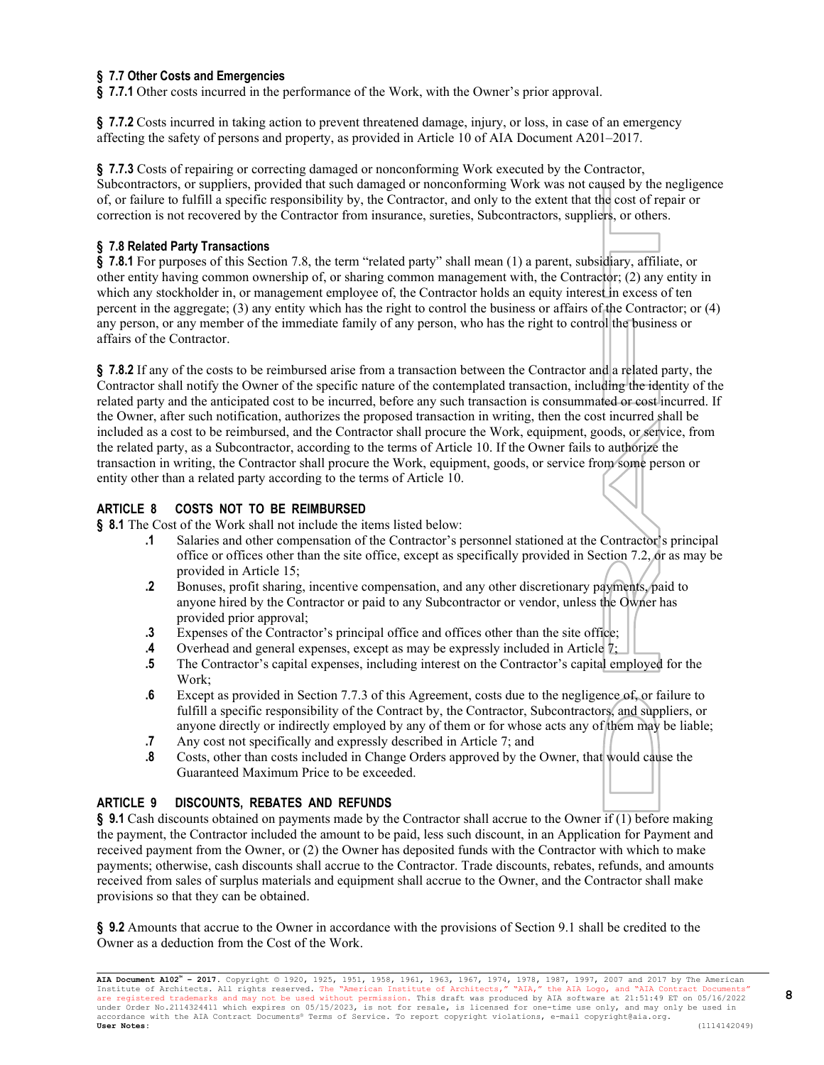### § 7.7 Other Costs and Emergencies

**§ 7.7.1** Other costs incurred in the performance of the Work, with the Owner's prior approval.

**§ 7.7.2** Costs incurred in taking action to prevent threatened damage, injury, or loss, in case of an emergency affecting the safety of persons and property, as provided in Article 10 of AIA Document A201–2017.

**§ 7.7.3** Costs of repairing or correcting damaged or nonconforming Work executed by the Contractor, Subcontractors, or suppliers, provided that such damaged or nonconforming Work was not caused by the negligence of, or failure to fulfill a specific responsibility by, the Contractor, and only to the extent that the cost of repair or correction is not recovered by the Contractor from insurance, sureties, Subcontractors, suppliers, or others.

### § 7.8 Related Party Transactions

**§ 7.8.1** For purposes of this Section 7.8, the term "related party" shall mean (1) a parent, subsidiary, affiliate, or other entity having common ownership of, or sharing common management with, the Contractor; (2) any entity in which any stockholder in, or management employee of, the Contractor holds an equity interest in excess of ten percent in the aggregate; (3) any entity which has the right to control the business or affairs of the Contractor; or (4) any person, or any member of the immediate family of any person, who has the right to control the business or affairs of the Contractor.

**§ 7.8.2** If any of the costs to be reimbursed arise from a transaction between the Contractor and a related party, the Contractor shall notify the Owner of the specific nature of the contemplated transaction, including the identity of the related party and the anticipated cost to be incurred, before any such transaction is consummated or cost incurred. If the Owner, after such notification, authorizes the proposed transaction in writing, then the cost incurred shall be included as a cost to be reimbursed, and the Contractor shall procure the Work, equipment, goods, or service, from the related party, as a Subcontractor, according to the terms of Article 10. If the Owner fails to authorize the transaction in writing, the Contractor shall procure the Work, equipment, goods, or service from some person or entity other than a related party according to the terms of Article 10.

## ARTICLE 8 COSTS NOT TO BE REIMBURSED

**§ 8.1** The Cost of the Work shall not include the items listed below:

- **.1** Salaries and other compensation of the Contractor's personnel stationed at the Contractor's principal office or offices other than the site office, except as specifically provided in Section 7.2, or as may be provided in Article 15;
- **.2** Bonuses, profit sharing, incentive compensation, and any other discretionary payments, paid to anyone hired by the Contractor or paid to any Subcontractor or vendor, unless the Owner has provided prior approval;
- **.3** Expenses of the Contractor's principal office and offices other than the site office;
- **.4** Overhead and general expenses, except as may be expressly included in Article 7;
- **.5** The Contractor's capital expenses, including interest on the Contractor's capital employed for the Work;
- **.6** Except as provided in Section 7.7.3 of this Agreement, costs due to the negligence of, or failure to fulfill a specific responsibility of the Contract by, the Contractor, Subcontractors, and suppliers, or anyone directly or indirectly employed by any of them or for whose acts any of them may be liable;
- **.7** Any cost not specifically and expressly described in Article 7; and
- **.8** Costs, other than costs included in Change Orders approved by the Owner, that would cause the Guaranteed Maximum Price to be exceeded.

## ARTICLE 9 DISCOUNTS, REBATES AND REFUNDS

**§ 9.1** Cash discounts obtained on payments made by the Contractor shall accrue to the Owner if (1) before making the payment, the Contractor included the amount to be paid, less such discount, in an Application for Payment and received payment from the Owner, or (2) the Owner has deposited funds with the Contractor with which to make payments; otherwise, cash discounts shall accrue to the Contractor. Trade discounts, rebates, refunds, and amounts received from sales of surplus materials and equipment shall accrue to the Owner, and the Contractor shall make provisions so that they can be obtained.

**§ 9.2** Amounts that accrue to the Owner in accordance with the provisions of Section 9.1 shall be credited to the Owner as a deduction from the Cost of the Work.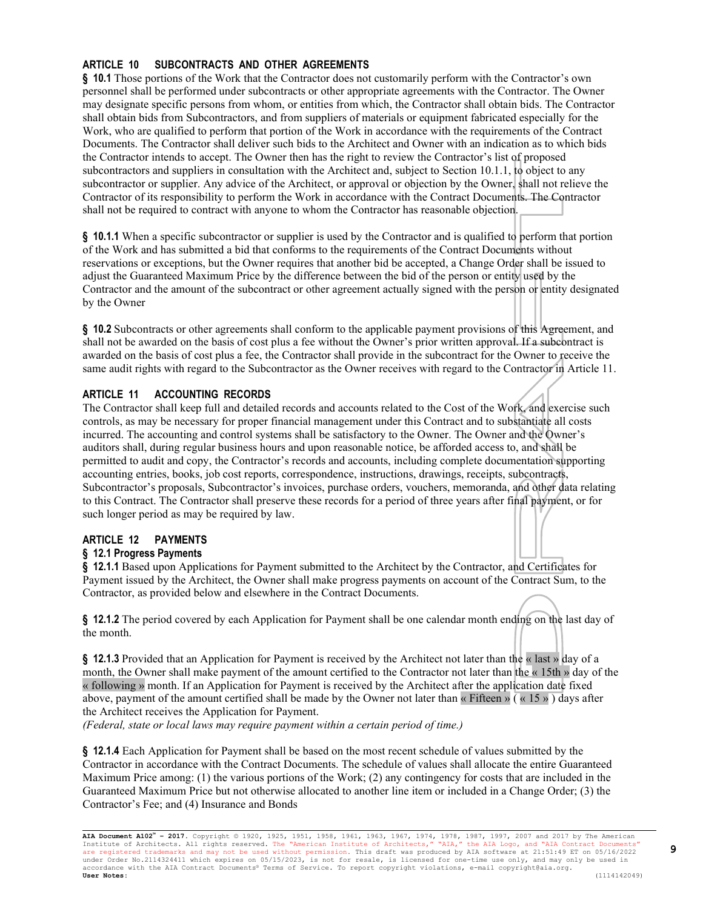## ARTICLE 10 SUBCONTRACTS AND OTHER AGREEMENTS

**§ 10.1** Those portions of the Work that the Contractor does not customarily perform with the Contractor's own personnel shall be performed under subcontracts or other appropriate agreements with the Contractor. The Owner may designate specific persons from whom, or entities from which, the Contractor shall obtain bids. The Contractor shall obtain bids from Subcontractors, and from suppliers of materials or equipment fabricated especially for the Work, who are qualified to perform that portion of the Work in accordance with the requirements of the Contract Documents. The Contractor shall deliver such bids to the Architect and Owner with an indication as to which bids the Contractor intends to accept. The Owner then has the right to review the Contractor's list of proposed subcontractors and suppliers in consultation with the Architect and, subject to Section 10.1.1, to object to any subcontractor or supplier. Any advice of the Architect, or approval or objection by the Owner, shall not relieve the Contractor of its responsibility to perform the Work in accordance with the Contract Documents. The Contractor shall not be required to contract with anyone to whom the Contractor has reasonable objection.

**§ 10.1.1** When a specific subcontractor or supplier is used by the Contractor and is qualified to perform that portion of the Work and has submitted a bid that conforms to the requirements of the Contract Documents without reservations or exceptions, but the Owner requires that another bid be accepted, a Change Order shall be issued to adjust the Guaranteed Maximum Price by the difference between the bid of the person or entity used by the Contractor and the amount of the subcontract or other agreement actually signed with the person or entity designated by the Owner

**§ 10.2** Subcontracts or other agreements shall conform to the applicable payment provisions of this Agreement, and shall not be awarded on the basis of cost plus a fee without the Owner's prior written approval. If a subcontract is awarded on the basis of cost plus a fee, the Contractor shall provide in the subcontract for the Owner to receive the same audit rights with regard to the Subcontractor as the Owner receives with regard to the Contractor in Article 11.

## ARTICLE 11 ACCOUNTING RECORDS

The Contractor shall keep full and detailed records and accounts related to the Cost of the Work, and exercise such controls, as may be necessary for proper financial management under this Contract and to substantiate all costs incurred. The accounting and control systems shall be satisfactory to the Owner. The Owner and the Owner's auditors shall, during regular business hours and upon reasonable notice, be afforded access to, and shall be permitted to audit and copy, the Contractor's records and accounts, including complete documentation supporting accounting entries, books, job cost reports, correspondence, instructions, drawings, receipts, subcontracts, Subcontractor's proposals, Subcontractor's invoices, purchase orders, vouchers, memoranda, and other data relating to this Contract. The Contractor shall preserve these records for a period of three years after final payment, or for such longer period as may be required by law.

## ARTICLE 12 PAYMENTS

### § 12.1 Progress Payments

**§ 12.1.1** Based upon Applications for Payment submitted to the Architect by the Contractor, and Certificates for Payment issued by the Architect, the Owner shall make progress payments on account of the Contract Sum, to the Contractor, as provided below and elsewhere in the Contract Documents.

**§ 12.1.2** The period covered by each Application for Payment shall be one calendar month ending on the last day of the month.

**§ 12.1.3** Provided that an Application for Payment is received by the Architect not later than the « last » day of a month, the Owner shall make payment of the amount certified to the Contractor not later than the « 15th » day of the « following » month. If an Application for Payment is received by the Architect after the application date fixed above, payment of the amount certified shall be made by the Owner not later than « Fifteen » ( « 15 » ) days after the Architect receives the Application for Payment.
*(Federal, state or local laws may require payment within a certain period of time.)*

**§ 12.1.4** Each Application for Payment shall be based on the most recent schedule of values submitted by the Contractor in accordance with the Contract Documents. The schedule of values shall allocate the entire Guaranteed Maximum Price among: (1) the various portions of the Work; (2) any contingency for costs that are included in the Guaranteed Maximum Price but not otherwise allocated to another line item or included in a Change Order; (3) the Contractor's Fee; and (4) Insurance and Bonds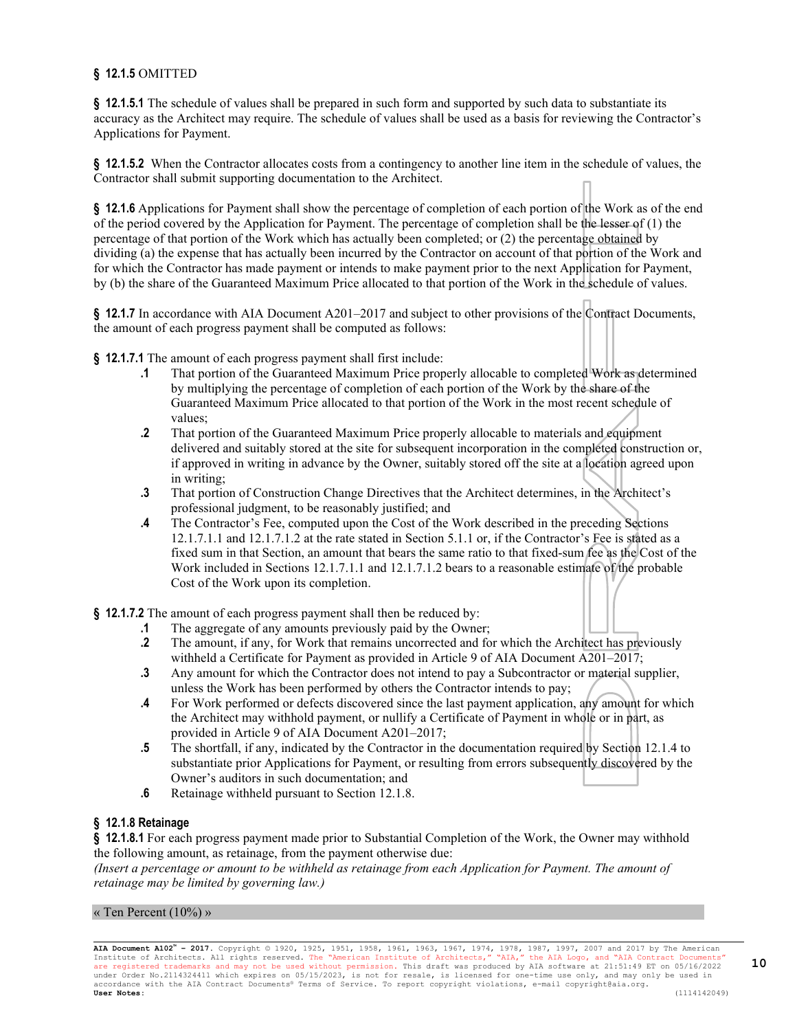**§ 12.1.5** OMITTED

**§ 12.1.5.1** The schedule of values shall be prepared in such form and supported by such data to substantiate its accuracy as the Architect may require. The schedule of values shall be used as a basis for reviewing the Contractor's Applications for Payment.

**§ 12.1.5.2** When the Contractor allocates costs from a contingency to another line item in the schedule of values, the Contractor shall submit supporting documentation to the Architect.

**§ 12.1.6** Applications for Payment shall show the percentage of completion of each portion of the Work as of the end of the period covered by the Application for Payment. The percentage of completion shall be the lesser of (1) the percentage of that portion of the Work which has actually been completed; or (2) the percentage obtained by dividing (a) the expense that has actually been incurred by the Contractor on account of that portion of the Work and for which the Contractor has made payment or intends to make payment prior to the next Application for Payment, by (b) the share of the Guaranteed Maximum Price allocated to that portion of the Work in the schedule of values.

**§ 12.1.7** In accordance with AIA Document A201–2017 and subject to other provisions of the Contract Documents, the amount of each progress payment shall be computed as follows:

**§ 12.1.7.1** The amount of each progress payment shall first include:

- **.1** That portion of the Guaranteed Maximum Price properly allocable to completed Work as determined by multiplying the percentage of completion of each portion of the Work by the share of the Guaranteed Maximum Price allocated to that portion of the Work in the most recent schedule of values;
- **.2** That portion of the Guaranteed Maximum Price properly allocable to materials and equipment delivered and suitably stored at the site for subsequent incorporation in the completed construction or, if approved in writing in advance by the Owner, suitably stored off the site at a location agreed upon in writing;
- **.3** That portion of Construction Change Directives that the Architect determines, in the Architect's professional judgment, to be reasonably justified; and
- **.4** The Contractor's Fee, computed upon the Cost of the Work described in the preceding Sections 12.1.7.1.1 and 12.1.7.1.2 at the rate stated in Section 5.1.1 or, if the Contractor's Fee is stated as a fixed sum in that Section, an amount that bears the same ratio to that fixed-sum fee as the Cost of the Work included in Sections 12.1.7.1.1 and 12.1.7.1.2 bears to a reasonable estimate of the probable Cost of the Work upon its completion.

**§ 12.1.7.2** The amount of each progress payment shall then be reduced by:

- **.1** The aggregate of any amounts previously paid by the Owner;
- **.2** The amount, if any, for Work that remains uncorrected and for which the Architect has previously withheld a Certificate for Payment as provided in Article 9 of AIA Document A201–2017;
- **.3** Any amount for which the Contractor does not intend to pay a Subcontractor or material supplier, unless the Work has been performed by others the Contractor intends to pay;
- **.4** For Work performed or defects discovered since the last payment application, any amount for which the Architect may withhold payment, or nullify a Certificate of Payment in whole or in part, as provided in Article 9 of AIA Document A201–2017;
- **.5** The shortfall, if any, indicated by the Contractor in the documentation required by Section 12.1.4 to substantiate prior Applications for Payment, or resulting from errors subsequently discovered by the Owner's auditors in such documentation; and
- **.6** Retainage withheld pursuant to Section 12.1.8.

**§ 12.1.8 Retainage**

**§ 12.1.8.1** For each progress payment made prior to Substantial Completion of the Work, the Owner may withhold the following amount, as retainage, from the payment otherwise due:

*(Insert a percentage or amount to be withheld as retainage from each Application for Payment. The amount of retainage may be limited by governing law.)*

« Ten Percent (10%) »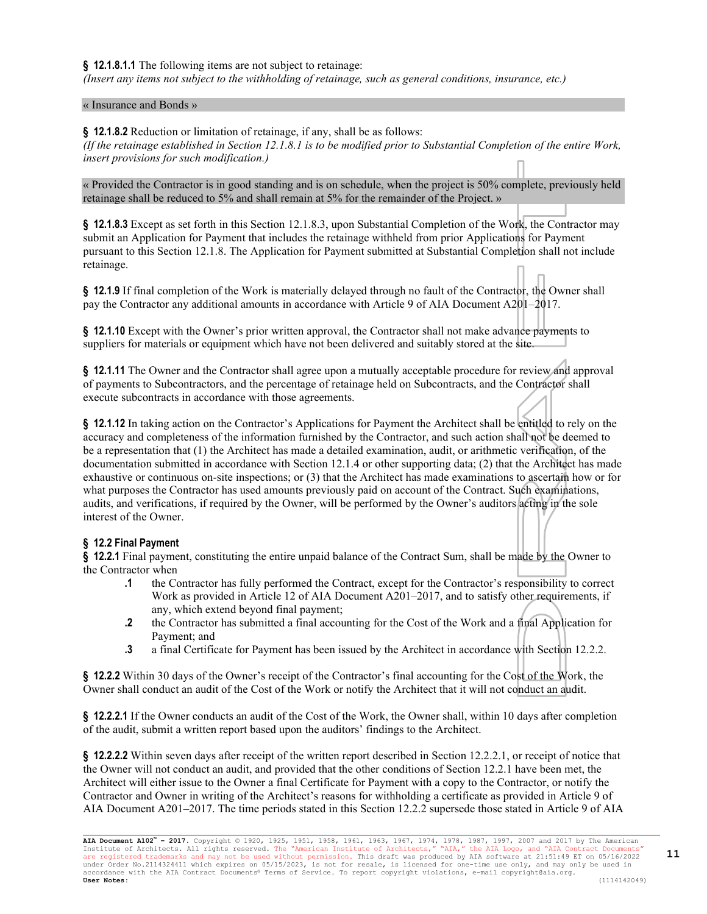**§ 12.1.8.1.1** The following items are not subject to retainage:
*(Insert any items not subject to the withholding of retainage, such as general conditions, insurance, etc.)*

« Insurance and Bonds »

**§ 12.1.8.2** Reduction or limitation of retainage, if any, shall be as follows:
*(If the retainage established in Section 12.1.8.1 is to be modified prior to Substantial Completion of the entire Work, insert provisions for such modification.)*

« Provided the Contractor is in good standing and is on schedule, when the project is 50% complete, previously held retainage shall be reduced to 5% and shall remain at 5% for the remainder of the Project. »

**§ 12.1.8.3** Except as set forth in this Section 12.1.8.3, upon Substantial Completion of the Work, the Contractor may submit an Application for Payment that includes the retainage withheld from prior Applications for Payment pursuant to this Section 12.1.8. The Application for Payment submitted at Substantial Completion shall not include retainage.

**§ 12.1.9** If final completion of the Work is materially delayed through no fault of the Contractor, the Owner shall pay the Contractor any additional amounts in accordance with Article 9 of AIA Document A201–2017.

**§ 12.1.10** Except with the Owner's prior written approval, the Contractor shall not make advance payments to suppliers for materials or equipment which have not been delivered and suitably stored at the site.

**§ 12.1.11** The Owner and the Contractor shall agree upon a mutually acceptable procedure for review and approval of payments to Subcontractors, and the percentage of retainage held on Subcontracts, and the Contractor shall execute subcontracts in accordance with those agreements.

**§ 12.1.12** In taking action on the Contractor's Applications for Payment the Architect shall be entitled to rely on the accuracy and completeness of the information furnished by the Contractor, and such action shall not be deemed to be a representation that (1) the Architect has made a detailed examination, audit, or arithmetic verification, of the documentation submitted in accordance with Section 12.1.4 or other supporting data; (2) that the Architect has made exhaustive or continuous on-site inspections; or (3) that the Architect has made examinations to ascertain how or for what purposes the Contractor has used amounts previously paid on account of the Contract. Such examinations, audits, and verifications, if required by the Owner, will be performed by the Owner's auditors acting in the sole interest of the Owner.

## § 12.2 Final Payment

**§ 12.2.1** Final payment, constituting the entire unpaid balance of the Contract Sum, shall be made by the Owner to the Contractor when

- **.1** the Contractor has fully performed the Contract, except for the Contractor's responsibility to correct Work as provided in Article 12 of AIA Document A201–2017, and to satisfy other requirements, if any, which extend beyond final payment;
- **.2** the Contractor has submitted a final accounting for the Cost of the Work and a final Application for Payment; and
- **.3** a final Certificate for Payment has been issued by the Architect in accordance with Section 12.2.2.

**§ 12.2.2** Within 30 days of the Owner's receipt of the Contractor's final accounting for the Cost of the Work, the Owner shall conduct an audit of the Cost of the Work or notify the Architect that it will not conduct an audit.

**§ 12.2.2.1** If the Owner conducts an audit of the Cost of the Work, the Owner shall, within 10 days after completion of the audit, submit a written report based upon the auditors' findings to the Architect.

**§ 12.2.2.2** Within seven days after receipt of the written report described in Section 12.2.2.1, or receipt of notice that the Owner will not conduct an audit, and provided that the other conditions of Section 12.2.1 have been met, the Architect will either issue to the Owner a final Certificate for Payment with a copy to the Contractor, or notify the Contractor and Owner in writing of the Architect's reasons for withholding a certificate as provided in Article 9 of AIA Document A201–2017. The time periods stated in this Section 12.2.2 supersede those stated in Article 9 of AIA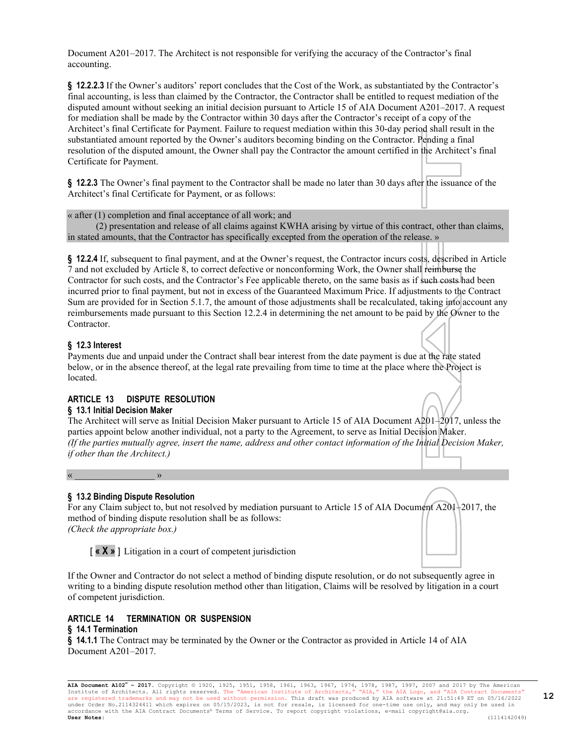Document A201–2017. The Architect is not responsible for verifying the accuracy of the Contractor's final accounting.

**§ 12.2.2.3** If the Owner's auditors' report concludes that the Cost of the Work, as substantiated by the Contractor's final accounting, is less than claimed by the Contractor, the Contractor shall be entitled to request mediation of the disputed amount without seeking an initial decision pursuant to Article 15 of AIA Document A201–2017. A request for mediation shall be made by the Contractor within 30 days after the Contractor's receipt of a copy of the Architect's final Certificate for Payment. Failure to request mediation within this 30-day period shall result in the substantiated amount reported by the Owner's auditors becoming binding on the Contractor. Pending a final resolution of the disputed amount, the Owner shall pay the Contractor the amount certified in the Architect's final Certificate for Payment.

**§ 12.2.3** The Owner's final payment to the Contractor shall be made no later than 30 days after the issuance of the Architect's final Certificate for Payment, or as follows:

« after (1) completion and final acceptance of all work; and
(2) presentation and release of all claims against KWHA arising by virtue of this contract, other than claims, in stated amounts, that the Contractor has specifically excepted from the operation of the release. »

**§ 12.2.4** If, subsequent to final payment, and at the Owner's request, the Contractor incurs costs, described in Article 7 and not excluded by Article 8, to correct defective or nonconforming Work, the Owner shall reimburse the Contractor for such costs, and the Contractor's Fee applicable thereto, on the same basis as if such costs had been incurred prior to final payment, but not in excess of the Guaranteed Maximum Price. If adjustments to the Contract Sum are provided for in Section 5.1.7, the amount of those adjustments shall be recalculated, taking into account any reimbursements made pursuant to this Section 12.2.4 in determining the net amount to be paid by the Owner to the Contractor.

### § 12.3 Interest

Payments due and unpaid under the Contract shall bear interest from the date payment is due at the rate stated below, or in the absence thereof, at the legal rate prevailing from time to time at the place where the Project is located.

## ARTICLE 13 DISPUTE RESOLUTION

### § 13.1 Initial Decision Maker

The Architect will serve as Initial Decision Maker pursuant to Article 15 of AIA Document A201–2017, unless the parties appoint below another individual, not a party to the Agreement, to serve as Initial Decision Maker.
*(If the parties mutually agree, insert the name, address and other contact information of the Initial Decision Maker, if other than the Architect.)*

« ________________ »

### § 13.2 Binding Dispute Resolution

For any Claim subject to, but not resolved by mediation pursuant to Article 15 of AIA Document A201–2017, the method of binding dispute resolution shall be as follows:
*(Check the appropriate box.)*

[ « X » ] Litigation in a court of competent jurisdiction

If the Owner and Contractor do not select a method of binding dispute resolution, or do not subsequently agree in writing to a binding dispute resolution method other than litigation, Claims will be resolved by litigation in a court of competent jurisdiction.

## ARTICLE 14 TERMINATION OR SUSPENSION

### § 14.1 Termination

**§ 14.1.1** The Contract may be terminated by the Owner or the Contractor as provided in Article 14 of AIA Document A201–2017.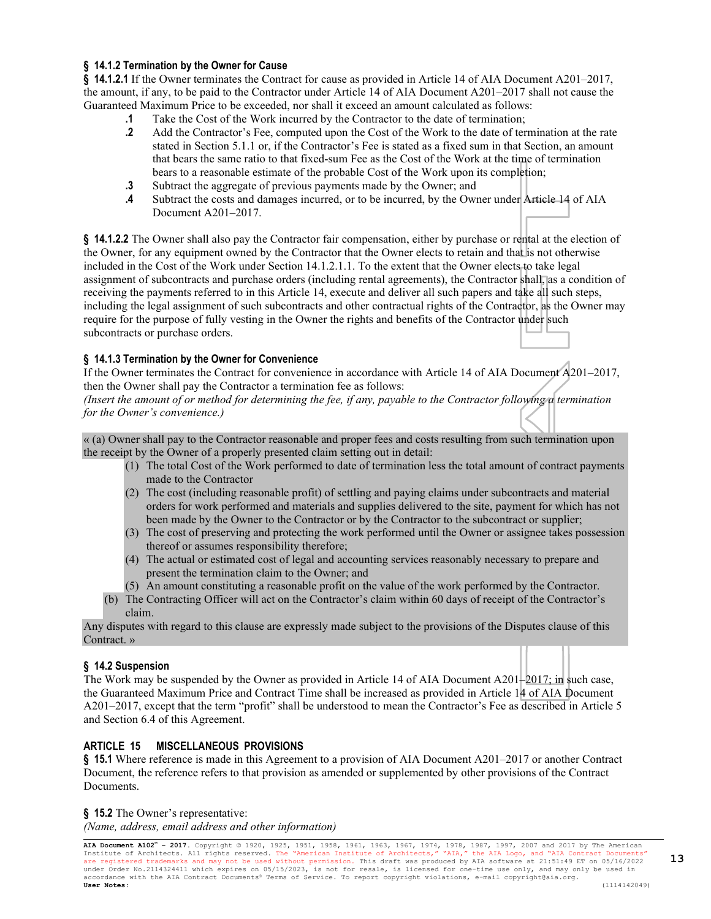**§ 14.1.2 Termination by the Owner for Cause**

**§ 14.1.2.1** If the Owner terminates the Contract for cause as provided in Article 14 of AIA Document A201–2017, the amount, if any, to be paid to the Contractor under Article 14 of AIA Document A201–2017 shall not cause the Guaranteed Maximum Price to be exceeded, nor shall it exceed an amount calculated as follows:

- **.1** Take the Cost of the Work incurred by the Contractor to the date of termination;
- **.2** Add the Contractor's Fee, computed upon the Cost of the Work to the date of termination at the rate stated in Section 5.1.1 or, if the Contractor's Fee is stated as a fixed sum in that Section, an amount that bears the same ratio to that fixed-sum Fee as the Cost of the Work at the time of termination bears to a reasonable estimate of the probable Cost of the Work upon its completion;
- **.3** Subtract the aggregate of previous payments made by the Owner; and
- **.4** Subtract the costs and damages incurred, or to be incurred, by the Owner under Article 14 of AIA Document A201–2017.

**§ 14.1.2.2** The Owner shall also pay the Contractor fair compensation, either by purchase or rental at the election of the Owner, for any equipment owned by the Contractor that the Owner elects to retain and that is not otherwise included in the Cost of the Work under Section 14.1.2.1.1. To the extent that the Owner elects to take legal assignment of subcontracts and purchase orders (including rental agreements), the Contractor shall, as a condition of receiving the payments referred to in this Article 14, execute and deliver all such papers and take all such steps, including the legal assignment of such subcontracts and other contractual rights of the Contractor, as the Owner may require for the purpose of fully vesting in the Owner the rights and benefits of the Contractor under such subcontracts or purchase orders.

**§ 14.1.3 Termination by the Owner for Convenience**

If the Owner terminates the Contract for convenience in accordance with Article 14 of AIA Document A201–2017, then the Owner shall pay the Contractor a termination fee as follows:

*(Insert the amount of or method for determining the fee, if any, payable to the Contractor following a termination for the Owner's convenience.)*

« (a) Owner shall pay to the Contractor reasonable and proper fees and costs resulting from such termination upon the receipt by the Owner of a properly presented claim setting out in detail:

- (1) The total Cost of the Work performed to date of termination less the total amount of contract payments made to the Contractor
- (2) The cost (including reasonable profit) of settling and paying claims under subcontracts and material orders for work performed and materials and supplies delivered to the site, payment for which has not been made by the Owner to the Contractor or by the Contractor to the subcontract or supplier;
- (3) The cost of preserving and protecting the work performed until the Owner or assignee takes possession thereof or assumes responsibility therefore;
- (4) The actual or estimated cost of legal and accounting services reasonably necessary to prepare and present the termination claim to the Owner; and
- (5) An amount constituting a reasonable profit on the value of the work performed by the Contractor.

(b) The Contracting Officer will act on the Contractor's claim within 60 days of receipt of the Contractor's claim.

Any disputes with regard to this clause are expressly made subject to the provisions of the Disputes clause of this Contract. »

**§ 14.2 Suspension**

The Work may be suspended by the Owner as provided in Article 14 of AIA Document A201–2017; in such case, the Guaranteed Maximum Price and Contract Time shall be increased as provided in Article 14 of AIA Document A201–2017, except that the term "profit" shall be understood to mean the Contractor's Fee as described in Article 5 and Section 6.4 of this Agreement.

## ARTICLE 15 MISCELLANEOUS PROVISIONS

**§ 15.1** Where reference is made in this Agreement to a provision of AIA Document A201–2017 or another Contract Document, the reference refers to that provision as amended or supplemented by other provisions of the Contract Documents.

**§ 15.2** The Owner's representative:

*(Name, address, email address and other information)*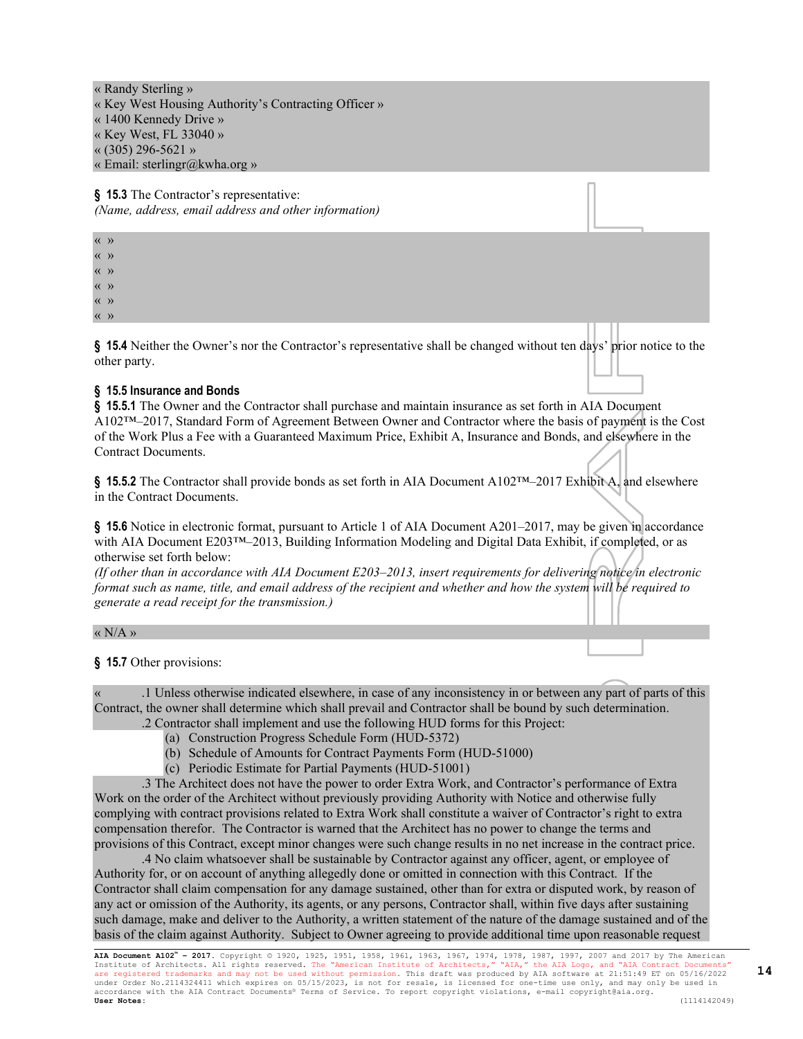« Randy Sterling »
« Key West Housing Authority's Contracting Officer »
« 1400 Kennedy Drive »
« Key West, FL 33040 »
« (305) 296-5621 »
« Email: sterlingr@kwha.org »

**§ 15.3** The Contractor's representative:
*(Name, address, email address and other information)*

« »
« »
« »
« »
« »
« »

**§ 15.4** Neither the Owner's nor the Contractor's representative shall be changed without ten days' prior notice to the other party.

**§ 15.5 Insurance and Bonds**

**§ 15.5.1** The Owner and the Contractor shall purchase and maintain insurance as set forth in AIA Document A102™–2017, Standard Form of Agreement Between Owner and Contractor where the basis of payment is the Cost of the Work Plus a Fee with a Guaranteed Maximum Price, Exhibit A, Insurance and Bonds, and elsewhere in the Contract Documents.

**§ 15.5.2** The Contractor shall provide bonds as set forth in AIA Document A102™–2017 Exhibit A, and elsewhere in the Contract Documents.

**§ 15.6** Notice in electronic format, pursuant to Article 1 of AIA Document A201–2017, may be given in accordance with AIA Document E203™–2013, Building Information Modeling and Digital Data Exhibit, if completed, or as otherwise set forth below:
*(If other than in accordance with AIA Document E203–2013, insert requirements for delivering notice in electronic format such as name, title, and email address of the recipient and whether and how the system will be required to generate a read receipt for the transmission.)*

« N/A »

**§ 15.7** Other provisions:

« .1 Unless otherwise indicated elsewhere, in case of any inconsistency in or between any part of parts of this Contract, the owner shall determine which shall prevail and Contractor shall be bound by such determination.

.2 Contractor shall implement and use the following HUD forms for this Project:
- (a) Construction Progress Schedule Form (HUD-5372)
- (b) Schedule of Amounts for Contract Payments Form (HUD-51000)
- (c) Periodic Estimate for Partial Payments (HUD-51001)

.3 The Architect does not have the power to order Extra Work, and Contractor's performance of Extra Work on the order of the Architect without previously providing Authority with Notice and otherwise fully complying with contract provisions related to Extra Work shall constitute a waiver of Contractor's right to extra compensation therefor. The Contractor is warned that the Architect has no power to change the terms and provisions of this Contract, except minor changes were such change results in no net increase in the contract price.

.4 No claim whatsoever shall be sustainable by Contractor against any officer, agent, or employee of Authority for, or on account of anything allegedly done or omitted in connection with this Contract. If the Contractor shall claim compensation for any damage sustained, other than for extra or disputed work, by reason of any act or omission of the Authority, its agents, or any persons, Contractor shall, within five days after sustaining such damage, make and deliver to the Authority, a written statement of the nature of the damage sustained and of the basis of the claim against Authority. Subject to Owner agreeing to provide additional time upon reasonable request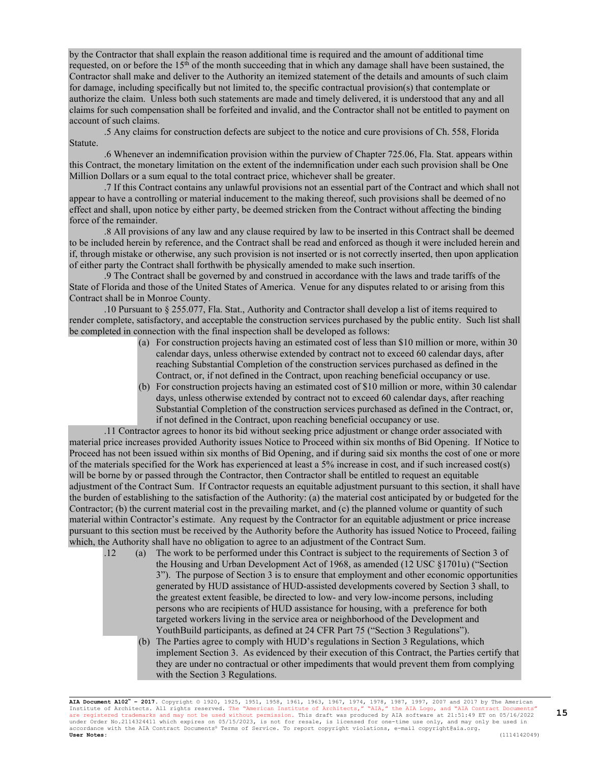by the Contractor that shall explain the reason additional time is required and the amount of additional time requested, on or before the 15th of the month succeeding that in which any damage shall have been sustained, the Contractor shall make and deliver to the Authority an itemized statement of the details and amounts of such claim for damage, including specifically but not limited to, the specific contractual provision(s) that contemplate or authorize the claim. Unless both such statements are made and timely delivered, it is understood that any and all claims for such compensation shall be forfeited and invalid, and the Contractor shall not be entitled to payment on account of such claims.

.5 Any claims for construction defects are subject to the notice and cure provisions of Ch. 558, Florida Statute.

.6 Whenever an indemnification provision within the purview of Chapter 725.06, Fla. Stat. appears within this Contract, the monetary limitation on the extent of the indemnification under each such provision shall be One Million Dollars or a sum equal to the total contract price, whichever shall be greater.

.7 If this Contract contains any unlawful provisions not an essential part of the Contract and which shall not appear to have a controlling or material inducement to the making thereof, such provisions shall be deemed of no effect and shall, upon notice by either party, be deemed stricken from the Contract without affecting the binding force of the remainder.

.8 All provisions of any law and any clause required by law to be inserted in this Contract shall be deemed to be included herein by reference, and the Contract shall be read and enforced as though it were included herein and if, through mistake or otherwise, any such provision is not inserted or is not correctly inserted, then upon application of either party the Contract shall forthwith be physically amended to make such insertion.

.9 The Contract shall be governed by and construed in accordance with the laws and trade tariffs of the State of Florida and those of the United States of America. Venue for any disputes related to or arising from this Contract shall be in Monroe County.

.10 Pursuant to § 255.077, Fla. Stat., Authority and Contractor shall develop a list of items required to render complete, satisfactory, and acceptable the construction services purchased by the public entity. Such list shall be completed in connection with the final inspection shall be developed as follows:

(a) For construction projects having an estimated cost of less than $10 million or more, within 30 calendar days, unless otherwise extended by contract not to exceed 60 calendar days, after reaching Substantial Completion of the construction services purchased as defined in the Contract, or, if not defined in the Contract, upon reaching beneficial occupancy or use.

(b) For construction projects having an estimated cost of $10 million or more, within 30 calendar days, unless otherwise extended by contract not to exceed 60 calendar days, after reaching Substantial Completion of the construction services purchased as defined in the Contract, or, if not defined in the Contract, upon reaching beneficial occupancy or use.

.11 Contractor agrees to honor its bid without seeking price adjustment or change order associated with material price increases provided Authority issues Notice to Proceed within six months of Bid Opening. If Notice to Proceed has not been issued within six months of Bid Opening, and if during said six months the cost of one or more of the materials specified for the Work has experienced at least a 5% increase in cost, and if such increased cost(s) will be borne by or passed through the Contractor, then Contractor shall be entitled to request an equitable adjustment of the Contract Sum. If Contractor requests an equitable adjustment pursuant to this section, it shall have the burden of establishing to the satisfaction of the Authority: (a) the material cost anticipated by or budgeted for the Contractor; (b) the current material cost in the prevailing market, and (c) the planned volume or quantity of such material within Contractor's estimate. Any request by the Contractor for an equitable adjustment or price increase pursuant to this section must be received by the Authority before the Authority has issued Notice to Proceed, failing which, the Authority shall have no obligation to agree to an adjustment of the Contract Sum.

.12 (a) The work to be performed under this Contract is subject to the requirements of Section 3 of the Housing and Urban Development Act of 1968, as amended (12 USC §1701u) ("Section 3"). The purpose of Section 3 is to ensure that employment and other economic opportunities generated by HUD assistance of HUD-assisted developments covered by Section 3 shall, to the greatest extent feasible, be directed to low- and very low-income persons, including persons who are recipients of HUD assistance for housing, with a preference for both targeted workers living in the service area or neighborhood of the Development and YouthBuild participants, as defined at 24 CFR Part 75 ("Section 3 Regulations").

(b) The Parties agree to comply with HUD's regulations in Section 3 Regulations, which implement Section 3. As evidenced by their execution of this Contract, the Parties certify that they are under no contractual or other impediments that would prevent them from complying with the Section 3 Regulations.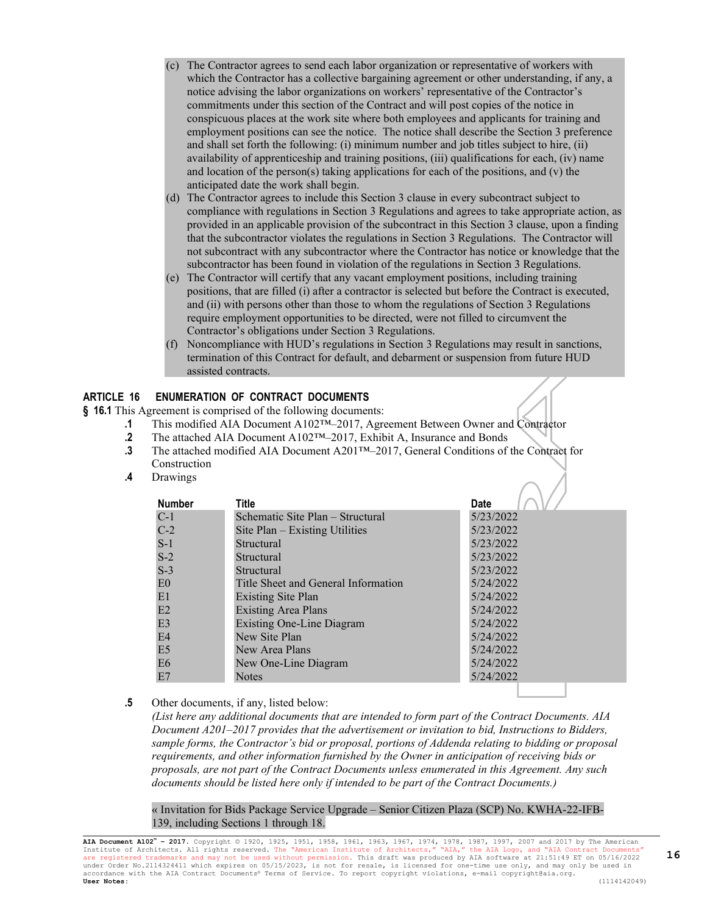(c) The Contractor agrees to send each labor organization or representative of workers with which the Contractor has a collective bargaining agreement or other understanding, if any, a notice advising the labor organizations on workers' representative of the Contractor's commitments under this section of the Contract and will post copies of the notice in conspicuous places at the work site where both employees and applicants for training and employment positions can see the notice. The notice shall describe the Section 3 preference and shall set forth the following: (i) minimum number and job titles subject to hire, (ii) availability of apprenticeship and training positions, (iii) qualifications for each, (iv) name and location of the person(s) taking applications for each of the positions, and (v) the anticipated date the work shall begin.

(d) The Contractor agrees to include this Section 3 clause in every subcontract subject to compliance with regulations in Section 3 Regulations and agrees to take appropriate action, as provided in an applicable provision of the subcontract in this Section 3 clause, upon a finding that the subcontractor violates the regulations in Section 3 Regulations. The Contractor will not subcontract with any subcontractor where the Contractor has notice or knowledge that the subcontractor has been found in violation of the regulations in Section 3 Regulations.

(e) The Contractor will certify that any vacant employment positions, including training positions, that are filled (i) after a contractor is selected but before the Contract is executed, and (ii) with persons other than those to whom the regulations of Section 3 Regulations require employment opportunities to be directed, were not filled to circumvent the Contractor's obligations under Section 3 Regulations.

(f) Noncompliance with HUD's regulations in Section 3 Regulations may result in sanctions, termination of this Contract for default, and debarment or suspension from future HUD assisted contracts.

## ARTICLE 16 ENUMERATION OF CONTRACT DOCUMENTS

**§ 16.1** This Agreement is comprised of the following documents:

**.1** This modified AIA Document A102™–2017, Agreement Between Owner and Contractor

**.2** The attached AIA Document A102™–2017, Exhibit A, Insurance and Bonds

**.3** The attached modified AIA Document A201™–2017, General Conditions of the Contract for Construction

**.4** Drawings

| Number | Title | Date |
|---|---|---|
| C-1 | Schematic Site Plan – Structural | 5/23/2022 |
| C-2 | Site Plan – Existing Utilities | 5/23/2022 |
| S-1 | Structural | 5/23/2022 |
| S-2 | Structural | 5/23/2022 |
| S-3 | Structural | 5/23/2022 |
| E0 | Title Sheet and General Information | 5/24/2022 |
| E1 | Existing Site Plan | 5/24/2022 |
| E2 | Existing Area Plans | 5/24/2022 |
| E3 | Existing One-Line Diagram | 5/24/2022 |
| E4 | New Site Plan | 5/24/2022 |
| E5 | New Area Plans | 5/24/2022 |
| E6 | New One-Line Diagram | 5/24/2022 |
| E7 | Notes | 5/24/2022 |

**.5** Other documents, if any, listed below:

*(List here any additional documents that are intended to form part of the Contract Documents. AIA Document A201–2017 provides that the advertisement or invitation to bid, Instructions to Bidders, sample forms, the Contractor's bid or proposal, portions of Addenda relating to bidding or proposal requirements, and other information furnished by the Owner in anticipation of receiving bids or proposals, are not part of the Contract Documents unless enumerated in this Agreement. Any such documents should be listed here only if intended to be part of the Contract Documents.)*

« Invitation for Bids Package Service Upgrade – Senior Citizen Plaza (SCP) No. KWHA-22-IFB-139, including Sections 1 through 18.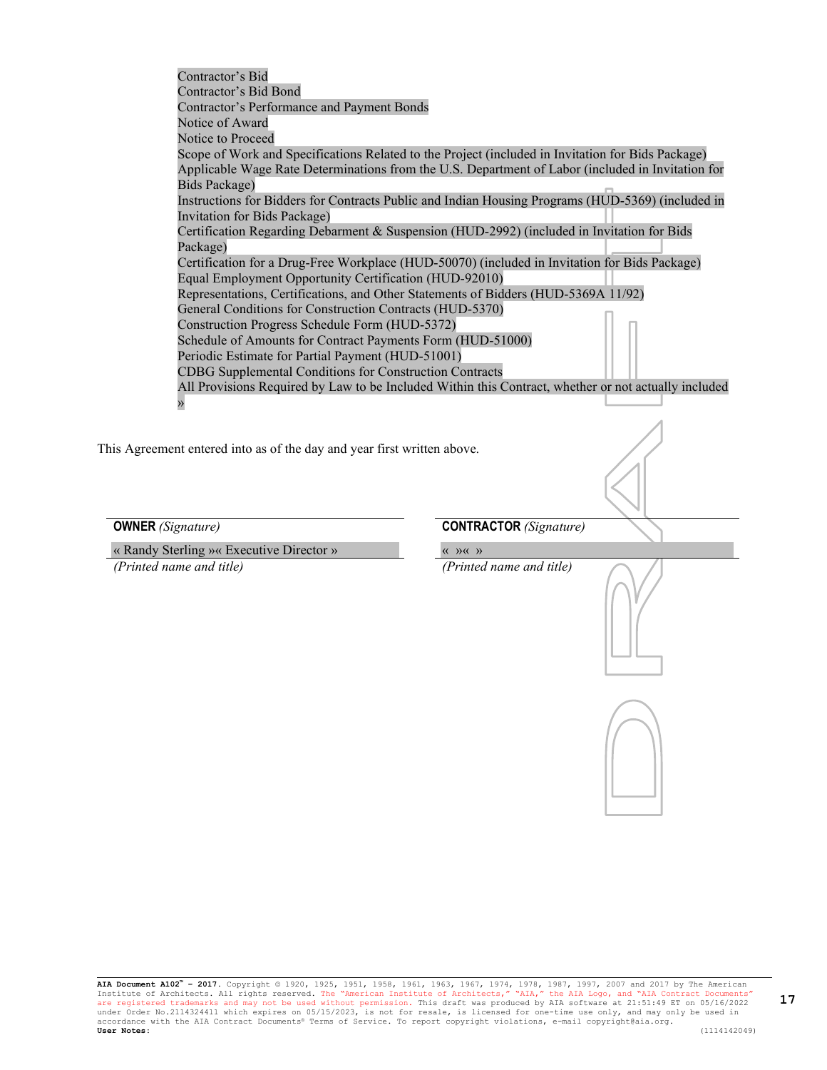Contractor's Bid
Contractor's Bid Bond
Contractor's Performance and Payment Bonds
Notice of Award
Notice to Proceed
Scope of Work and Specifications Related to the Project (included in Invitation for Bids Package)
Applicable Wage Rate Determinations from the U.S. Department of Labor (included in Invitation for Bids Package)
Instructions for Bidders for Contracts Public and Indian Housing Programs (HUD-5369) (included in Invitation for Bids Package)
Certification Regarding Debarment & Suspension (HUD-2992) (included in Invitation for Bids Package)
Certification for a Drug-Free Workplace (HUD-50070) (included in Invitation for Bids Package)
Equal Employment Opportunity Certification (HUD-92010)
Representations, Certifications, and Other Statements of Bidders (HUD-5369A 11/92)
General Conditions for Construction Contracts (HUD-5370)
Construction Progress Schedule Form (HUD-5372)
Schedule of Amounts for Contract Payments Form (HUD-51000)
Periodic Estimate for Partial Payment (HUD-51001)
CDBG Supplemental Conditions for Construction Contracts
All Provisions Required by Law to be Included Within this Contract, whether or not actually included
»

This Agreement entered into as of the day and year first written above.

| **OWNER** *(Signature)* | **CONTRACTOR** *(Signature)* |
|---|---|
| « Randy Sterling »« Executive Director » | « »« » |
| *(Printed name and title)* | *(Printed name and title)* |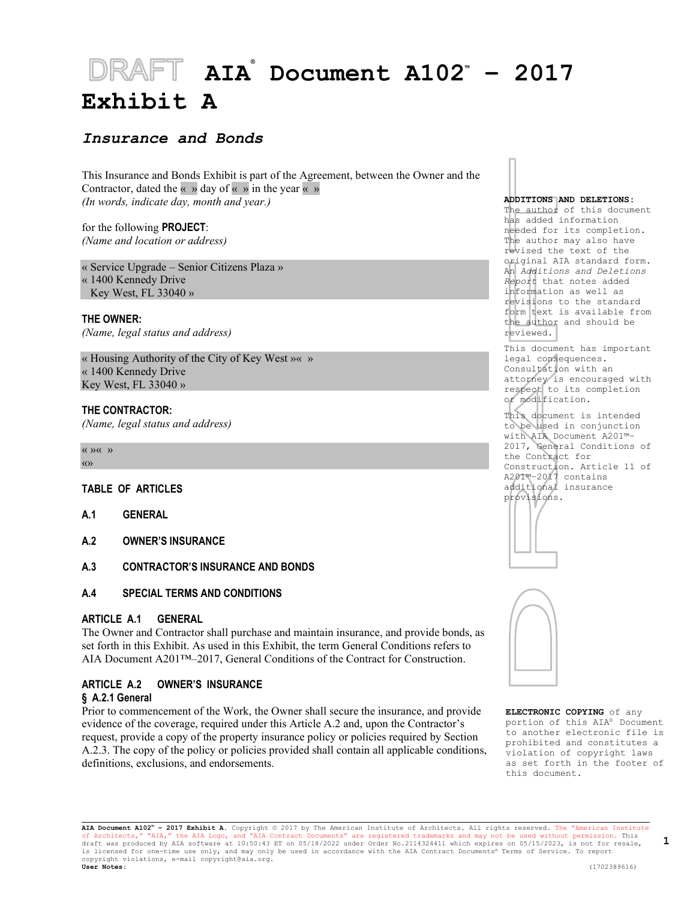# AIA® Document A102™ – 2017 Exhibit A

## *Insurance and Bonds*

This Insurance and Bonds Exhibit is part of the Agreement, between the Owner and the Contractor, dated the « » day of « » in the year « »
*(In words, indicate day, month and year.)*

for the following **PROJECT**:
*(Name and location or address)*

« Service Upgrade – Senior Citizens Plaza »
« 1400 Kennedy Drive
Key West, FL 33040 »

**THE OWNER:**
*(Name, legal status and address)*

« Housing Authority of the City of Key West »« »
« 1400 Kennedy Drive
Key West, FL 33040 »

**THE CONTRACTOR:**
*(Name, legal status and address)*

« »« »
«»

**ADDITIONS AND DELETIONS:**
The author of this document has added information needed for its completion. The author may also have revised the text of the original AIA standard form. An *Additions and Deletions Report* that notes added information as well as revisions to the standard form text is available from the author and should be reviewed.

This document has important legal consequences. Consultation with an attorney is encouraged with respect to its completion or modification.

This document is intended to be used in conjunction with AIA Document A201™–2017, General Conditions of the Contract for Construction. Article 11 of A201™–2017 contains additional insurance provisions.

**ELECTRONIC COPYING** of any portion of this AIA® Document to another electronic file is prohibited and constitutes a violation of copyright laws as set forth in the footer of this document.

**TABLE OF ARTICLES**

**A.1 GENERAL**

**A.2 OWNER'S INSURANCE**

**A.3 CONTRACTOR'S INSURANCE AND BONDS**

**A.4 SPECIAL TERMS AND CONDITIONS**

## ARTICLE A.1 GENERAL

The Owner and Contractor shall purchase and maintain insurance, and provide bonds, as set forth in this Exhibit. As used in this Exhibit, the term General Conditions refers to AIA Document A201™–2017, General Conditions of the Contract for Construction.

## ARTICLE A.2 OWNER'S INSURANCE

### § A.2.1 General

Prior to commencement of the Work, the Owner shall secure the insurance, and provide evidence of the coverage, required under this Article A.2 and, upon the Contractor's request, provide a copy of the property insurance policy or policies required by Section A.2.3. The copy of the policy or policies provided shall contain all applicable conditions, definitions, exclusions, and endorsements.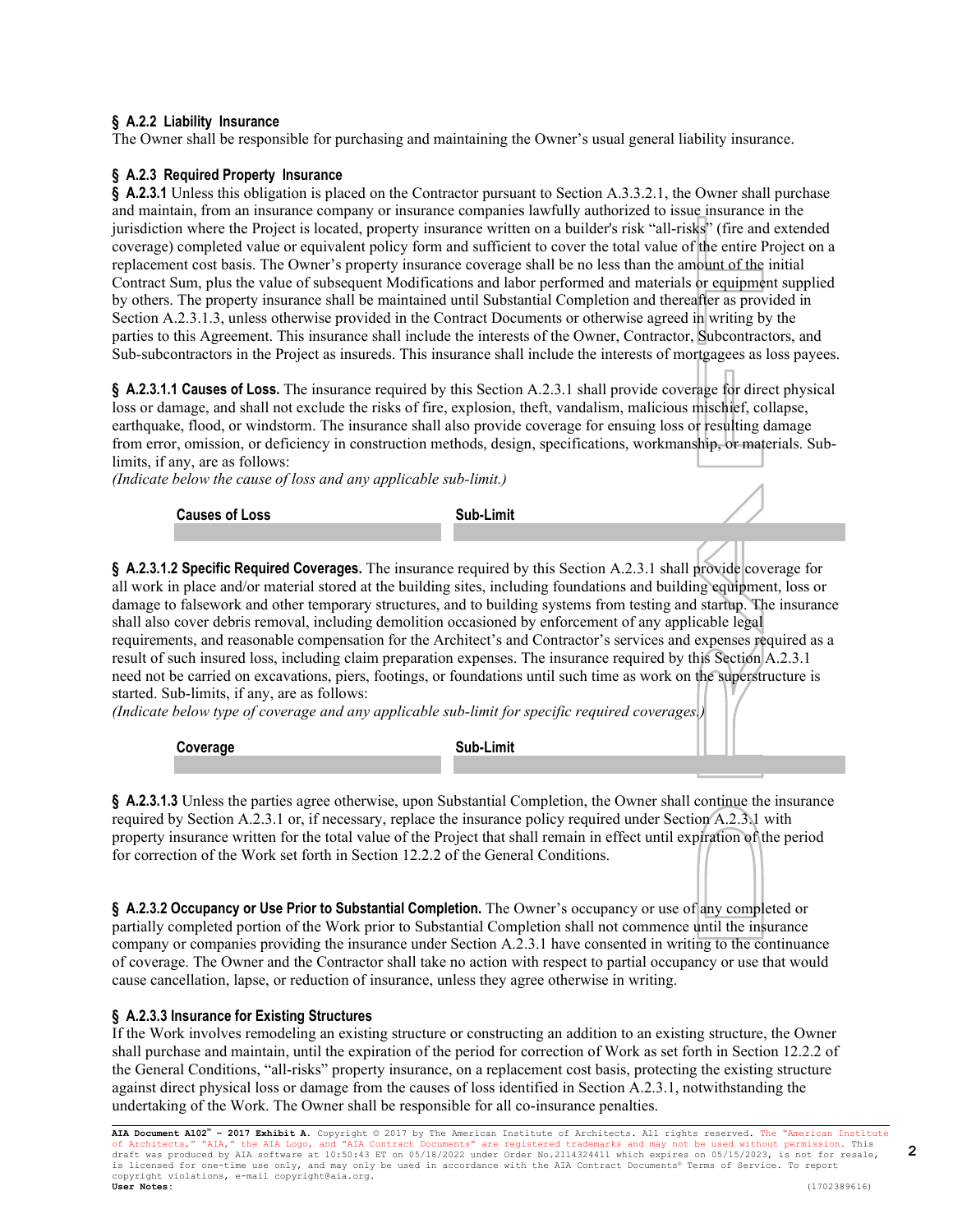**§ A.2.2 Liability Insurance**
The Owner shall be responsible for purchasing and maintaining the Owner's usual general liability insurance.

**§ A.2.3 Required Property Insurance**
**§ A.2.3.1** Unless this obligation is placed on the Contractor pursuant to Section A.3.3.2.1, the Owner shall purchase and maintain, from an insurance company or insurance companies lawfully authorized to issue insurance in the jurisdiction where the Project is located, property insurance written on a builder's risk "all-risks" (fire and extended coverage) completed value or equivalent policy form and sufficient to cover the total value of the entire Project on a replacement cost basis. The Owner's property insurance coverage shall be no less than the amount of the initial Contract Sum, plus the value of subsequent Modifications and labor performed and materials or equipment supplied by others. The property insurance shall be maintained until Substantial Completion and thereafter as provided in Section A.2.3.1.3, unless otherwise provided in the Contract Documents or otherwise agreed in writing by the parties to this Agreement. This insurance shall include the interests of the Owner, Contractor, Subcontractors, and Sub-subcontractors in the Project as insureds. This insurance shall include the interests of mortgagees as loss payees.

**§ A.2.3.1.1 Causes of Loss.** The insurance required by this Section A.2.3.1 shall provide coverage for direct physical loss or damage, and shall not exclude the risks of fire, explosion, theft, vandalism, malicious mischief, collapse, earthquake, flood, or windstorm. The insurance shall also provide coverage for ensuing loss or resulting damage from error, omission, or deficiency in construction methods, design, specifications, workmanship, or materials. Sub-limits, if any, are as follows:
*(Indicate below the cause of loss and any applicable sub-limit.)*

| Causes of Loss | Sub-Limit |
| --- | --- |
| | |

**§ A.2.3.1.2 Specific Required Coverages.** The insurance required by this Section A.2.3.1 shall provide coverage for all work in place and/or material stored at the building sites, including foundations and building equipment, loss or damage to falsework and other temporary structures, and to building systems from testing and startup. The insurance shall also cover debris removal, including demolition occasioned by enforcement of any applicable legal requirements, and reasonable compensation for the Architect's and Contractor's services and expenses required as a result of such insured loss, including claim preparation expenses. The insurance required by this Section A.2.3.1 need not be carried on excavations, piers, footings, or foundations until such time as work on the superstructure is started. Sub-limits, if any, are as follows:
*(Indicate below type of coverage and any applicable sub-limit for specific required coverages.)*

| Coverage | Sub-Limit |
| --- | --- |
| | |

**§ A.2.3.1.3** Unless the parties agree otherwise, upon Substantial Completion, the Owner shall continue the insurance required by Section A.2.3.1 or, if necessary, replace the insurance policy required under Section A.2.3.1 with property insurance written for the total value of the Project that shall remain in effect until expiration of the period for correction of the Work set forth in Section 12.2.2 of the General Conditions.

**§ A.2.3.2 Occupancy or Use Prior to Substantial Completion.** The Owner's occupancy or use of any completed or partially completed portion of the Work prior to Substantial Completion shall not commence until the insurance company or companies providing the insurance under Section A.2.3.1 have consented in writing to the continuance of coverage. The Owner and the Contractor shall take no action with respect to partial occupancy or use that would cause cancellation, lapse, or reduction of insurance, unless they agree otherwise in writing.

**§ A.2.3.3 Insurance for Existing Structures**
If the Work involves remodeling an existing structure or constructing an addition to an existing structure, the Owner shall purchase and maintain, until the expiration of the period for correction of Work as set forth in Section 12.2.2 of the General Conditions, "all-risks" property insurance, on a replacement cost basis, protecting the existing structure against direct physical loss or damage from the causes of loss identified in Section A.2.3.1, notwithstanding the undertaking of the Work. The Owner shall be responsible for all co-insurance penalties.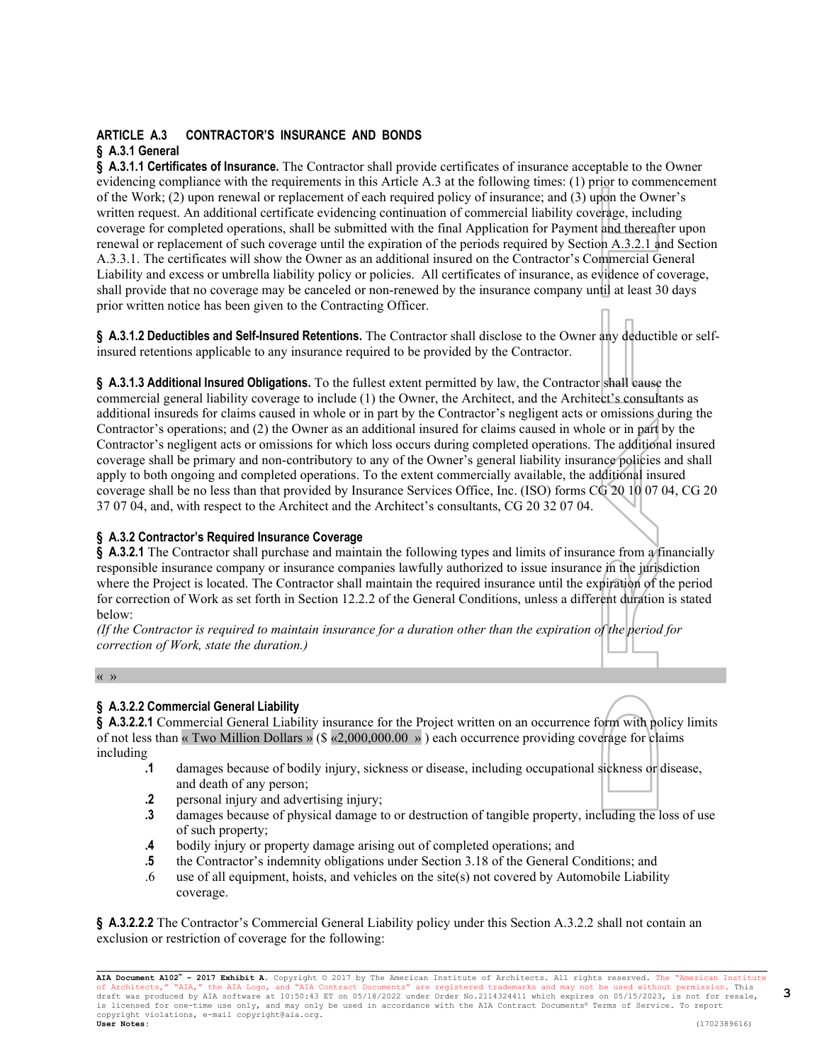## ARTICLE A.3 CONTRACTOR'S INSURANCE AND BONDS

### § A.3.1 General

**§ A.3.1.1 Certificates of Insurance.** The Contractor shall provide certificates of insurance acceptable to the Owner evidencing compliance with the requirements in this Article A.3 at the following times: (1) prior to commencement of the Work; (2) upon renewal or replacement of each required policy of insurance; and (3) upon the Owner's written request. An additional certificate evidencing continuation of commercial liability coverage, including coverage for completed operations, shall be submitted with the final Application for Payment and thereafter upon renewal or replacement of such coverage until the expiration of the periods required by Section A.3.2.1 and Section A.3.3.1. The certificates will show the Owner as an additional insured on the Contractor's Commercial General Liability and excess or umbrella liability policy or policies. All certificates of insurance, as evidence of coverage, shall provide that no coverage may be canceled or non-renewed by the insurance company until at least 30 days prior written notice has been given to the Contracting Officer.

**§ A.3.1.2 Deductibles and Self-Insured Retentions.** The Contractor shall disclose to the Owner any deductible or self-insured retentions applicable to any insurance required to be provided by the Contractor.

**§ A.3.1.3 Additional Insured Obligations.** To the fullest extent permitted by law, the Contractor shall cause the commercial general liability coverage to include (1) the Owner, the Architect, and the Architect's consultants as additional insureds for claims caused in whole or in part by the Contractor's negligent acts or omissions during the Contractor's operations; and (2) the Owner as an additional insured for claims caused in whole or in part by the Contractor's negligent acts or omissions for which loss occurs during completed operations. The additional insured coverage shall be primary and non-contributory to any of the Owner's general liability insurance policies and shall apply to both ongoing and completed operations. To the extent commercially available, the additional insured coverage shall be no less than that provided by Insurance Services Office, Inc. (ISO) forms CG 20 10 07 04, CG 20 37 07 04, and, with respect to the Architect and the Architect's consultants, CG 20 32 07 04.

### § A.3.2 Contractor's Required Insurance Coverage

**§ A.3.2.1** The Contractor shall purchase and maintain the following types and limits of insurance from a financially responsible insurance company or insurance companies lawfully authorized to issue insurance in the jurisdiction where the Project is located. The Contractor shall maintain the required insurance until the expiration of the period for correction of Work as set forth in Section 12.2.2 of the General Conditions, unless a different duration is stated below:

*(If the Contractor is required to maintain insurance for a duration other than the expiration of the period for correction of Work, state the duration.)*

« »

### § A.3.2.2 Commercial General Liability

**§ A.3.2.2.1** Commercial General Liability insurance for the Project written on an occurrence form with policy limits of not less than « Two Million Dollars » ($ «2,000,000.00 » ) each occurrence providing coverage for claims including

- **.1** damages because of bodily injury, sickness or disease, including occupational sickness or disease, and death of any person;
- **.2** personal injury and advertising injury;
- **.3** damages because of physical damage to or destruction of tangible property, including the loss of use of such property;
- **.4** bodily injury or property damage arising out of completed operations; and
- **.5** the Contractor's indemnity obligations under Section 3.18 of the General Conditions; and
- .6 use of all equipment, hoists, and vehicles on the site(s) not covered by Automobile Liability coverage.

**§ A.3.2.2.2** The Contractor's Commercial General Liability policy under this Section A.3.2.2 shall not contain an exclusion or restriction of coverage for the following: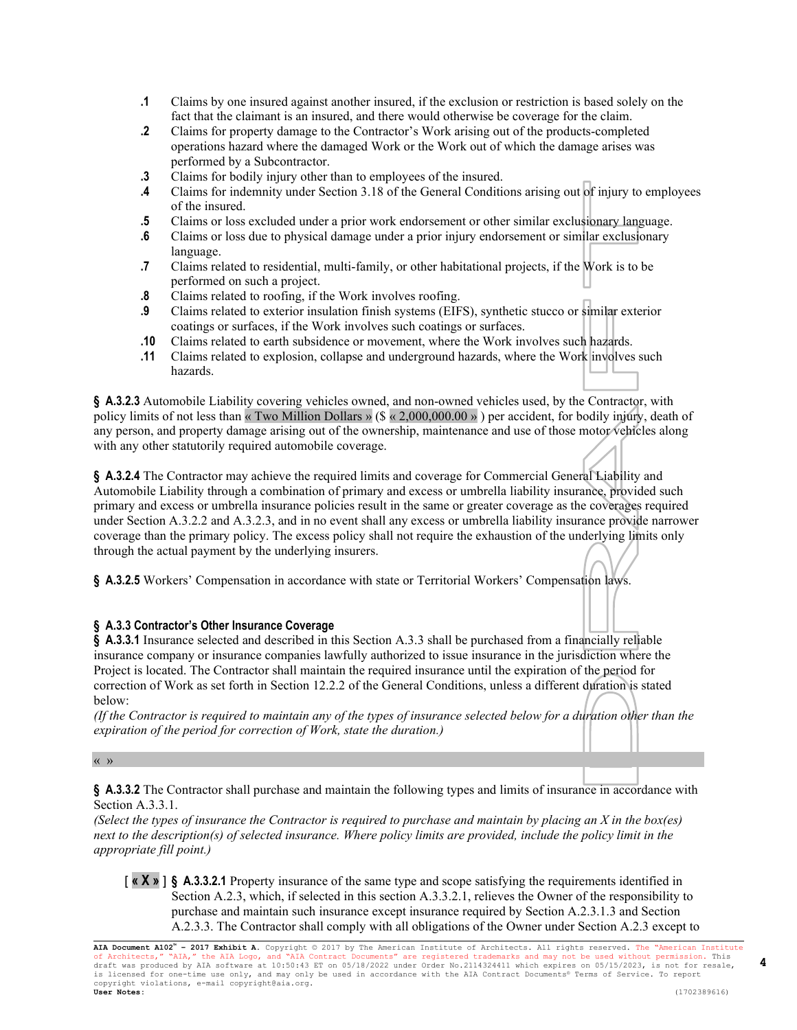**.1** Claims by one insured against another insured, if the exclusion or restriction is based solely on the fact that the claimant is an insured, and there would otherwise be coverage for the claim.

**.2** Claims for property damage to the Contractor's Work arising out of the products-completed operations hazard where the damaged Work or the Work out of which the damage arises was performed by a Subcontractor.

**.3** Claims for bodily injury other than to employees of the insured.

**.4** Claims for indemnity under Section 3.18 of the General Conditions arising out of injury to employees of the insured.

**.5** Claims or loss excluded under a prior work endorsement or other similar exclusionary language.

**.6** Claims or loss due to physical damage under a prior injury endorsement or similar exclusionary language.

**.7** Claims related to residential, multi-family, or other habitational projects, if the Work is to be performed on such a project.

**.8** Claims related to roofing, if the Work involves roofing.

**.9** Claims related to exterior insulation finish systems (EIFS), synthetic stucco or similar exterior coatings or surfaces, if the Work involves such coatings or surfaces.

**.10** Claims related to earth subsidence or movement, where the Work involves such hazards.

**.11** Claims related to explosion, collapse and underground hazards, where the Work involves such hazards.

**§ A.3.2.3** Automobile Liability covering vehicles owned, and non-owned vehicles used, by the Contractor, with policy limits of not less than « Two Million Dollars » ($ « 2,000,000.00 » ) per accident, for bodily injury, death of any person, and property damage arising out of the ownership, maintenance and use of those motor vehicles along with any other statutorily required automobile coverage.

**§ A.3.2.4** The Contractor may achieve the required limits and coverage for Commercial General Liability and Automobile Liability through a combination of primary and excess or umbrella liability insurance, provided such primary and excess or umbrella insurance policies result in the same or greater coverage as the coverages required under Section A.3.2.2 and A.3.2.3, and in no event shall any excess or umbrella liability insurance provide narrower coverage than the primary policy. The excess policy shall not require the exhaustion of the underlying limits only through the actual payment by the underlying insurers.

**§ A.3.2.5** Workers' Compensation in accordance with state or Territorial Workers' Compensation laws.

**§ A.3.3 Contractor's Other Insurance Coverage**

**§ A.3.3.1** Insurance selected and described in this Section A.3.3 shall be purchased from a financially reliable insurance company or insurance companies lawfully authorized to issue insurance in the jurisdiction where the Project is located. The Contractor shall maintain the required insurance until the expiration of the period for correction of Work as set forth in Section 12.2.2 of the General Conditions, unless a different duration is stated below:

*(If the Contractor is required to maintain any of the types of insurance selected below for a duration other than the expiration of the period for correction of Work, state the duration.)*

« »

**§ A.3.3.2** The Contractor shall purchase and maintain the following types and limits of insurance in accordance with Section A.3.3.1.

*(Select the types of insurance the Contractor is required to purchase and maintain by placing an X in the box(es) next to the description(s) of selected insurance. Where policy limits are provided, include the policy limit in the appropriate fill point.)*

[ « X » ] **§ A.3.3.2.1** Property insurance of the same type and scope satisfying the requirements identified in Section A.2.3, which, if selected in this section A.3.3.2.1, relieves the Owner of the responsibility to purchase and maintain such insurance except insurance required by Section A.2.3.1.3 and Section A.2.3.3. The Contractor shall comply with all obligations of the Owner under Section A.2.3 except to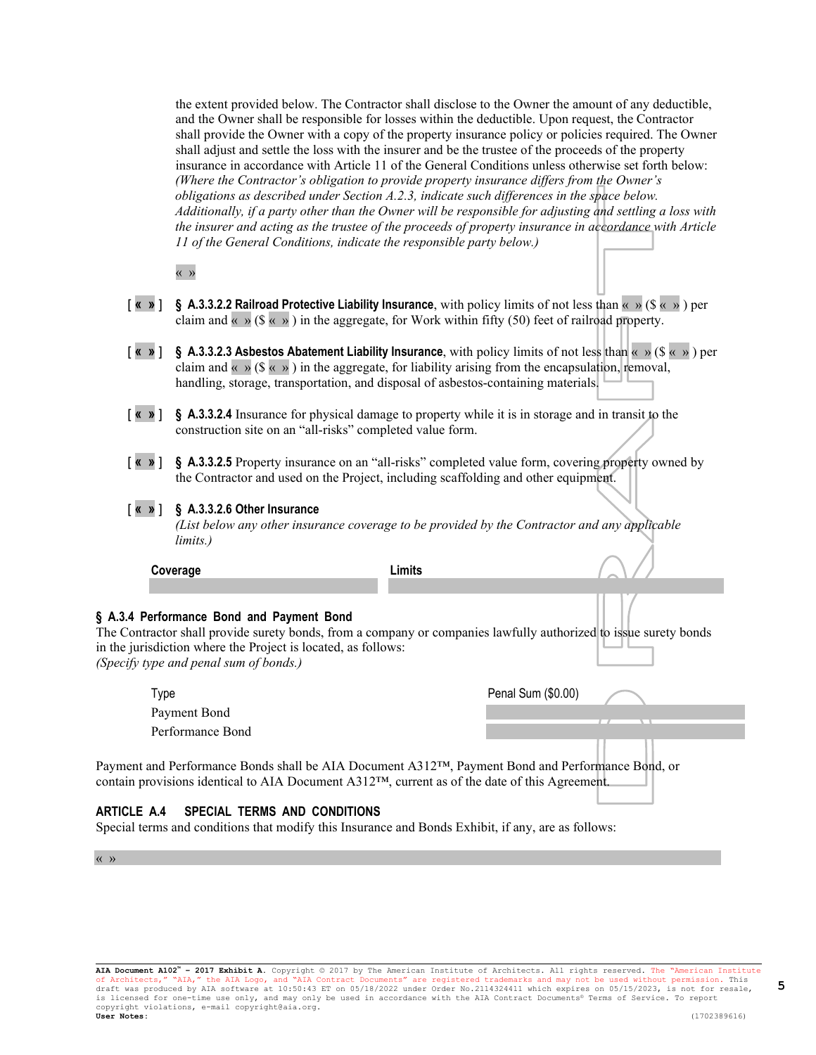the extent provided below. The Contractor shall disclose to the Owner the amount of any deductible, and the Owner shall be responsible for losses within the deductible. Upon request, the Contractor shall provide the Owner with a copy of the property insurance policy or policies required. The Owner shall adjust and settle the loss with the insurer and be the trustee of the proceeds of the property insurance in accordance with Article 11 of the General Conditions unless otherwise set forth below: *(Where the Contractor's obligation to provide property insurance differs from the Owner's obligations as described under Section A.2.3, indicate such differences in the space below. Additionally, if a party other than the Owner will be responsible for adjusting and settling a loss with the insurer and acting as the trustee of the proceeds of property insurance in accordance with Article 11 of the General Conditions, indicate the responsible party below.)*

« »

[ « » ] **§ A.3.3.2.2 Railroad Protective Liability Insurance**, with policy limits of not less than « » ($ « » ) per claim and « » ($ « » ) in the aggregate, for Work within fifty (50) feet of railroad property.

[ « » ] **§ A.3.3.2.3 Asbestos Abatement Liability Insurance**, with policy limits of not less than « » ($ « » ) per claim and « » ($ « » ) in the aggregate, for liability arising from the encapsulation, removal, handling, storage, transportation, and disposal of asbestos-containing materials.

[ « » ] **§ A.3.3.2.4** Insurance for physical damage to property while it is in storage and in transit to the construction site on an "all-risks" completed value form.

[ « » ] **§ A.3.3.2.5** Property insurance on an "all-risks" completed value form, covering property owned by the Contractor and used on the Project, including scaffolding and other equipment.

[ « » ] **§ A.3.3.2.6 Other Insurance**
*(List below any other insurance coverage to be provided by the Contractor and any applicable limits.)*

| Coverage | Limits |
|---|---|
| | |

**§ A.3.4 Performance Bond and Payment Bond**
The Contractor shall provide surety bonds, from a company or companies lawfully authorized to issue surety bonds in the jurisdiction where the Project is located, as follows:
*(Specify type and penal sum of bonds.)*

| Type | Penal Sum ($0.00) |
|---|---|
| Payment Bond | |
| Performance Bond | |

Payment and Performance Bonds shall be AIA Document A312™, Payment Bond and Performance Bond, or contain provisions identical to AIA Document A312™, current as of the date of this Agreement.

## ARTICLE A.4 SPECIAL TERMS AND CONDITIONS
Special terms and conditions that modify this Insurance and Bonds Exhibit, if any, are as follows:

« »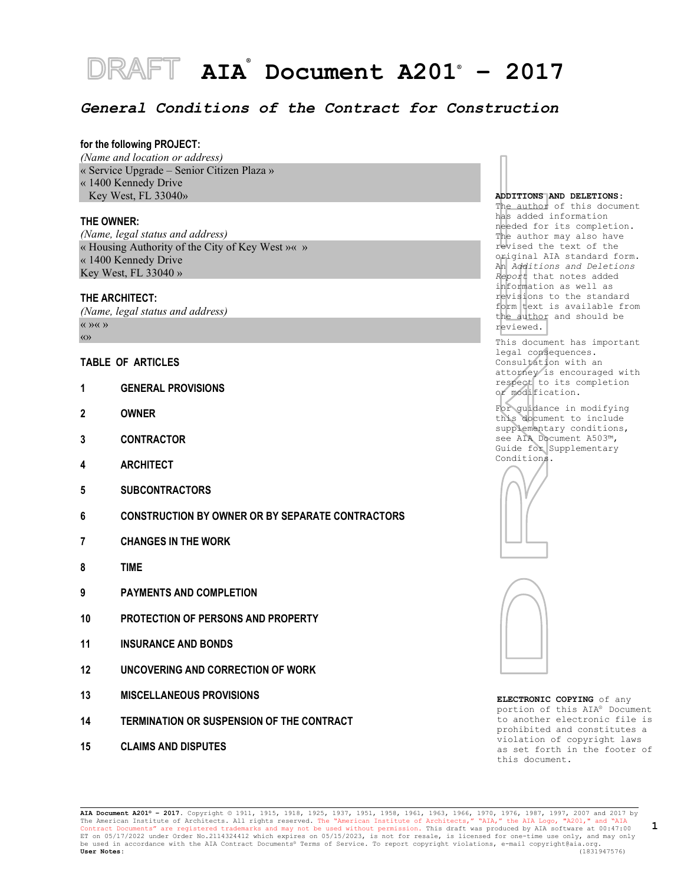# AIA® Document A201® – 2017

## *General Conditions of the Contract for Construction*

**for the following PROJECT:**
*(Name and location or address)*
« Service Upgrade – Senior Citizen Plaza »
« 1400 Kennedy Drive
Key West, FL 33040»

**THE OWNER:**
*(Name, legal status and address)*
« Housing Authority of the City of Key West »« »
« 1400 Kennedy Drive
Key West, FL 33040 »

**THE ARCHITECT:**
*(Name, legal status and address)*
« »« »
«»

**ADDITIONS AND DELETIONS:**
The author of this document has added information needed for its completion. The author may also have revised the text of the original AIA standard form. An *Additions and Deletions Report* that notes added information as well as revisions to the standard form text is available from the author and should be reviewed.

This document has important legal consequences. Consultation with an attorney is encouraged with respect to its completion or modification.

For guidance in modifying this document to include supplementary conditions, see AIA Document A503™, Guide for Supplementary Conditions.

**TABLE OF ARTICLES**

1 GENERAL PROVISIONS

2 OWNER

3 CONTRACTOR

4 ARCHITECT

5 SUBCONTRACTORS

6 CONSTRUCTION BY OWNER OR BY SEPARATE CONTRACTORS

7 CHANGES IN THE WORK

8 TIME

9 PAYMENTS AND COMPLETION

10 PROTECTION OF PERSONS AND PROPERTY

11 INSURANCE AND BONDS

12 UNCOVERING AND CORRECTION OF WORK

13 MISCELLANEOUS PROVISIONS

14 TERMINATION OR SUSPENSION OF THE CONTRACT

15 CLAIMS AND DISPUTES

**ELECTRONIC COPYING** of any portion of this AIA® Document to another electronic file is prohibited and constitutes a violation of copyright laws as set forth in the footer of this document.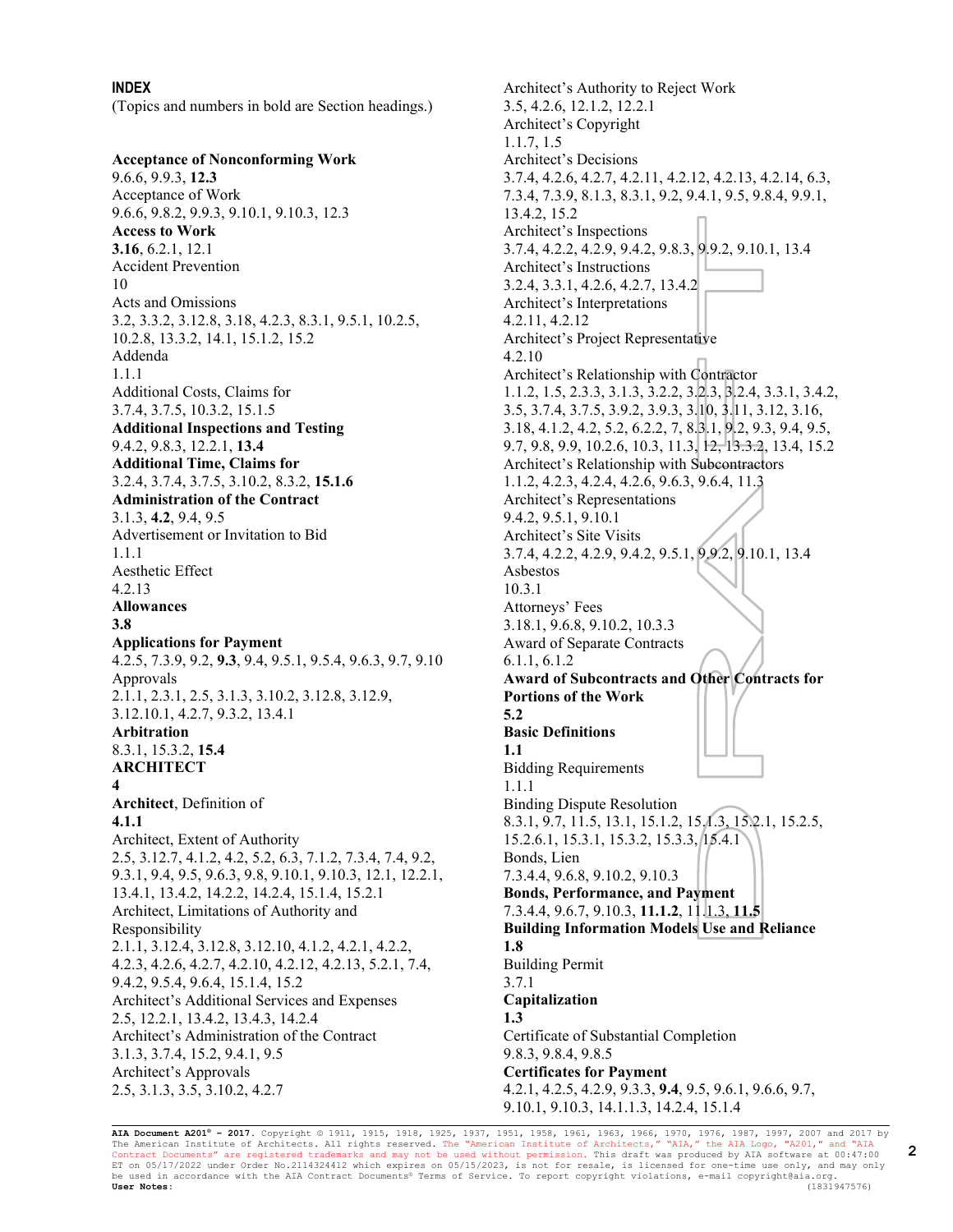**INDEX**

(Topics and numbers in bold are Section headings.)

**Acceptance of Nonconforming Work**
9.6.6, 9.9.3, **12.3**
Acceptance of Work
9.6.6, 9.8.2, 9.9.3, 9.10.1, 9.10.3, 12.3
**Access to Work**
**3.16**, 6.2.1, 12.1
Accident Prevention
10
Acts and Omissions
3.2, 3.3.2, 3.12.8, 3.18, 4.2.3, 8.3.1, 9.5.1, 10.2.5, 10.2.8, 13.3.2, 14.1, 15.1.2, 15.2
Addenda
1.1.1
Additional Costs, Claims for
3.7.4, 3.7.5, 10.3.2, 15.1.5
**Additional Inspections and Testing**
9.4.2, 9.8.3, 12.2.1, **13.4**
**Additional Time, Claims for**
3.2.4, 3.7.4, 3.7.5, 3.10.2, 8.3.2, **15.1.6**
**Administration of the Contract**
3.1.3, **4.2**, 9.4, 9.5
Advertisement or Invitation to Bid
1.1.1
Aesthetic Effect
4.2.13
**Allowances**
**3.8**
**Applications for Payment**
4.2.5, 7.3.9, 9.2, **9.3**, 9.4, 9.5.1, 9.5.4, 9.6.3, 9.7, 9.10
Approvals
2.1.1, 2.3.1, 2.5, 3.1.3, 3.10.2, 3.12.8, 3.12.9, 3.12.10.1, 4.2.7, 9.3.2, 13.4.1
**Arbitration**
8.3.1, 15.3.2, **15.4**
**ARCHITECT**
**4**
**Architect**, Definition of
**4.1.1**
Architect, Extent of Authority
2.5, 3.12.7, 4.1.2, 4.2, 5.2, 6.3, 7.1.2, 7.3.4, 7.4, 9.2, 9.3.1, 9.4, 9.5, 9.6.3, 9.8, 9.10.1, 9.10.3, 12.1, 12.2.1, 13.4.1, 13.4.2, 14.2.2, 14.2.4, 15.1.4, 15.2.1
Architect, Limitations of Authority and Responsibility
2.1.1, 3.12.4, 3.12.8, 3.12.10, 4.1.2, 4.2.1, 4.2.2, 4.2.3, 4.2.6, 4.2.7, 4.2.10, 4.2.12, 4.2.13, 5.2.1, 7.4, 9.4.2, 9.5.4, 9.6.4, 15.1.4, 15.2
Architect's Additional Services and Expenses
2.5, 12.2.1, 13.4.2, 13.4.3, 14.2.4
Architect's Administration of the Contract
3.1.3, 3.7.4, 15.2, 9.4.1, 9.5
Architect's Approvals
2.5, 3.1.3, 3.5, 3.10.2, 4.2.7
Architect's Authority to Reject Work
3.5, 4.2.6, 12.1.2, 12.2.1
Architect's Copyright
1.1.7, 1.5
Architect's Decisions
3.7.4, 4.2.6, 4.2.7, 4.2.11, 4.2.12, 4.2.13, 4.2.14, 6.3, 7.3.4, 7.3.9, 8.1.3, 8.3.1, 9.2, 9.4.1, 9.5, 9.8.4, 9.9.1, 13.4.2, 15.2
Architect's Inspections
3.7.4, 4.2.2, 4.2.9, 9.4.2, 9.8.3, 9.9.2, 9.10.1, 13.4
Architect's Instructions
3.2.4, 3.3.1, 4.2.6, 4.2.7, 13.4.2
Architect's Interpretations
4.2.11, 4.2.12
Architect's Project Representative
4.2.10
Architect's Relationship with Contractor
1.1.2, 1.5, 2.3.3, 3.1.3, 3.2.2, 3.2.3, 3.2.4, 3.3.1, 3.4.2, 3.5, 3.7.4, 3.7.5, 3.9.2, 3.9.3, 3.10, 3.11, 3.12, 3.16, 3.18, 4.1.2, 4.2, 5.2, 6.2.2, 7, 8.3.1, 9.2, 9.3, 9.4, 9.5, 9.7, 9.8, 9.9, 10.2.6, 10.3, 11.3, 12, 13.3.2, 13.4, 15.2
Architect's Relationship with Subcontractors
1.1.2, 4.2.3, 4.2.4, 4.2.6, 9.6.3, 9.6.4, 11.3
Architect's Representations
9.4.2, 9.5.1, 9.10.1
Architect's Site Visits
3.7.4, 4.2.2, 4.2.9, 9.4.2, 9.5.1, 9.9.2, 9.10.1, 13.4
Asbestos
10.3.1
Attorneys' Fees
3.18.1, 9.6.8, 9.10.2, 10.3.3
Award of Separate Contracts
6.1.1, 6.1.2
**Award of Subcontracts and Other Contracts for Portions of the Work**
**5.2**
**Basic Definitions**
**1.1**
Bidding Requirements
1.1.1
Binding Dispute Resolution
8.3.1, 9.7, 11.5, 13.1, 15.1.2, 15.1.3, 15.2.1, 15.2.5, 15.2.6.1, 15.3.1, 15.3.2, 15.3.3, 15.4.1
Bonds, Lien
7.3.4.4, 9.6.8, 9.10.2, 9.10.3
**Bonds, Performance, and Payment**
7.3.4.4, 9.6.7, 9.10.3, **11.1.2**, 11.1.3, **11.5**
**Building Information Models Use and Reliance**
**1.8**
Building Permit
3.7.1
**Capitalization**
**1.3**
Certificate of Substantial Completion
9.8.3, 9.8.4, 9.8.5
**Certificates for Payment**
4.2.1, 4.2.5, 4.2.9, 9.3.3, **9.4**, 9.5, 9.6.1, 9.6.6, 9.7, 9.10.1, 9.10.3, 14.1.1.3, 14.2.4, 15.1.4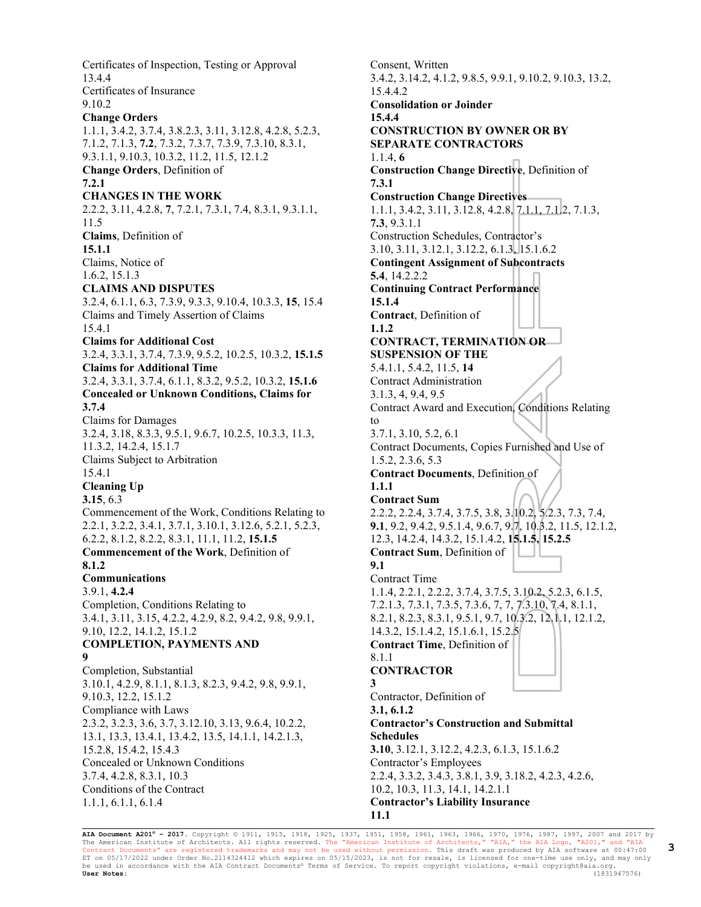Certificates of Inspection, Testing or Approval
13.4.4
Certificates of Insurance
9.10.2
**Change Orders**
1.1.1, 3.4.2, 3.7.4, 3.8.2.3, 3.11, 3.12.8, 4.2.8, 5.2.3, 7.1.2, 7.1.3, **7.2**, 7.3.2, 7.3.7, 7.3.9, 7.3.10, 8.3.1, 9.3.1.1, 9.10.3, 10.3.2, 11.2, 11.5, 12.1.2
**Change Orders**, Definition of
**7.2.1**
**CHANGES IN THE WORK**
2.2.2, 3.11, 4.2.8, **7**, 7.2.1, 7.3.1, 7.4, 8.3.1, 9.3.1.1, 11.5
**Claims**, Definition of
**15.1.1**
Claims, Notice of
1.6.2, 15.1.3
**CLAIMS AND DISPUTES**
3.2.4, 6.1.1, 6.3, 7.3.9, 9.3.3, 9.10.4, 10.3.3, **15**, 15.4
Claims and Timely Assertion of Claims
15.4.1
**Claims for Additional Cost**
3.2.4, 3.3.1, 3.7.4, 7.3.9, 9.5.2, 10.2.5, 10.3.2, **15.1.5**
**Claims for Additional Time**
3.2.4, 3.3.1, 3.7.4, 6.1.1, 8.3.2, 9.5.2, 10.3.2, **15.1.6**
**Concealed or Unknown Conditions, Claims for**
**3.7.4**
Claims for Damages
3.2.4, 3.18, 8.3.3, 9.5.1, 9.6.7, 10.2.5, 10.3.3, 11.3, 11.3.2, 14.2.4, 15.1.7
Claims Subject to Arbitration
15.4.1
**Cleaning Up**
**3.15**, 6.3
Commencement of the Work, Conditions Relating to
2.2.1, 3.2.2, 3.4.1, 3.7.1, 3.10.1, 3.12.6, 5.2.1, 5.2.3, 6.2.2, 8.1.2, 8.2.2, 8.3.1, 11.1, 11.2, **15.1.5**
**Commencement of the Work**, Definition of
**8.1.2**
**Communications**
3.9.1, **4.2.4**
Completion, Conditions Relating to
3.4.1, 3.11, 3.15, 4.2.2, 4.2.9, 8.2, 9.4.2, 9.8, 9.9.1, 9.10, 12.2, 14.1.2, 15.1.2
**COMPLETION, PAYMENTS AND**
**9**
Completion, Substantial
3.10.1, 4.2.9, 8.1.1, 8.1.3, 8.2.3, 9.4.2, 9.8, 9.9.1, 9.10.3, 12.2, 15.1.2
Compliance with Laws
2.3.2, 3.2.3, 3.6, 3.7, 3.12.10, 3.13, 9.6.4, 10.2.2, 13.1, 13.3, 13.4.1, 13.4.2, 13.5, 14.1.1, 14.2.1.3, 15.2.8, 15.4.2, 15.4.3
Concealed or Unknown Conditions
3.7.4, 4.2.8, 8.3.1, 10.3
Conditions of the Contract
1.1.1, 6.1.1, 6.1.4
Consent, Written
3.4.2, 3.14.2, 4.1.2, 9.8.5, 9.9.1, 9.10.2, 9.10.3, 13.2, 15.4.4.2
**Consolidation or Joinder**
**15.4.4**
**CONSTRUCTION BY OWNER OR BY SEPARATE CONTRACTORS**
1.1.4, **6**
**Construction Change Directive**, Definition of
**7.3.1**
**Construction Change Directives**
1.1.1, 3.4.2, 3.11, 3.12.8, 4.2.8, 7.1.1, 7.1.2, 7.1.3, **7.3**, 9.3.1.1
Construction Schedules, Contractor's
3.10, 3.11, 3.12.1, 3.12.2, 6.1.3, 15.1.6.2
**Contingent Assignment of Subcontracts**
**5.4**, 14.2.2.2
**Continuing Contract Performance**
**15.1.4**
**Contract**, Definition of
**1.1.2**
**CONTRACT, TERMINATION OR SUSPENSION OF THE**
5.4.1.1, 5.4.2, 11.5, **14**
Contract Administration
3.1.3, 4, 9.4, 9.5
Contract Award and Execution, Conditions Relating to
3.7.1, 3.10, 5.2, 6.1
Contract Documents, Copies Furnished and Use of
1.5.2, 2.3.6, 5.3
**Contract Documents**, Definition of
**1.1.1**
**Contract Sum**
2.2.2, 2.2.4, 3.7.4, 3.7.5, 3.8, 3.10.2, 5.2.3, 7.3, 7.4, **9.1**, 9.2, 9.4.2, 9.5.1.4, 9.6.7, 9.7, 10.3.2, 11.5, 12.1.2, 12.3, 14.2.4, 14.3.2, 15.1.4.2, **15.1.5**, **15.2.5**
**Contract Sum**, Definition of
**9.1**
Contract Time
1.1.4, 2.2.1, 2.2.2, 3.7.4, 3.7.5, 3.10.2, 5.2.3, 6.1.5, 7.2.1.3, 7.3.1, 7.3.5, 7.3.6, 7, 7, 7.3.10, 7.4, 8.1.1, 8.2.1, 8.2.3, 8.3.1, 9.5.1, 9.7, 10.3.2, 12.1.1, 12.1.2, 14.3.2, 15.1.4.2, 15.1.6.1, 15.2.5
**Contract Time**, Definition of
8.1.1
**CONTRACTOR**
**3**
Contractor, Definition of
**3.1, 6.1.2**
**Contractor's Construction and Submittal Schedules**
**3.10**, 3.12.1, 3.12.2, 4.2.3, 6.1.3, 15.1.6.2
Contractor's Employees
2.2.4, 3.3.2, 3.4.3, 3.8.1, 3.9, 3.18.2, 4.2.3, 4.2.6, 10.2, 10.3, 11.3, 14.1, 14.2.1.1
**Contractor's Liability Insurance**
**11.1**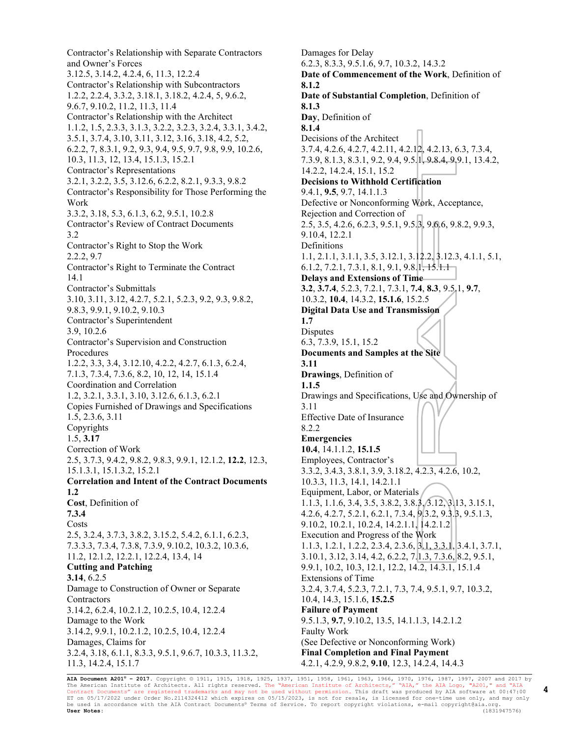Contractor's Relationship with Separate Contractors and Owner's Forces
3.12.5, 3.14.2, 4.2.4, 6, 11.3, 12.2.4
Contractor's Relationship with Subcontractors
1.2.2, 2.2.4, 3.3.2, 3.18.1, 3.18.2, 4.2.4, 5, 9.6.2, 9.6.7, 9.10.2, 11.2, 11.3, 11.4
Contractor's Relationship with the Architect
1.1.2, 1.5, 2.3.3, 3.1.3, 3.2.2, 3.2.3, 3.2.4, 3.3.1, 3.4.2, 3.5.1, 3.7.4, 3.10, 3.11, 3.12, 3.16, 3.18, 4.2, 5.2, 6.2.2, 7, 8.3.1, 9.2, 9.3, 9.4, 9.5, 9.7, 9.8, 9.9, 10.2.6, 10.3, 11.3, 12, 13.4, 15.1.3, 15.2.1
Contractor's Representations
3.2.1, 3.2.2, 3.5, 3.12.6, 6.2.2, 8.2.1, 9.3.3, 9.8.2
Contractor's Responsibility for Those Performing the Work
3.3.2, 3.18, 5.3, 6.1.3, 6.2, 9.5.1, 10.2.8
Contractor's Review of Contract Documents
3.2
Contractor's Right to Stop the Work
2.2.2, 9.7
Contractor's Right to Terminate the Contract
14.1
Contractor's Submittals
3.10, 3.11, 3.12, 4.2.7, 5.2.1, 5.2.3, 9.2, 9.3, 9.8.2, 9.8.3, 9.9.1, 9.10.2, 9.10.3
Contractor's Superintendent
3.9, 10.2.6
Contractor's Supervision and Construction Procedures
1.2.2, 3.3, 3.4, 3.12.10, 4.2.2, 4.2.7, 6.1.3, 6.2.4, 7.1.3, 7.3.4, 7.3.6, 8.2, 10, 12, 14, 15.1.4
Coordination and Correlation
1.2, 3.2.1, 3.3.1, 3.10, 3.12.6, 6.1.3, 6.2.1
Copies Furnished of Drawings and Specifications
1.5, 2.3.6, 3.11
Copyrights
1.5, **3.17**
Correction of Work
2.5, 3.7.3, 9.4.2, 9.8.2, 9.8.3, 9.9.1, 12.1.2, **12.2**, 12.3, 15.1.3.1, 15.1.3.2, 15.2.1
**Correlation and Intent of the Contract Documents**
**1.2**
**Cost**, Definition of
**7.3.4**
Costs
2.5, 3.2.4, 3.7.3, 3.8.2, 3.15.2, 5.4.2, 6.1.1, 6.2.3, 7.3.3.3, 7.3.4, 7.3.8, 7.3.9, 9.10.2, 10.3.2, 10.3.6, 11.2, 12.1.2, 12.2.1, 12.2.4, 13.4, 14
**Cutting and Patching**
**3.14**, 6.2.5
Damage to Construction of Owner or Separate Contractors
3.14.2, 6.2.4, 10.2.1.2, 10.2.5, 10.4, 12.2.4
Damage to the Work
3.14.2, 9.9.1, 10.2.1.2, 10.2.5, 10.4, 12.2.4
Damages, Claims for
3.2.4, 3.18, 6.1.1, 8.3.3, 9.5.1, 9.6.7, 10.3.3, 11.3.2, 11.3, 14.2.4, 15.1.7
Damages for Delay
6.2.3, 8.3.3, 9.5.1.6, 9.7, 10.3.2, 14.3.2
**Date of Commencement of the Work**, Definition of
**8.1.2**
**Date of Substantial Completion**, Definition of
**8.1.3**
**Day**, Definition of
**8.1.4**
Decisions of the Architect
3.7.4, 4.2.6, 4.2.7, 4.2.11, 4.2.12, 4.2.13, 6.3, 7.3.4, 7.3.9, 8.1.3, 8.3.1, 9.2, 9.4, 9.5.1, 9.8.4, 9.9.1, 13.4.2, 14.2.2, 14.2.4, 15.1, 15.2
**Decisions to Withhold Certification**
9.4.1, **9.5**, 9.7, 14.1.1.3
Defective or Nonconforming Work, Acceptance, Rejection and Correction of
2.5, 3.5, 4.2.6, 6.2.3, 9.5.1, 9.5.3, 9.6.6, 9.8.2, 9.9.3, 9.10.4, 12.2.1
Definitions
1.1, 2.1.1, 3.1.1, 3.5, 3.12.1, 3.12.2, 3.12.3, 4.1.1, 5.1, 6.1.2, 7.2.1, 7.3.1, 8.1, 9.1, 9.8.1, 15.1.1
**Delays and Extensions of Time**
**3.2**, **3.7.4**, 5.2.3, 7.2.1, 7.3.1, **7.4**, **8.3**, 9.5.1, **9.7**, 10.3.2, **10.4**, 14.3.2, **15.1.6**, 15.2.5
**Digital Data Use and Transmission**
**1.7**
Disputes
6.3, 7.3.9, 15.1, 15.2
**Documents and Samples at the Site**
**3.11**
**Drawings**, Definition of
**1.1.5**
Drawings and Specifications, Use and Ownership of
3.11
Effective Date of Insurance
8.2.2
**Emergencies**
**10.4**, 14.1.1.2, **15.1.5**
Employees, Contractor's
3.3.2, 3.4.3, 3.8.1, 3.9, 3.18.2, 4.2.3, 4.2.6, 10.2, 10.3.3, 11.3, 14.1, 14.2.1.1
Equipment, Labor, or Materials
1.1.3, 1.1.6, 3.4, 3.5, 3.8.2, 3.8.3, 3.12, 3.13, 3.15.1, 4.2.6, 4.2.7, 5.2.1, 6.2.1, 7.3.4, 9.3.2, 9.3.3, 9.5.1.3, 9.10.2, 10.2.1, 10.2.4, 14.2.1.1, 14.2.1.2
Execution and Progress of the Work
1.1.3, 1.2.1, 1.2.2, 2.3.4, 2.3.6, 3.1, 3.3.1, 3.4.1, 3.7.1, 3.10.1, 3.12, 3.14, 4.2, 6.2.2, 7.1.3, 7.3.6, 8.2, 9.5.1, 9.9.1, 10.2, 10.3, 12.1, 12.2, 14.2, 14.3.1, 15.1.4
Extensions of Time
3.2.4, 3.7.4, 5.2.3, 7.2.1, 7.3, 7.4, 9.5.1, 9.7, 10.3.2, 10.4, 14.3, 15.1.6, **15.2.5**
**Failure of Payment**
9.5.1.3, **9.7**, 9.10.2, 13.5, 14.1.1.3, 14.2.1.2
Faulty Work
(See Defective or Nonconforming Work)
**Final Completion and Final Payment**
4.2.1, 4.2.9, 9.8.2, **9.10**, 12.3, 14.2.4, 14.4.3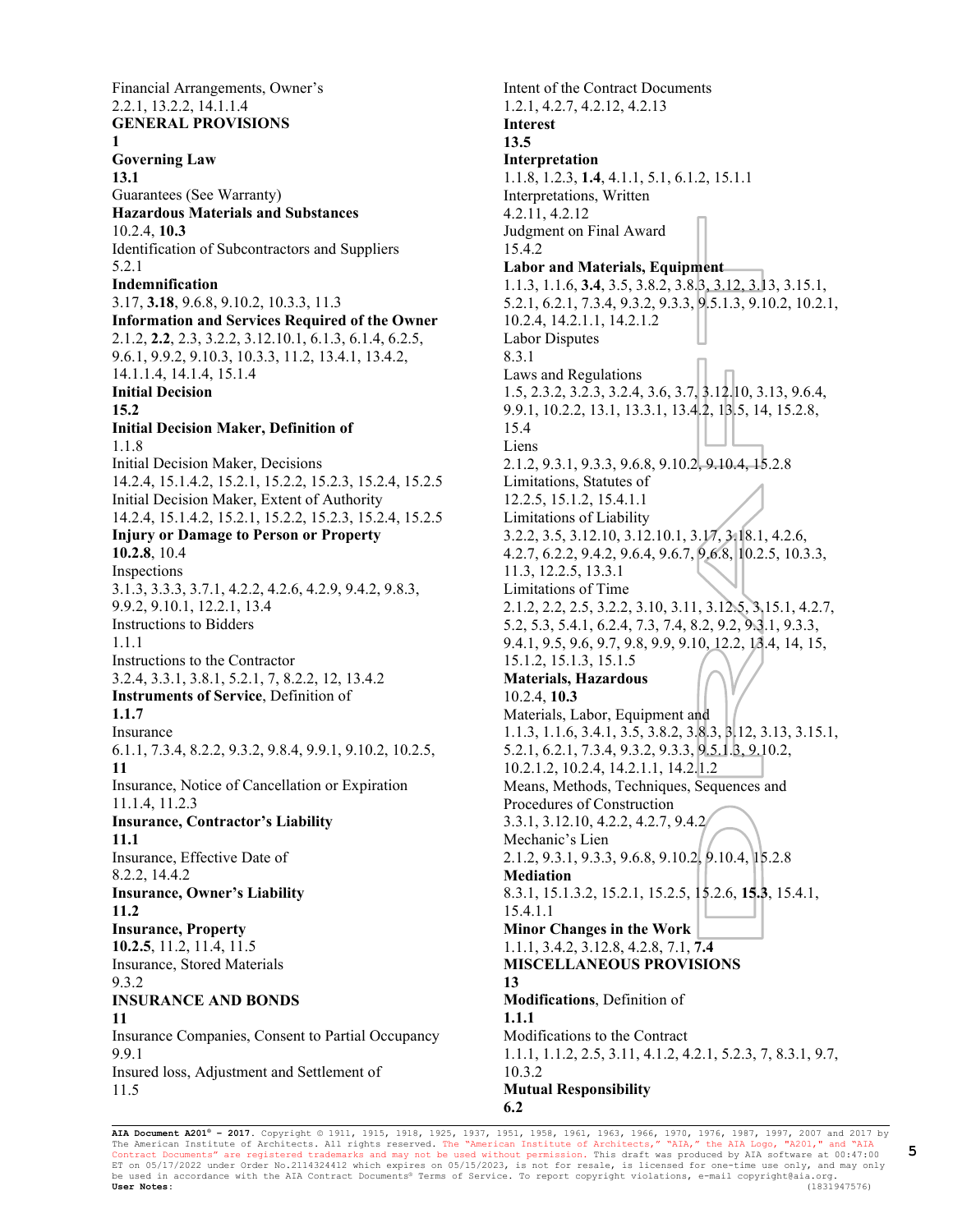Financial Arrangements, Owner's
2.2.1, 13.2.2, 14.1.1.4
**GENERAL PROVISIONS**
**1**
**Governing Law**
**13.1**
Guarantees (See Warranty)
**Hazardous Materials and Substances**
10.2.4, **10.3**
Identification of Subcontractors and Suppliers
5.2.1
**Indemnification**
3.17, **3.18**, 9.6.8, 9.10.2, 10.3.3, 11.3
**Information and Services Required of the Owner**
2.1.2, **2.2**, 2.3, 3.2.2, 3.12.10.1, 6.1.3, 6.1.4, 6.2.5, 9.6.1, 9.9.2, 9.10.3, 10.3.3, 11.2, 13.4.1, 13.4.2, 14.1.1.4, 14.1.4, 15.1.4
**Initial Decision**
**15.2**
**Initial Decision Maker, Definition of**
1.1.8
Initial Decision Maker, Decisions
14.2.4, 15.1.4.2, 15.2.1, 15.2.2, 15.2.3, 15.2.4, 15.2.5
Initial Decision Maker, Extent of Authority
14.2.4, 15.1.4.2, 15.2.1, 15.2.2, 15.2.3, 15.2.4, 15.2.5
**Injury or Damage to Person or Property**
**10.2.8**, 10.4
Inspections
3.1.3, 3.3.3, 3.7.1, 4.2.2, 4.2.6, 4.2.9, 9.4.2, 9.8.3, 9.9.2, 9.10.1, 12.2.1, 13.4
Instructions to Bidders
1.1.1
Instructions to the Contractor
3.2.4, 3.3.1, 3.8.1, 5.2.1, 7, 8.2.2, 12, 13.4.2
**Instruments of Service**, Definition of
**1.1.7**
Insurance
6.1.1, 7.3.4, 8.2.2, 9.3.2, 9.8.4, 9.9.1, 9.10.2, 10.2.5, **11**
Insurance, Notice of Cancellation or Expiration
11.1.4, 11.2.3
**Insurance, Contractor's Liability**
**11.1**
Insurance, Effective Date of
8.2.2, 14.4.2
**Insurance, Owner's Liability**
**11.2**
**Insurance, Property**
**10.2.5**, 11.2, 11.4, 11.5
Insurance, Stored Materials
9.3.2
**INSURANCE AND BONDS**
**11**
Insurance Companies, Consent to Partial Occupancy
9.9.1
Insured loss, Adjustment and Settlement of
11.5
Intent of the Contract Documents
1.2.1, 4.2.7, 4.2.12, 4.2.13
**Interest**
**13.5**
**Interpretation**
1.1.8, 1.2.3, **1.4**, 4.1.1, 5.1, 6.1.2, 15.1.1
Interpretations, Written
4.2.11, 4.2.12
Judgment on Final Award
15.4.2
**Labor and Materials, Equipment**
1.1.3, 1.1.6, **3.4**, 3.5, 3.8.2, 3.8.3, 3.12, 3.13, 3.15.1, 5.2.1, 6.2.1, 7.3.4, 9.3.2, 9.3.3, 9.5.1.3, 9.10.2, 10.2.1, 10.2.4, 14.2.1.1, 14.2.1.2
Labor Disputes
8.3.1
Laws and Regulations
1.5, 2.3.2, 3.2.3, 3.2.4, 3.6, 3.7, 3.12.10, 3.13, 9.6.4, 9.9.1, 10.2.2, 13.1, 13.3.1, 13.4.2, 13.5, 14, 15.2.8, 15.4
Liens
2.1.2, 9.3.1, 9.3.3, 9.6.8, 9.10.2, 9.10.4, 15.2.8
Limitations, Statutes of
12.2.5, 15.1.2, 15.4.1.1
Limitations of Liability
3.2.2, 3.5, 3.12.10, 3.12.10.1, 3.17, 3.18.1, 4.2.6, 4.2.7, 6.2.2, 9.4.2, 9.6.4, 9.6.7, 9.6.8, 10.2.5, 10.3.3, 11.3, 12.2.5, 13.3.1
Limitations of Time
2.1.2, 2.2, 2.5, 3.2.2, 3.10, 3.11, 3.12.5, 3.15.1, 4.2.7, 5.2, 5.3, 5.4.1, 6.2.4, 7.3, 7.4, 8.2, 9.2, 9.3.1, 9.3.3, 9.4.1, 9.5, 9.6, 9.7, 9.8, 9.9, 9.10, 12.2, 13.4, 14, 15, 15.1.2, 15.1.3, 15.1.5
**Materials, Hazardous**
10.2.4, **10.3**
Materials, Labor, Equipment and
1.1.3, 1.1.6, 3.4.1, 3.5, 3.8.2, 3.8.3, 3.12, 3.13, 3.15.1, 5.2.1, 6.2.1, 7.3.4, 9.3.2, 9.3.3, 9.5.1.3, 9.10.2, 10.2.1.2, 10.2.4, 14.2.1.1, 14.2.1.2
Means, Methods, Techniques, Sequences and Procedures of Construction
3.3.1, 3.12.10, 4.2.2, 4.2.7, 9.4.2
Mechanic's Lien
2.1.2, 9.3.1, 9.3.3, 9.6.8, 9.10.2, 9.10.4, 15.2.8
**Mediation**
8.3.1, 15.1.3.2, 15.2.1, 15.2.5, 15.2.6, **15.3**, 15.4.1, 15.4.1.1
**Minor Changes in the Work**
1.1.1, 3.4.2, 3.12.8, 4.2.8, 7.1, **7.4**
**MISCELLANEOUS PROVISIONS**
**13**
**Modifications**, Definition of
**1.1.1**
Modifications to the Contract
1.1.1, 1.1.2, 2.5, 3.11, 4.1.2, 4.2.1, 5.2.3, 7, 8.3.1, 9.7, 10.3.2
**Mutual Responsibility**
**6.2**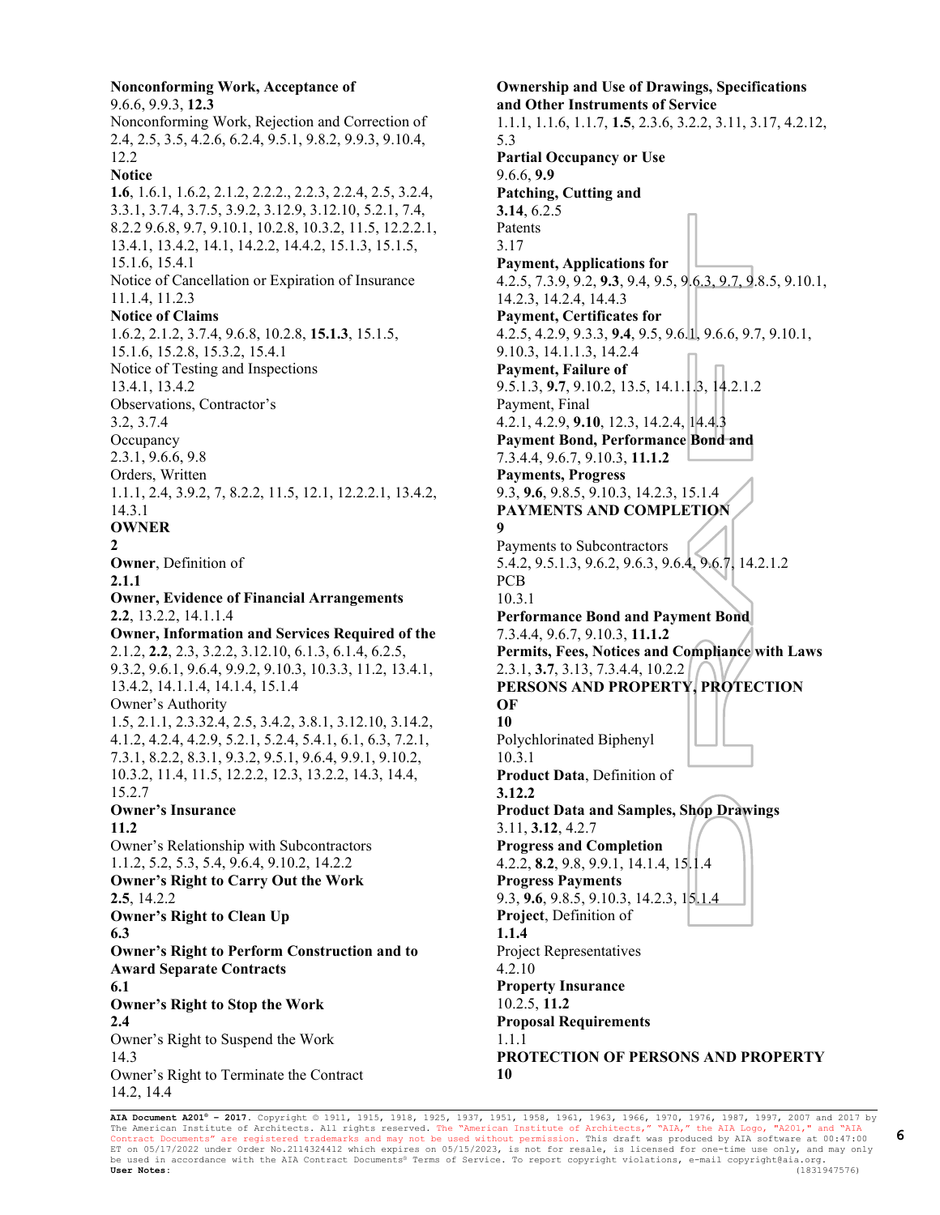**Nonconforming Work, Acceptance of**
9.6.6, 9.9.3, **12.3**

Nonconforming Work, Rejection and Correction of
2.4, 2.5, 3.5, 4.2.6, 6.2.4, 9.5.1, 9.8.2, 9.9.3, 9.10.4, 12.2

**Notice**
**1.6**, 1.6.1, 1.6.2, 2.1.2, 2.2.2., 2.2.3, 2.2.4, 2.5, 3.2.4, 3.3.1, 3.7.4, 3.7.5, 3.9.2, 3.12.9, 3.12.10, 5.2.1, 7.4, 8.2.2 9.6.8, 9.7, 9.10.1, 10.2.8, 10.3.2, 11.5, 12.2.2.1, 13.4.1, 13.4.2, 14.1, 14.2.2, 14.4.2, 15.1.3, 15.1.5, 15.1.6, 15.4.1

Notice of Cancellation or Expiration of Insurance
11.1.4, 11.2.3

**Notice of Claims**
1.6.2, 2.1.2, 3.7.4, 9.6.8, 10.2.8, **15.1.3**, 15.1.5, 15.1.6, 15.2.8, 15.3.2, 15.4.1

Notice of Testing and Inspections
13.4.1, 13.4.2

Observations, Contractor's
3.2, 3.7.4

Occupancy
2.3.1, 9.6.6, 9.8

Orders, Written
1.1.1, 2.4, 3.9.2, 7, 8.2.2, 11.5, 12.1, 12.2.2.1, 13.4.2, 14.3.1

**OWNER**
**2**

**Owner**, Definition of
**2.1.1**

**Owner, Evidence of Financial Arrangements**
**2.2**, 13.2.2, 14.1.1.4

**Owner, Information and Services Required of the**
2.1.2, **2.2**, 2.3, 3.2.2, 3.12.10, 6.1.3, 6.1.4, 6.2.5, 9.3.2, 9.6.1, 9.6.4, 9.9.2, 9.10.3, 10.3.3, 11.2, 13.4.1, 13.4.2, 14.1.1.4, 14.1.4, 15.1.4

Owner's Authority
1.5, 2.1.1, 2.3.32.4, 2.5, 3.4.2, 3.8.1, 3.12.10, 3.14.2, 4.1.2, 4.2.4, 4.2.9, 5.2.1, 5.2.4, 5.4.1, 6.1, 6.3, 7.2.1, 7.3.1, 8.2.2, 8.3.1, 9.3.2, 9.5.1, 9.6.4, 9.9.1, 9.10.2, 10.3.2, 11.4, 11.5, 12.2.2, 12.3, 13.2.2, 14.3, 14.4, 15.2.7

**Owner's Insurance**
**11.2**

Owner's Relationship with Subcontractors
1.1.2, 5.2, 5.3, 5.4, 9.6.4, 9.10.2, 14.2.2

**Owner's Right to Carry Out the Work**
**2.5**, 14.2.2

**Owner's Right to Clean Up**
**6.3**

**Owner's Right to Perform Construction and to Award Separate Contracts**
**6.1**

**Owner's Right to Stop the Work**
**2.4**

Owner's Right to Suspend the Work
14.3

Owner's Right to Terminate the Contract
14.2, 14.4

**Ownership and Use of Drawings, Specifications and Other Instruments of Service**
1.1.1, 1.1.6, 1.1.7, **1.5**, 2.3.6, 3.2.2, 3.11, 3.17, 4.2.12, 5.3

**Partial Occupancy or Use**
9.6.6, **9.9**

**Patching, Cutting and**
**3.14**, 6.2.5

Patents
3.17

**Payment, Applications for**
4.2.5, 7.3.9, 9.2, **9.3**, 9.4, 9.5, 9.6.3, 9.7, 9.8.5, 9.10.1, 14.2.3, 14.2.4, 14.4.3

**Payment, Certificates for**
4.2.5, 4.2.9, 9.3.3, **9.4**, 9.5, 9.6.1, 9.6.6, 9.7, 9.10.1, 9.10.3, 14.1.1.3, 14.2.4

**Payment, Failure of**
9.5.1.3, **9.7**, 9.10.2, 13.5, 14.1.1.3, 14.2.1.2

Payment, Final
4.2.1, 4.2.9, **9.10**, 12.3, 14.2.4, 14.4.3

**Payment Bond, Performance Bond and**
7.3.4.4, 9.6.7, 9.10.3, **11.1.2**

**Payments, Progress**
9.3, **9.6**, 9.8.5, 9.10.3, 14.2.3, 15.1.4

**PAYMENTS AND COMPLETION**
**9**

Payments to Subcontractors
5.4.2, 9.5.1.3, 9.6.2, 9.6.3, 9.6.4, 9.6.7, 14.2.1.2

PCB
10.3.1

**Performance Bond and Payment Bond**
7.3.4.4, 9.6.7, 9.10.3, **11.1.2**

**Permits, Fees, Notices and Compliance with Laws**
2.3.1, **3.7**, 3.13, 7.3.4.4, 10.2.2

**PERSONS AND PROPERTY, PROTECTION OF**
**10**

Polychlorinated Biphenyl
10.3.1

**Product Data**, Definition of
**3.12.2**

**Product Data and Samples, Shop Drawings**
3.11, **3.12**, 4.2.7

**Progress and Completion**
4.2.2, **8.2**, 9.8, 9.9.1, 14.1.4, 15.1.4

**Progress Payments**
9.3, **9.6**, 9.8.5, 9.10.3, 14.2.3, 15.1.4

**Project**, Definition of
**1.1.4**

Project Representatives
4.2.10

**Property Insurance**
10.2.5, **11.2**

**Proposal Requirements**
1.1.1

**PROTECTION OF PERSONS AND PROPERTY**
**10**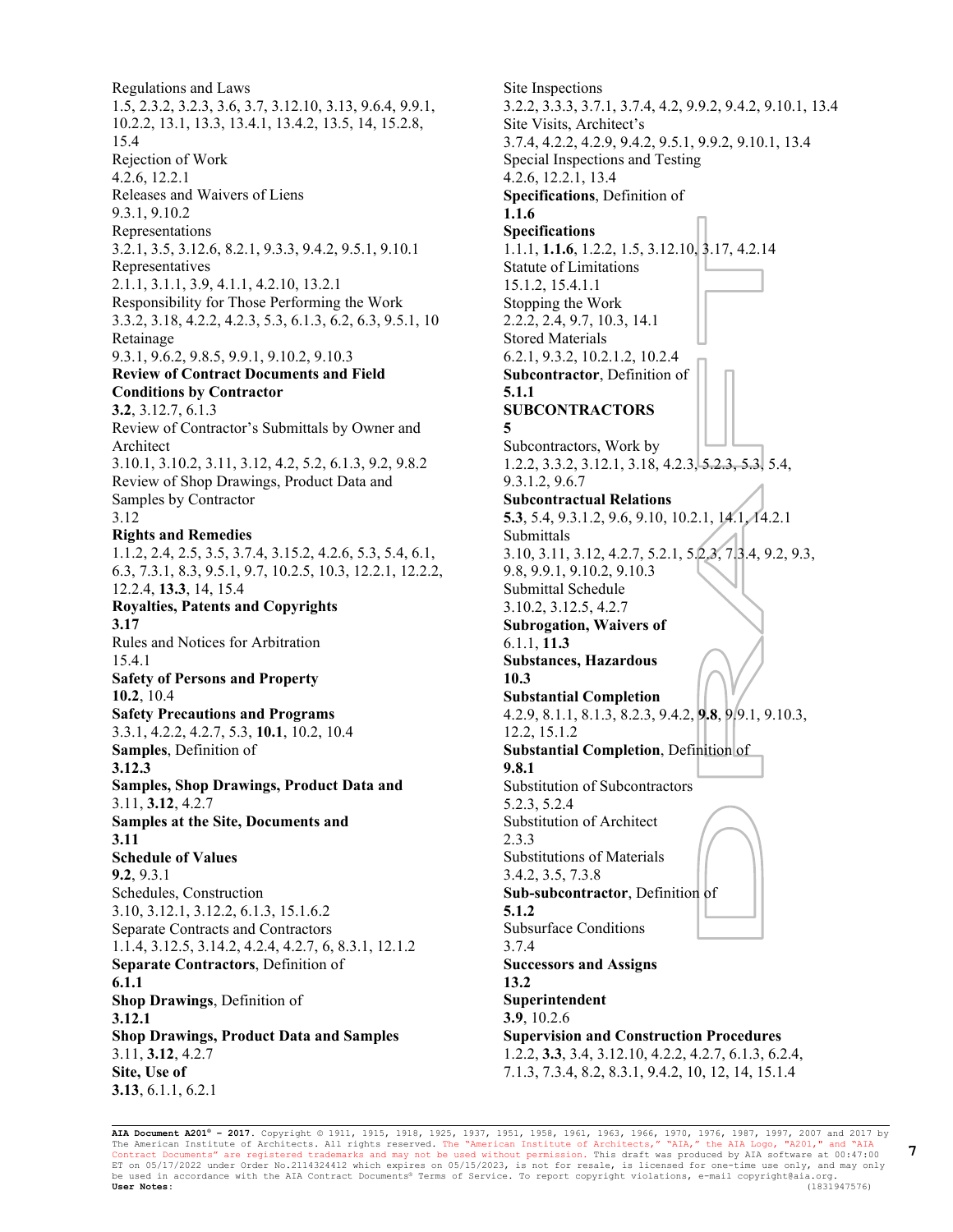Regulations and Laws
1.5, 2.3.2, 3.2.3, 3.6, 3.7, 3.12.10, 3.13, 9.6.4, 9.9.1, 10.2.2, 13.1, 13.3, 13.4.1, 13.4.2, 13.5, 14, 15.2.8, 15.4

Rejection of Work
4.2.6, 12.2.1

Releases and Waivers of Liens
9.3.1, 9.10.2

Representations
3.2.1, 3.5, 3.12.6, 8.2.1, 9.3.3, 9.4.2, 9.5.1, 9.10.1

Representatives
2.1.1, 3.1.1, 3.9, 4.1.1, 4.2.10, 13.2.1

Responsibility for Those Performing the Work
3.3.2, 3.18, 4.2.2, 4.2.3, 5.3, 6.1.3, 6.2, 6.3, 9.5.1, 10

Retainage
9.3.1, 9.6.2, 9.8.5, 9.9.1, 9.10.2, 9.10.3

**Review of Contract Documents and Field Conditions by Contractor**
**3.2**, 3.12.7, 6.1.3

Review of Contractor's Submittals by Owner and Architect
3.10.1, 3.10.2, 3.11, 3.12, 4.2, 5.2, 6.1.3, 9.2, 9.8.2

Review of Shop Drawings, Product Data and Samples by Contractor
3.12

**Rights and Remedies**
1.1.2, 2.4, 2.5, 3.5, 3.7.4, 3.15.2, 4.2.6, 5.3, 5.4, 6.1, 6.3, 7.3.1, 8.3, 9.5.1, 9.7, 10.2.5, 10.3, 12.2.1, 12.2.2, 12.2.4, **13.3**, 14, 15.4

**Royalties, Patents and Copyrights**
**3.17**

Rules and Notices for Arbitration
15.4.1

**Safety of Persons and Property**
**10.2**, 10.4

**Safety Precautions and Programs**
3.3.1, 4.2.2, 4.2.7, 5.3, **10.1**, 10.2, 10.4

**Samples**, Definition of
**3.12.3**

**Samples, Shop Drawings, Product Data and**
3.11, **3.12**, 4.2.7

**Samples at the Site, Documents and**
**3.11**

**Schedule of Values**
**9.2**, 9.3.1

Schedules, Construction
3.10, 3.12.1, 3.12.2, 6.1.3, 15.1.6.2

Separate Contracts and Contractors
1.1.4, 3.12.5, 3.14.2, 4.2.4, 4.2.7, 6, 8.3.1, 12.1.2

**Separate Contractors**, Definition of
**6.1.1**

**Shop Drawings**, Definition of
**3.12.1**

**Shop Drawings, Product Data and Samples**
3.11, **3.12**, 4.2.7

**Site, Use of**
**3.13**, 6.1.1, 6.2.1

Site Inspections
3.2.2, 3.3.3, 3.7.1, 3.7.4, 4.2, 9.9.2, 9.4.2, 9.10.1, 13.4

Site Visits, Architect's
3.7.4, 4.2.2, 4.2.9, 9.4.2, 9.5.1, 9.9.2, 9.10.1, 13.4

Special Inspections and Testing
4.2.6, 12.2.1, 13.4

**Specifications**, Definition of
**1.1.6**

**Specifications**
1.1.1, **1.1.6**, 1.2.2, 1.5, 3.12.10, 3.17, 4.2.14

Statute of Limitations
15.1.2, 15.4.1.1

Stopping the Work
2.2.2, 2.4, 9.7, 10.3, 14.1

Stored Materials
6.2.1, 9.3.2, 10.2.1.2, 10.2.4

**Subcontractor**, Definition of
**5.1.1**

**SUBCONTRACTORS**
**5**

Subcontractors, Work by
1.2.2, 3.3.2, 3.12.1, 3.18, 4.2.3, 5.2.3, 5.3, 5.4, 9.3.1.2, 9.6.7

**Subcontractual Relations**
**5.3**, 5.4, 9.3.1.2, 9.6, 9.10, 10.2.1, 14.1, 14.2.1

Submittals
3.10, 3.11, 3.12, 4.2.7, 5.2.1, 5.2.3, 7.3.4, 9.2, 9.3, 9.8, 9.9.1, 9.10.2, 9.10.3

Submittal Schedule
3.10.2, 3.12.5, 4.2.7

**Subrogation, Waivers of**
6.1.1, **11.3**

**Substances, Hazardous**
**10.3**

**Substantial Completion**
4.2.9, 8.1.1, 8.1.3, 8.2.3, 9.4.2, **9.8**, 9.9.1, 9.10.3, 12.2, 15.1.2

**Substantial Completion**, Definition of
**9.8.1**

Substitution of Subcontractors
5.2.3, 5.2.4

Substitution of Architect
2.3.3

Substitutions of Materials
3.4.2, 3.5, 7.3.8

**Sub-subcontractor**, Definition of
**5.1.2**

Subsurface Conditions
3.7.4

**Successors and Assigns**
**13.2**

**Superintendent**
**3.9**, 10.2.6

**Supervision and Construction Procedures**
1.2.2, **3.3**, 3.4, 3.12.10, 4.2.2, 4.2.7, 6.1.3, 6.2.4, 7.1.3, 7.3.4, 8.2, 8.3.1, 9.4.2, 10, 12, 14, 15.1.4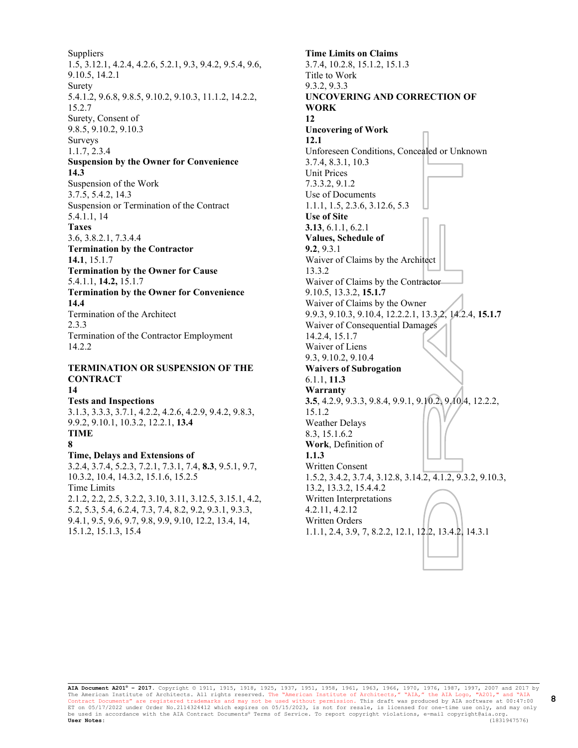Suppliers
1.5, 3.12.1, 4.2.4, 4.2.6, 5.2.1, 9.3, 9.4.2, 9.5.4, 9.6, 9.10.5, 14.2.1
Surety
5.4.1.2, 9.6.8, 9.8.5, 9.10.2, 9.10.3, 11.1.2, 14.2.2, 15.2.7
Surety, Consent of
9.8.5, 9.10.2, 9.10.3
Surveys
1.1.7, 2.3.4
**Suspension by the Owner for Convenience**
**14.3**
Suspension of the Work
3.7.5, 5.4.2, 14.3
Suspension or Termination of the Contract
5.4.1.1, 14
**Taxes**
3.6, 3.8.2.1, 7.3.4.4
**Termination by the Contractor**
**14.1**, 15.1.7
**Termination by the Owner for Cause**
5.4.1.1, **14.2,** 15.1.7
**Termination by the Owner for Convenience**
**14.4**
Termination of the Architect
2.3.3
Termination of the Contractor Employment
14.2.2

**TERMINATION OR SUSPENSION OF THE CONTRACT**
**14**
**Tests and Inspections**
3.1.3, 3.3.3, 3.7.1, 4.2.2, 4.2.6, 4.2.9, 9.4.2, 9.8.3, 9.9.2, 9.10.1, 10.3.2, 12.2.1, **13.4**
**TIME**
**8**
**Time, Delays and Extensions of**
3.2.4, 3.7.4, 5.2.3, 7.2.1, 7.3.1, 7.4, **8.3**, 9.5.1, 9.7, 10.3.2, 10.4, 14.3.2, 15.1.6, 15.2.5
Time Limits
2.1.2, 2.2, 2.5, 3.2.2, 3.10, 3.11, 3.12.5, 3.15.1, 4.2, 5.2, 5.3, 5.4, 6.2.4, 7.3, 7.4, 8.2, 9.2, 9.3.1, 9.3.3, 9.4.1, 9.5, 9.6, 9.7, 9.8, 9.9, 9.10, 12.2, 13.4, 14, 15.1.2, 15.1.3, 15.4
**Time Limits on Claims**
3.7.4, 10.2.8, 15.1.2, 15.1.3
Title to Work
9.3.2, 9.3.3
**UNCOVERING AND CORRECTION OF WORK**
**12**
**Uncovering of Work**
**12.1**
Unforeseen Conditions, Concealed or Unknown
3.7.4, 8.3.1, 10.3
Unit Prices
7.3.3.2, 9.1.2
Use of Documents
1.1.1, 1.5, 2.3.6, 3.12.6, 5.3
**Use of Site**
**3.13**, 6.1.1, 6.2.1
**Values, Schedule of**
**9.2**, 9.3.1
Waiver of Claims by the Architect
13.3.2
Waiver of Claims by the Contractor
9.10.5, 13.3.2, **15.1.7**
Waiver of Claims by the Owner
9.9.3, 9.10.3, 9.10.4, 12.2.2.1, 13.3.2, 14.2.4, **15.1.7**
Waiver of Consequential Damages
14.2.4, 15.1.7
Waiver of Liens
9.3, 9.10.2, 9.10.4
**Waivers of Subrogation**
6.1.1, **11.3**
**Warranty**
**3.5**, 4.2.9, 9.3.3, 9.8.4, 9.9.1, 9.10.2, 9.10.4, 12.2.2, 15.1.2
Weather Delays
8.3, 15.1.6.2
**Work**, Definition of
**1.1.3**
Written Consent
1.5.2, 3.4.2, 3.7.4, 3.12.8, 3.14.2, 4.1.2, 9.3.2, 9.10.3, 13.2, 13.3.2, 15.4.4.2
Written Interpretations
4.2.11, 4.2.12
Written Orders
1.1.1, 2.4, 3.9, 7, 8.2.2, 12.1, 12.2, 13.4.2, 14.3.1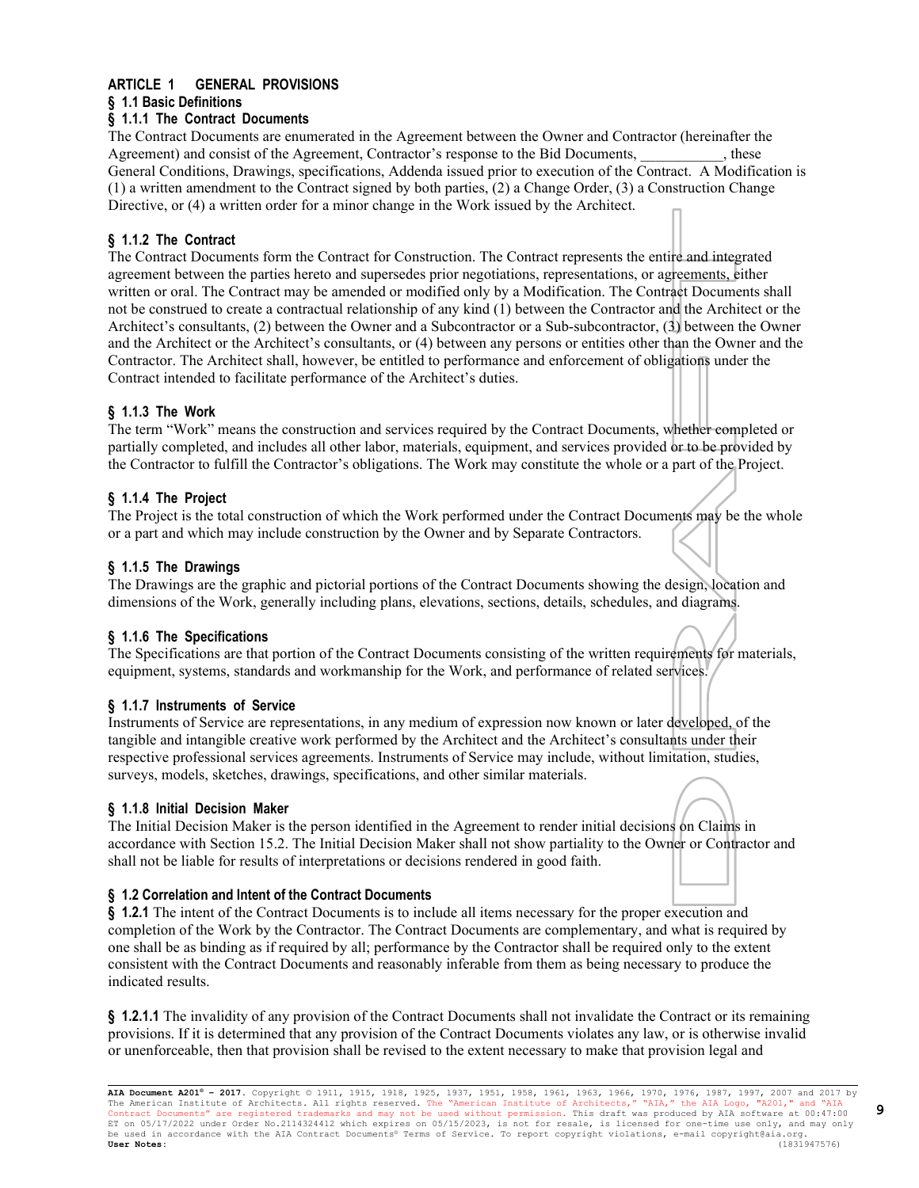# ARTICLE 1 GENERAL PROVISIONS

## § 1.1 Basic Definitions

### § 1.1.1 The Contract Documents

The Contract Documents are enumerated in the Agreement between the Owner and Contractor (hereinafter the Agreement) and consist of the Agreement, Contractor's response to the Bid Documents, ___________, these General Conditions, Drawings, specifications, Addenda issued prior to execution of the Contract. A Modification is (1) a written amendment to the Contract signed by both parties, (2) a Change Order, (3) a Construction Change Directive, or (4) a written order for a minor change in the Work issued by the Architect.

### § 1.1.2 The Contract

The Contract Documents form the Contract for Construction. The Contract represents the entire and integrated agreement between the parties hereto and supersedes prior negotiations, representations, or agreements, either written or oral. The Contract may be amended or modified only by a Modification. The Contract Documents shall not be construed to create a contractual relationship of any kind (1) between the Contractor and the Architect or the Architect's consultants, (2) between the Owner and a Subcontractor or a Sub-subcontractor, (3) between the Owner and the Architect or the Architect's consultants, or (4) between any persons or entities other than the Owner and the Contractor. The Architect shall, however, be entitled to performance and enforcement of obligations under the Contract intended to facilitate performance of the Architect's duties.

### § 1.1.3 The Work

The term "Work" means the construction and services required by the Contract Documents, whether completed or partially completed, and includes all other labor, materials, equipment, and services provided or to be provided by the Contractor to fulfill the Contractor's obligations. The Work may constitute the whole or a part of the Project.

### § 1.1.4 The Project

The Project is the total construction of which the Work performed under the Contract Documents may be the whole or a part and which may include construction by the Owner and by Separate Contractors.

### § 1.1.5 The Drawings

The Drawings are the graphic and pictorial portions of the Contract Documents showing the design, location and dimensions of the Work, generally including plans, elevations, sections, details, schedules, and diagrams.

### § 1.1.6 The Specifications

The Specifications are that portion of the Contract Documents consisting of the written requirements for materials, equipment, systems, standards and workmanship for the Work, and performance of related services.

### § 1.1.7 Instruments of Service

Instruments of Service are representations, in any medium of expression now known or later developed, of the tangible and intangible creative work performed by the Architect and the Architect's consultants under their respective professional services agreements. Instruments of Service may include, without limitation, studies, surveys, models, sketches, drawings, specifications, and other similar materials.

### § 1.1.8 Initial Decision Maker

The Initial Decision Maker is the person identified in the Agreement to render initial decisions on Claims in accordance with Section 15.2. The Initial Decision Maker shall not show partiality to the Owner or Contractor and shall not be liable for results of interpretations or decisions rendered in good faith.

## § 1.2 Correlation and Intent of the Contract Documents

**§ 1.2.1** The intent of the Contract Documents is to include all items necessary for the proper execution and completion of the Work by the Contractor. The Contract Documents are complementary, and what is required by one shall be as binding as if required by all; performance by the Contractor shall be required only to the extent consistent with the Contract Documents and reasonably inferable from them as being necessary to produce the indicated results.

**§ 1.2.1.1** The invalidity of any provision of the Contract Documents shall not invalidate the Contract or its remaining provisions. If it is determined that any provision of the Contract Documents violates any law, or is otherwise invalid or unenforceable, then that provision shall be revised to the extent necessary to make that provision legal and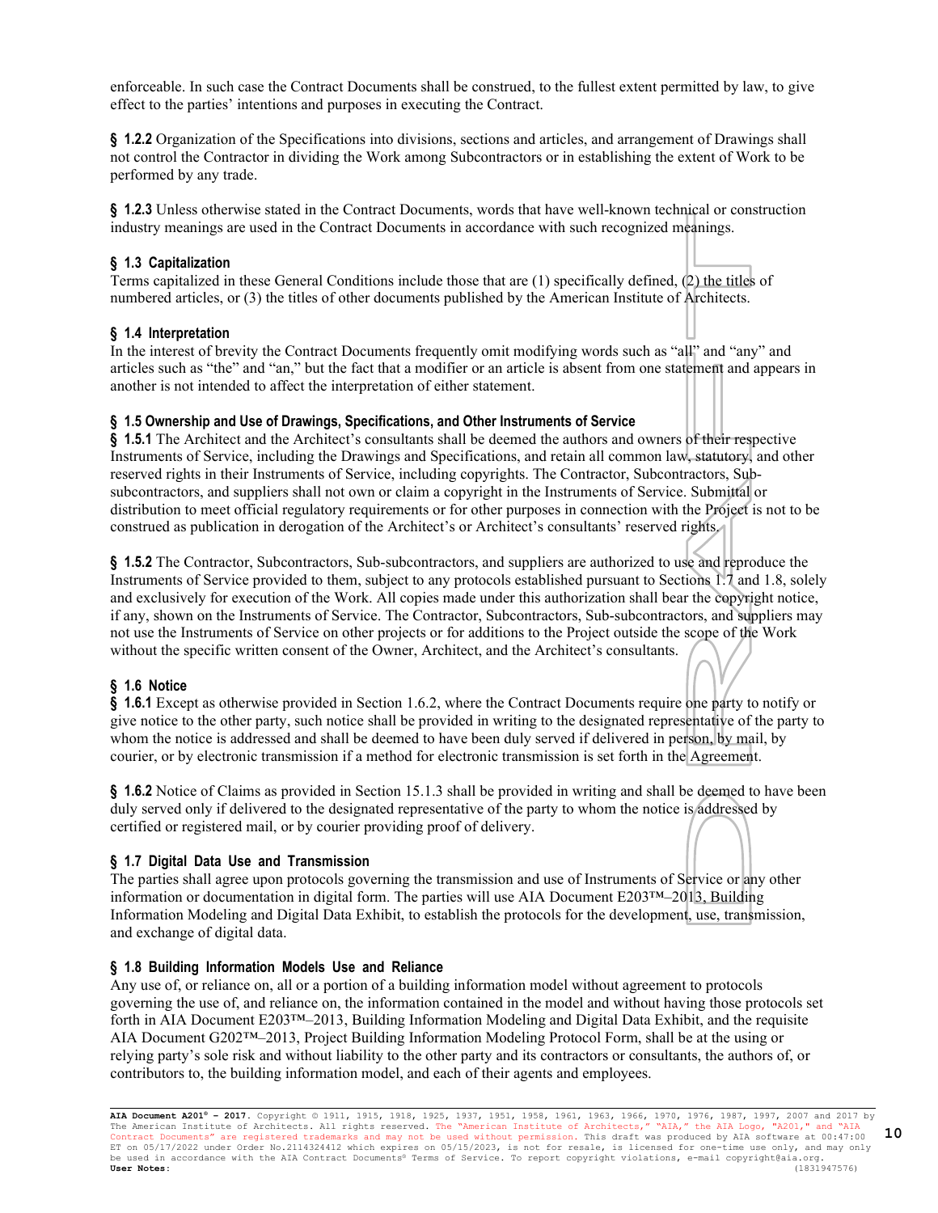enforceable. In such case the Contract Documents shall be construed, to the fullest extent permitted by law, to give effect to the parties' intentions and purposes in executing the Contract.

**§ 1.2.2** Organization of the Specifications into divisions, sections and articles, and arrangement of Drawings shall not control the Contractor in dividing the Work among Subcontractors or in establishing the extent of Work to be performed by any trade.

**§ 1.2.3** Unless otherwise stated in the Contract Documents, words that have well-known technical or construction industry meanings are used in the Contract Documents in accordance with such recognized meanings.

### § 1.3 Capitalization

Terms capitalized in these General Conditions include those that are (1) specifically defined, (2) the titles of numbered articles, or (3) the titles of other documents published by the American Institute of Architects.

### § 1.4 Interpretation

In the interest of brevity the Contract Documents frequently omit modifying words such as "all" and "any" and articles such as "the" and "an," but the fact that a modifier or an article is absent from one statement and appears in another is not intended to affect the interpretation of either statement.

### § 1.5 Ownership and Use of Drawings, Specifications, and Other Instruments of Service

**§ 1.5.1** The Architect and the Architect's consultants shall be deemed the authors and owners of their respective Instruments of Service, including the Drawings and Specifications, and retain all common law, statutory, and other reserved rights in their Instruments of Service, including copyrights. The Contractor, Subcontractors, Sub-subcontractors, and suppliers shall not own or claim a copyright in the Instruments of Service. Submittal or distribution to meet official regulatory requirements or for other purposes in connection with the Project is not to be construed as publication in derogation of the Architect's or Architect's consultants' reserved rights.

**§ 1.5.2** The Contractor, Subcontractors, Sub-subcontractors, and suppliers are authorized to use and reproduce the Instruments of Service provided to them, subject to any protocols established pursuant to Sections 1.7 and 1.8, solely and exclusively for execution of the Work. All copies made under this authorization shall bear the copyright notice, if any, shown on the Instruments of Service. The Contractor, Subcontractors, Sub-subcontractors, and suppliers may not use the Instruments of Service on other projects or for additions to the Project outside the scope of the Work without the specific written consent of the Owner, Architect, and the Architect's consultants.

### § 1.6 Notice

**§ 1.6.1** Except as otherwise provided in Section 1.6.2, where the Contract Documents require one party to notify or give notice to the other party, such notice shall be provided in writing to the designated representative of the party to whom the notice is addressed and shall be deemed to have been duly served if delivered in person, by mail, by courier, or by electronic transmission if a method for electronic transmission is set forth in the Agreement.

**§ 1.6.2** Notice of Claims as provided in Section 15.1.3 shall be provided in writing and shall be deemed to have been duly served only if delivered to the designated representative of the party to whom the notice is addressed by certified or registered mail, or by courier providing proof of delivery.

### § 1.7 Digital Data Use and Transmission

The parties shall agree upon protocols governing the transmission and use of Instruments of Service or any other information or documentation in digital form. The parties will use AIA Document E203™–2013, Building Information Modeling and Digital Data Exhibit, to establish the protocols for the development, use, transmission, and exchange of digital data.

### § 1.8 Building Information Models Use and Reliance

Any use of, or reliance on, all or a portion of a building information model without agreement to protocols governing the use of, and reliance on, the information contained in the model and without having those protocols set forth in AIA Document E203™–2013, Building Information Modeling and Digital Data Exhibit, and the requisite AIA Document G202™–2013, Project Building Information Modeling Protocol Form, shall be at the using or relying party's sole risk and without liability to the other party and its contractors or consultants, the authors of, or contributors to, the building information model, and each of their agents and employees.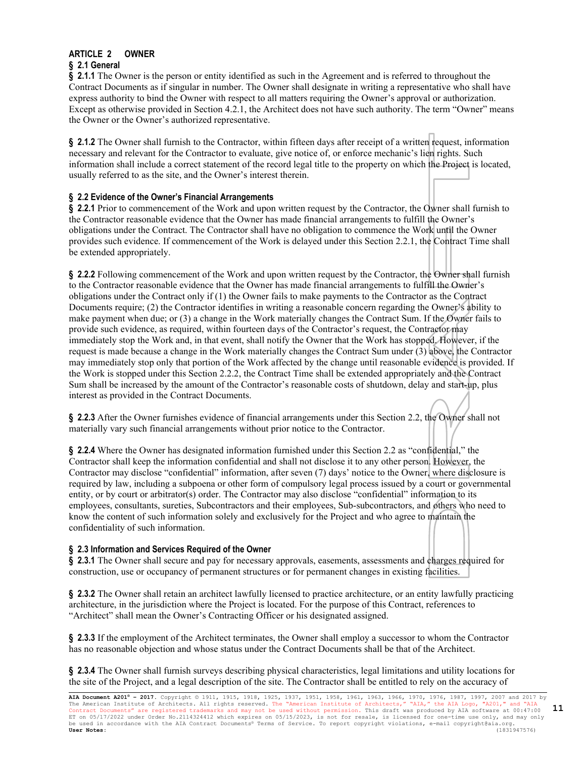## ARTICLE 2 OWNER

### § 2.1 General

**§ 2.1.1** The Owner is the person or entity identified as such in the Agreement and is referred to throughout the Contract Documents as if singular in number. The Owner shall designate in writing a representative who shall have express authority to bind the Owner with respect to all matters requiring the Owner's approval or authorization. Except as otherwise provided in Section 4.2.1, the Architect does not have such authority. The term "Owner" means the Owner or the Owner's authorized representative.

**§ 2.1.2** The Owner shall furnish to the Contractor, within fifteen days after receipt of a written request, information necessary and relevant for the Contractor to evaluate, give notice of, or enforce mechanic's lien rights. Such information shall include a correct statement of the record legal title to the property on which the Project is located, usually referred to as the site, and the Owner's interest therein.

### § 2.2 Evidence of the Owner's Financial Arrangements

**§ 2.2.1** Prior to commencement of the Work and upon written request by the Contractor, the Owner shall furnish to the Contractor reasonable evidence that the Owner has made financial arrangements to fulfill the Owner's obligations under the Contract. The Contractor shall have no obligation to commence the Work until the Owner provides such evidence. If commencement of the Work is delayed under this Section 2.2.1, the Contract Time shall be extended appropriately.

**§ 2.2.2** Following commencement of the Work and upon written request by the Contractor, the Owner shall furnish to the Contractor reasonable evidence that the Owner has made financial arrangements to fulfill the Owner's obligations under the Contract only if (1) the Owner fails to make payments to the Contractor as the Contract Documents require; (2) the Contractor identifies in writing a reasonable concern regarding the Owner's ability to make payment when due; or (3) a change in the Work materially changes the Contract Sum. If the Owner fails to provide such evidence, as required, within fourteen days of the Contractor's request, the Contractor may immediately stop the Work and, in that event, shall notify the Owner that the Work has stopped. However, if the request is made because a change in the Work materially changes the Contract Sum under (3) above, the Contractor may immediately stop only that portion of the Work affected by the change until reasonable evidence is provided. If the Work is stopped under this Section 2.2.2, the Contract Time shall be extended appropriately and the Contract Sum shall be increased by the amount of the Contractor's reasonable costs of shutdown, delay and start-up, plus interest as provided in the Contract Documents.

**§ 2.2.3** After the Owner furnishes evidence of financial arrangements under this Section 2.2, the Owner shall not materially vary such financial arrangements without prior notice to the Contractor.

**§ 2.2.4** Where the Owner has designated information furnished under this Section 2.2 as "confidential," the Contractor shall keep the information confidential and shall not disclose it to any other person. However, the Contractor may disclose "confidential" information, after seven (7) days' notice to the Owner, where disclosure is required by law, including a subpoena or other form of compulsory legal process issued by a court or governmental entity, or by court or arbitrator(s) order. The Contractor may also disclose "confidential" information to its employees, consultants, sureties, Subcontractors and their employees, Sub-subcontractors, and others who need to know the content of such information solely and exclusively for the Project and who agree to maintain the confidentiality of such information.

### § 2.3 Information and Services Required of the Owner

**§ 2.3.1** The Owner shall secure and pay for necessary approvals, easements, assessments and charges required for construction, use or occupancy of permanent structures or for permanent changes in existing facilities.

**§ 2.3.2** The Owner shall retain an architect lawfully licensed to practice architecture, or an entity lawfully practicing architecture, in the jurisdiction where the Project is located. For the purpose of this Contract, references to "Architect" shall mean the Owner's Contracting Officer or his designated assigned.

**§ 2.3.3** If the employment of the Architect terminates, the Owner shall employ a successor to whom the Contractor has no reasonable objection and whose status under the Contract Documents shall be that of the Architect.

**§ 2.3.4** The Owner shall furnish surveys describing physical characteristics, legal limitations and utility locations for the site of the Project, and a legal description of the site. The Contractor shall be entitled to rely on the accuracy of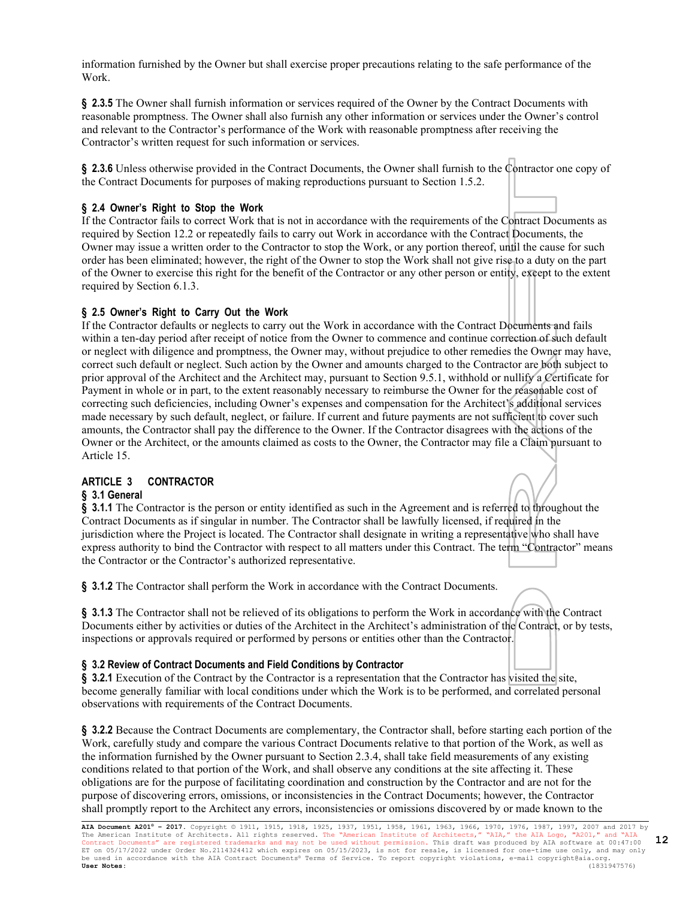information furnished by the Owner but shall exercise proper precautions relating to the safe performance of the Work.

**§ 2.3.5** The Owner shall furnish information or services required of the Owner by the Contract Documents with reasonable promptness. The Owner shall also furnish any other information or services under the Owner's control and relevant to the Contractor's performance of the Work with reasonable promptness after receiving the Contractor's written request for such information or services.

**§ 2.3.6** Unless otherwise provided in the Contract Documents, the Owner shall furnish to the Contractor one copy of the Contract Documents for purposes of making reproductions pursuant to Section 1.5.2.

### § 2.4 Owner's Right to Stop the Work

If the Contractor fails to correct Work that is not in accordance with the requirements of the Contract Documents as required by Section 12.2 or repeatedly fails to carry out Work in accordance with the Contract Documents, the Owner may issue a written order to the Contractor to stop the Work, or any portion thereof, until the cause for such order has been eliminated; however, the right of the Owner to stop the Work shall not give rise to a duty on the part of the Owner to exercise this right for the benefit of the Contractor or any other person or entity, except to the extent required by Section 6.1.3.

### § 2.5 Owner's Right to Carry Out the Work

If the Contractor defaults or neglects to carry out the Work in accordance with the Contract Documents and fails within a ten-day period after receipt of notice from the Owner to commence and continue correction of such default or neglect with diligence and promptness, the Owner may, without prejudice to other remedies the Owner may have, correct such default or neglect. Such action by the Owner and amounts charged to the Contractor are both subject to prior approval of the Architect and the Architect may, pursuant to Section 9.5.1, withhold or nullify a Certificate for Payment in whole or in part, to the extent reasonably necessary to reimburse the Owner for the reasonable cost of correcting such deficiencies, including Owner's expenses and compensation for the Architect's additional services made necessary by such default, neglect, or failure. If current and future payments are not sufficient to cover such amounts, the Contractor shall pay the difference to the Owner. If the Contractor disagrees with the actions of the Owner or the Architect, or the amounts claimed as costs to the Owner, the Contractor may file a Claim pursuant to Article 15.

## ARTICLE 3 CONTRACTOR

### § 3.1 General

**§ 3.1.1** The Contractor is the person or entity identified as such in the Agreement and is referred to throughout the Contract Documents as if singular in number. The Contractor shall be lawfully licensed, if required in the jurisdiction where the Project is located. The Contractor shall designate in writing a representative who shall have express authority to bind the Contractor with respect to all matters under this Contract. The term "Contractor" means the Contractor or the Contractor's authorized representative.

**§ 3.1.2** The Contractor shall perform the Work in accordance with the Contract Documents.

**§ 3.1.3** The Contractor shall not be relieved of its obligations to perform the Work in accordance with the Contract Documents either by activities or duties of the Architect in the Architect's administration of the Contract, or by tests, inspections or approvals required or performed by persons or entities other than the Contractor.

### § 3.2 Review of Contract Documents and Field Conditions by Contractor

**§ 3.2.1** Execution of the Contract by the Contractor is a representation that the Contractor has visited the site, become generally familiar with local conditions under which the Work is to be performed, and correlated personal observations with requirements of the Contract Documents.

**§ 3.2.2** Because the Contract Documents are complementary, the Contractor shall, before starting each portion of the Work, carefully study and compare the various Contract Documents relative to that portion of the Work, as well as the information furnished by the Owner pursuant to Section 2.3.4, shall take field measurements of any existing conditions related to that portion of the Work, and shall observe any conditions at the site affecting it. These obligations are for the purpose of facilitating coordination and construction by the Contractor and are not for the purpose of discovering errors, omissions, or inconsistencies in the Contract Documents; however, the Contractor shall promptly report to the Architect any errors, inconsistencies or omissions discovered by or made known to the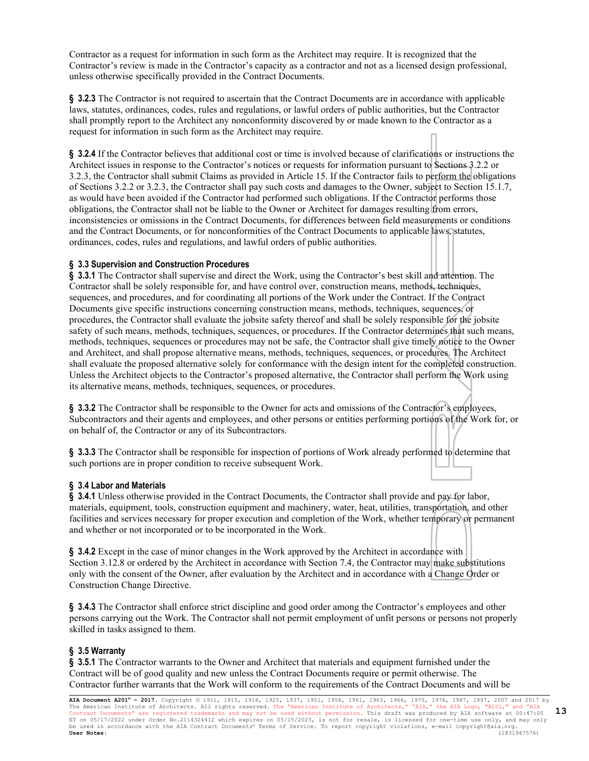Contractor as a request for information in such form as the Architect may require. It is recognized that the Contractor's review is made in the Contractor's capacity as a contractor and not as a licensed design professional, unless otherwise specifically provided in the Contract Documents.

**§ 3.2.3** The Contractor is not required to ascertain that the Contract Documents are in accordance with applicable laws, statutes, ordinances, codes, rules and regulations, or lawful orders of public authorities, but the Contractor shall promptly report to the Architect any nonconformity discovered by or made known to the Contractor as a request for information in such form as the Architect may require.

**§ 3.2.4** If the Contractor believes that additional cost or time is involved because of clarifications or instructions the Architect issues in response to the Contractor's notices or requests for information pursuant to Sections 3.2.2 or 3.2.3, the Contractor shall submit Claims as provided in Article 15. If the Contractor fails to perform the obligations of Sections 3.2.2 or 3.2.3, the Contractor shall pay such costs and damages to the Owner, subject to Section 15.1.7, as would have been avoided if the Contractor had performed such obligations. If the Contractor performs those obligations, the Contractor shall not be liable to the Owner or Architect for damages resulting from errors, inconsistencies or omissions in the Contract Documents, for differences between field measurements or conditions and the Contract Documents, or for nonconformities of the Contract Documents to applicable laws, statutes, ordinances, codes, rules and regulations, and lawful orders of public authorities.

### § 3.3 Supervision and Construction Procedures

**§ 3.3.1** The Contractor shall supervise and direct the Work, using the Contractor's best skill and attention. The Contractor shall be solely responsible for, and have control over, construction means, methods, techniques, sequences, and procedures, and for coordinating all portions of the Work under the Contract. If the Contract Documents give specific instructions concerning construction means, methods, techniques, sequences, or procedures, the Contractor shall evaluate the jobsite safety thereof and shall be solely responsible for the jobsite safety of such means, methods, techniques, sequences, or procedures. If the Contractor determines that such means, methods, techniques, sequences or procedures may not be safe, the Contractor shall give timely notice to the Owner and Architect, and shall propose alternative means, methods, techniques, sequences, or procedures. The Architect shall evaluate the proposed alternative solely for conformance with the design intent for the completed construction. Unless the Architect objects to the Contractor's proposed alternative, the Contractor shall perform the Work using its alternative means, methods, techniques, sequences, or procedures.

**§ 3.3.2** The Contractor shall be responsible to the Owner for acts and omissions of the Contractor's employees, Subcontractors and their agents and employees, and other persons or entities performing portions of the Work for, or on behalf of, the Contractor or any of its Subcontractors.

**§ 3.3.3** The Contractor shall be responsible for inspection of portions of Work already performed to determine that such portions are in proper condition to receive subsequent Work.

### § 3.4 Labor and Materials

**§ 3.4.1** Unless otherwise provided in the Contract Documents, the Contractor shall provide and pay for labor, materials, equipment, tools, construction equipment and machinery, water, heat, utilities, transportation, and other facilities and services necessary for proper execution and completion of the Work, whether temporary or permanent and whether or not incorporated or to be incorporated in the Work.

**§ 3.4.2** Except in the case of minor changes in the Work approved by the Architect in accordance with Section 3.12.8 or ordered by the Architect in accordance with Section 7.4, the Contractor may make substitutions only with the consent of the Owner, after evaluation by the Architect and in accordance with a Change Order or Construction Change Directive.

**§ 3.4.3** The Contractor shall enforce strict discipline and good order among the Contractor's employees and other persons carrying out the Work. The Contractor shall not permit employment of unfit persons or persons not properly skilled in tasks assigned to them.

### § 3.5 Warranty

**§ 3.5.1** The Contractor warrants to the Owner and Architect that materials and equipment furnished under the Contract will be of good quality and new unless the Contract Documents require or permit otherwise. The Contractor further warrants that the Work will conform to the requirements of the Contract Documents and will be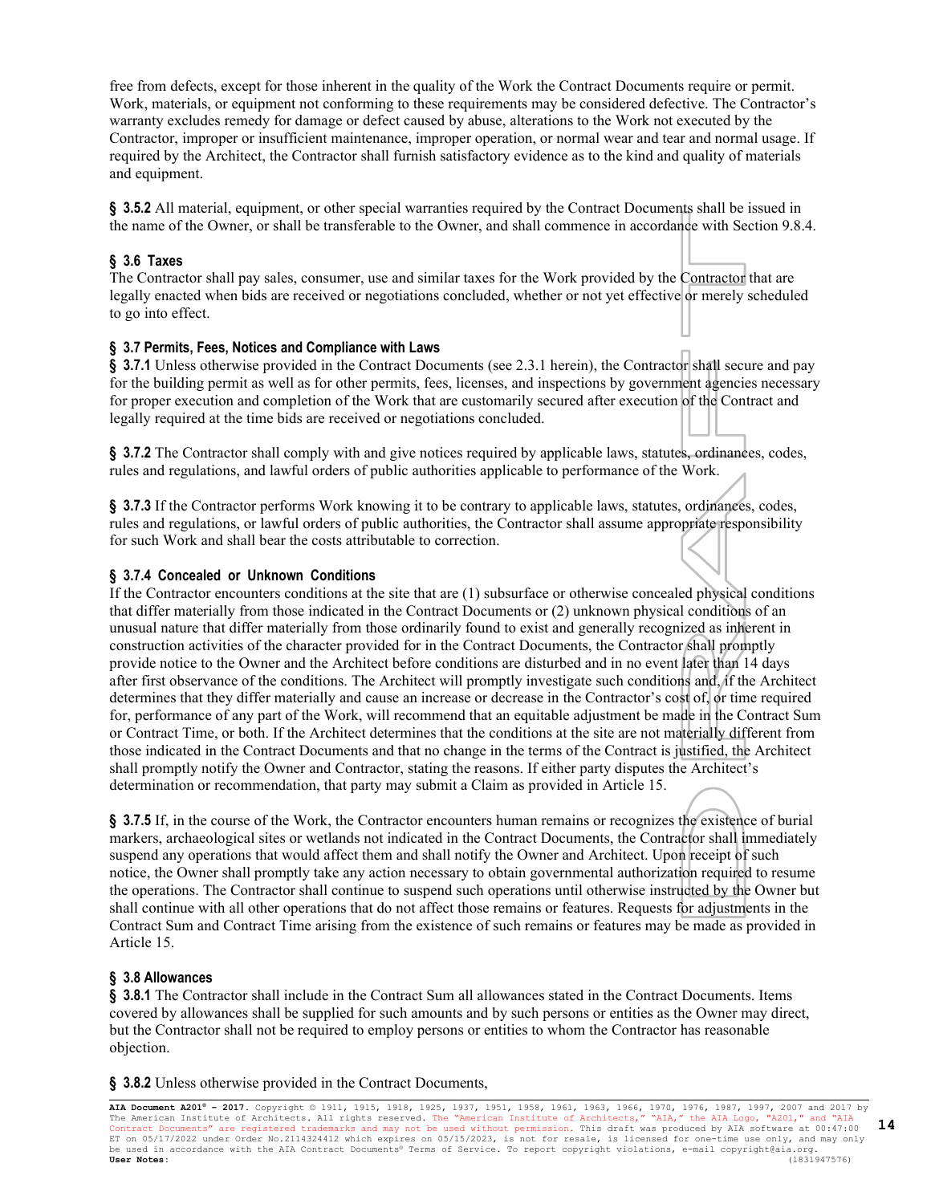free from defects, except for those inherent in the quality of the Work the Contract Documents require or permit. Work, materials, or equipment not conforming to these requirements may be considered defective. The Contractor's warranty excludes remedy for damage or defect caused by abuse, alterations to the Work not executed by the Contractor, improper or insufficient maintenance, improper operation, or normal wear and tear and normal usage. If required by the Architect, the Contractor shall furnish satisfactory evidence as to the kind and quality of materials and equipment.

**§ 3.5.2** All material, equipment, or other special warranties required by the Contract Documents shall be issued in the name of the Owner, or shall be transferable to the Owner, and shall commence in accordance with Section 9.8.4.

**§ 3.6 Taxes**

The Contractor shall pay sales, consumer, use and similar taxes for the Work provided by the Contractor that are legally enacted when bids are received or negotiations concluded, whether or not yet effective or merely scheduled to go into effect.

**§ 3.7 Permits, Fees, Notices and Compliance with Laws**

**§ 3.7.1** Unless otherwise provided in the Contract Documents (see 2.3.1 herein), the Contractor shall secure and pay for the building permit as well as for other permits, fees, licenses, and inspections by government agencies necessary for proper execution and completion of the Work that are customarily secured after execution of the Contract and legally required at the time bids are received or negotiations concluded.

**§ 3.7.2** The Contractor shall comply with and give notices required by applicable laws, statutes, ordinances, codes, rules and regulations, and lawful orders of public authorities applicable to performance of the Work.

**§ 3.7.3** If the Contractor performs Work knowing it to be contrary to applicable laws, statutes, ordinances, codes, rules and regulations, or lawful orders of public authorities, the Contractor shall assume appropriate responsibility for such Work and shall bear the costs attributable to correction.

**§ 3.7.4 Concealed or Unknown Conditions**

If the Contractor encounters conditions at the site that are (1) subsurface or otherwise concealed physical conditions that differ materially from those indicated in the Contract Documents or (2) unknown physical conditions of an unusual nature that differ materially from those ordinarily found to exist and generally recognized as inherent in construction activities of the character provided for in the Contract Documents, the Contractor shall promptly provide notice to the Owner and the Architect before conditions are disturbed and in no event later than 14 days after first observance of the conditions. The Architect will promptly investigate such conditions and, if the Architect determines that they differ materially and cause an increase or decrease in the Contractor's cost of, or time required for, performance of any part of the Work, will recommend that an equitable adjustment be made in the Contract Sum or Contract Time, or both. If the Architect determines that the conditions at the site are not materially different from those indicated in the Contract Documents and that no change in the terms of the Contract is justified, the Architect shall promptly notify the Owner and Contractor, stating the reasons. If either party disputes the Architect's determination or recommendation, that party may submit a Claim as provided in Article 15.

**§ 3.7.5** If, in the course of the Work, the Contractor encounters human remains or recognizes the existence of burial markers, archaeological sites or wetlands not indicated in the Contract Documents, the Contractor shall immediately suspend any operations that would affect them and shall notify the Owner and Architect. Upon receipt of such notice, the Owner shall promptly take any action necessary to obtain governmental authorization required to resume the operations. The Contractor shall continue to suspend such operations until otherwise instructed by the Owner but shall continue with all other operations that do not affect those remains or features. Requests for adjustments in the Contract Sum and Contract Time arising from the existence of such remains or features may be made as provided in Article 15.

**§ 3.8 Allowances**

**§ 3.8.1** The Contractor shall include in the Contract Sum all allowances stated in the Contract Documents. Items covered by allowances shall be supplied for such amounts and by such persons or entities as the Owner may direct, but the Contractor shall not be required to employ persons or entities to whom the Contractor has reasonable objection.

**§ 3.8.2** Unless otherwise provided in the Contract Documents,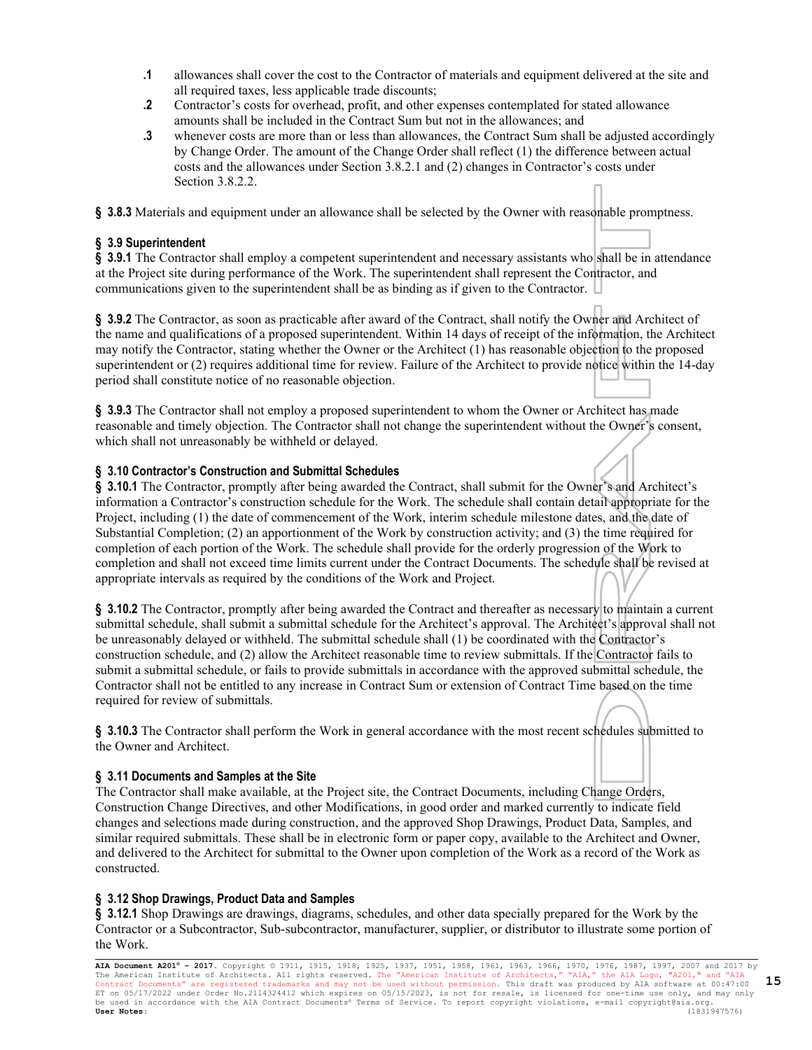.1 allowances shall cover the cost to the Contractor of materials and equipment delivered at the site and all required taxes, less applicable trade discounts;

.2 Contractor's costs for overhead, profit, and other expenses contemplated for stated allowance amounts shall be included in the Contract Sum but not in the allowances; and

.3 whenever costs are more than or less than allowances, the Contract Sum shall be adjusted accordingly by Change Order. The amount of the Change Order shall reflect (1) the difference between actual costs and the allowances under Section 3.8.2.1 and (2) changes in Contractor's costs under Section 3.8.2.2.

**§ 3.8.3** Materials and equipment under an allowance shall be selected by the Owner with reasonable promptness.

### § 3.9 Superintendent

**§ 3.9.1** The Contractor shall employ a competent superintendent and necessary assistants who shall be in attendance at the Project site during performance of the Work. The superintendent shall represent the Contractor, and communications given to the superintendent shall be as binding as if given to the Contractor.

**§ 3.9.2** The Contractor, as soon as practicable after award of the Contract, shall notify the Owner and Architect of the name and qualifications of a proposed superintendent. Within 14 days of receipt of the information, the Architect may notify the Contractor, stating whether the Owner or the Architect (1) has reasonable objection to the proposed superintendent or (2) requires additional time for review. Failure of the Architect to provide notice within the 14-day period shall constitute notice of no reasonable objection.

**§ 3.9.3** The Contractor shall not employ a proposed superintendent to whom the Owner or Architect has made reasonable and timely objection. The Contractor shall not change the superintendent without the Owner's consent, which shall not unreasonably be withheld or delayed.

### § 3.10 Contractor's Construction and Submittal Schedules

**§ 3.10.1** The Contractor, promptly after being awarded the Contract, shall submit for the Owner's and Architect's information a Contractor's construction schedule for the Work. The schedule shall contain detail appropriate for the Project, including (1) the date of commencement of the Work, interim schedule milestone dates, and the date of Substantial Completion; (2) an apportionment of the Work by construction activity; and (3) the time required for completion of each portion of the Work. The schedule shall provide for the orderly progression of the Work to completion and shall not exceed time limits current under the Contract Documents. The schedule shall be revised at appropriate intervals as required by the conditions of the Work and Project.

**§ 3.10.2** The Contractor, promptly after being awarded the Contract and thereafter as necessary to maintain a current submittal schedule, shall submit a submittal schedule for the Architect's approval. The Architect's approval shall not be unreasonably delayed or withheld. The submittal schedule shall (1) be coordinated with the Contractor's construction schedule, and (2) allow the Architect reasonable time to review submittals. If the Contractor fails to submit a submittal schedule, or fails to provide submittals in accordance with the approved submittal schedule, the Contractor shall not be entitled to any increase in Contract Sum or extension of Contract Time based on the time required for review of submittals.

**§ 3.10.3** The Contractor shall perform the Work in general accordance with the most recent schedules submitted to the Owner and Architect.

### § 3.11 Documents and Samples at the Site

The Contractor shall make available, at the Project site, the Contract Documents, including Change Orders, Construction Change Directives, and other Modifications, in good order and marked currently to indicate field changes and selections made during construction, and the approved Shop Drawings, Product Data, Samples, and similar required submittals. These shall be in electronic form or paper copy, available to the Architect and Owner, and delivered to the Architect for submittal to the Owner upon completion of the Work as a record of the Work as constructed.

### § 3.12 Shop Drawings, Product Data and Samples

**§ 3.12.1** Shop Drawings are drawings, diagrams, schedules, and other data specially prepared for the Work by the Contractor or a Subcontractor, Sub-subcontractor, manufacturer, supplier, or distributor to illustrate some portion of the Work.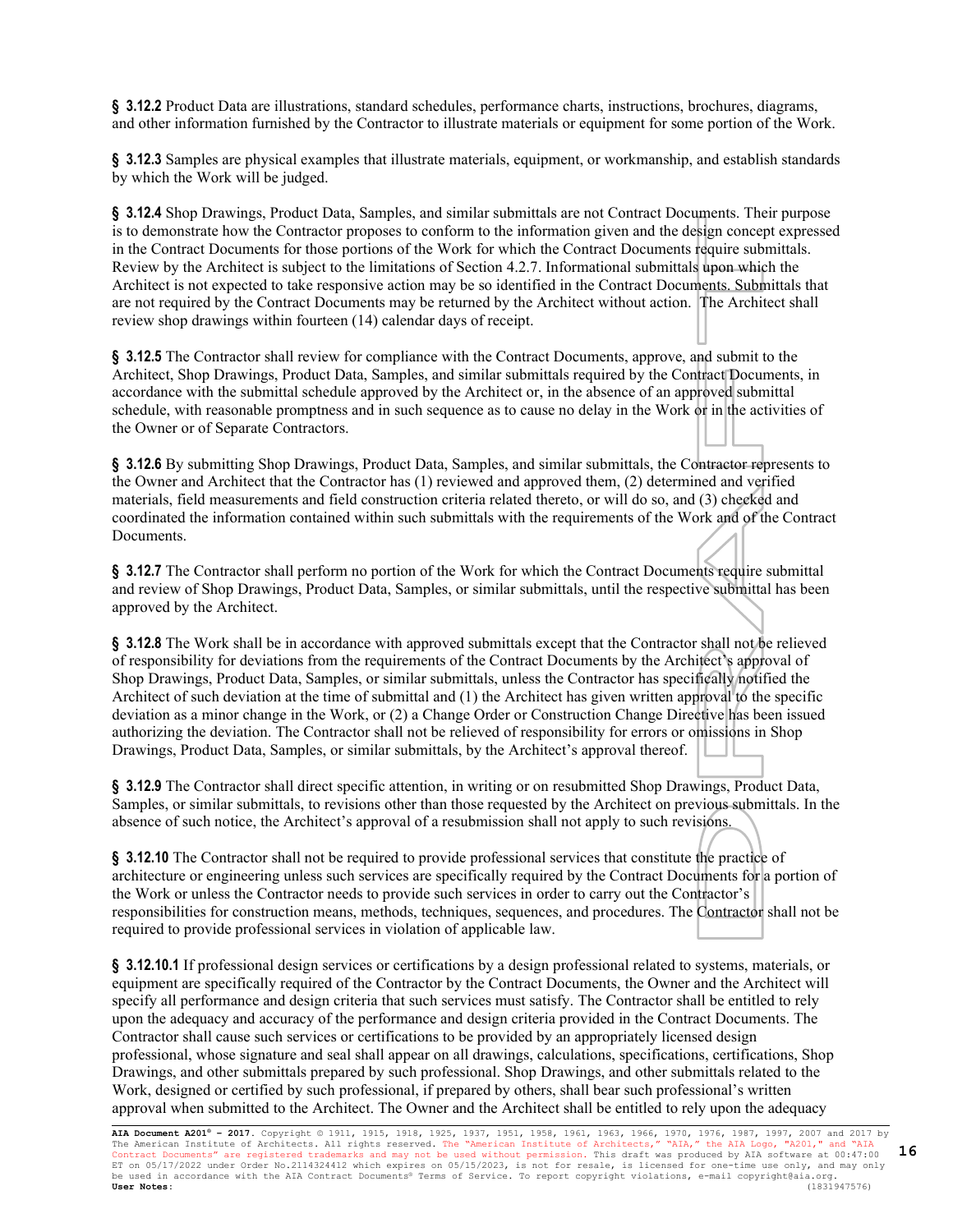**§ 3.12.2** Product Data are illustrations, standard schedules, performance charts, instructions, brochures, diagrams, and other information furnished by the Contractor to illustrate materials or equipment for some portion of the Work.

**§ 3.12.3** Samples are physical examples that illustrate materials, equipment, or workmanship, and establish standards by which the Work will be judged.

**§ 3.12.4** Shop Drawings, Product Data, Samples, and similar submittals are not Contract Documents. Their purpose is to demonstrate how the Contractor proposes to conform to the information given and the design concept expressed in the Contract Documents for those portions of the Work for which the Contract Documents require submittals. Review by the Architect is subject to the limitations of Section 4.2.7. Informational submittals upon which the Architect is not expected to take responsive action may be so identified in the Contract Documents. Submittals that are not required by the Contract Documents may be returned by the Architect without action. The Architect shall review shop drawings within fourteen (14) calendar days of receipt.

**§ 3.12.5** The Contractor shall review for compliance with the Contract Documents, approve, and submit to the Architect, Shop Drawings, Product Data, Samples, and similar submittals required by the Contract Documents, in accordance with the submittal schedule approved by the Architect or, in the absence of an approved submittal schedule, with reasonable promptness and in such sequence as to cause no delay in the Work or in the activities of the Owner or of Separate Contractors.

**§ 3.12.6** By submitting Shop Drawings, Product Data, Samples, and similar submittals, the Contractor represents to the Owner and Architect that the Contractor has (1) reviewed and approved them, (2) determined and verified materials, field measurements and field construction criteria related thereto, or will do so, and (3) checked and coordinated the information contained within such submittals with the requirements of the Work and of the Contract Documents.

**§ 3.12.7** The Contractor shall perform no portion of the Work for which the Contract Documents require submittal and review of Shop Drawings, Product Data, Samples, or similar submittals, until the respective submittal has been approved by the Architect.

**§ 3.12.8** The Work shall be in accordance with approved submittals except that the Contractor shall not be relieved of responsibility for deviations from the requirements of the Contract Documents by the Architect's approval of Shop Drawings, Product Data, Samples, or similar submittals, unless the Contractor has specifically notified the Architect of such deviation at the time of submittal and (1) the Architect has given written approval to the specific deviation as a minor change in the Work, or (2) a Change Order or Construction Change Directive has been issued authorizing the deviation. The Contractor shall not be relieved of responsibility for errors or omissions in Shop Drawings, Product Data, Samples, or similar submittals, by the Architect's approval thereof.

**§ 3.12.9** The Contractor shall direct specific attention, in writing or on resubmitted Shop Drawings, Product Data, Samples, or similar submittals, to revisions other than those requested by the Architect on previous submittals. In the absence of such notice, the Architect's approval of a resubmission shall not apply to such revisions.

**§ 3.12.10** The Contractor shall not be required to provide professional services that constitute the practice of architecture or engineering unless such services are specifically required by the Contract Documents for a portion of the Work or unless the Contractor needs to provide such services in order to carry out the Contractor's responsibilities for construction means, methods, techniques, sequences, and procedures. The Contractor shall not be required to provide professional services in violation of applicable law.

**§ 3.12.10.1** If professional design services or certifications by a design professional related to systems, materials, or equipment are specifically required of the Contractor by the Contract Documents, the Owner and the Architect will specify all performance and design criteria that such services must satisfy. The Contractor shall be entitled to rely upon the adequacy and accuracy of the performance and design criteria provided in the Contract Documents. The Contractor shall cause such services or certifications to be provided by an appropriately licensed design professional, whose signature and seal shall appear on all drawings, calculations, specifications, certifications, Shop Drawings, and other submittals prepared by such professional. Shop Drawings, and other submittals related to the Work, designed or certified by such professional, if prepared by others, shall bear such professional's written approval when submitted to the Architect. The Owner and the Architect shall be entitled to rely upon the adequacy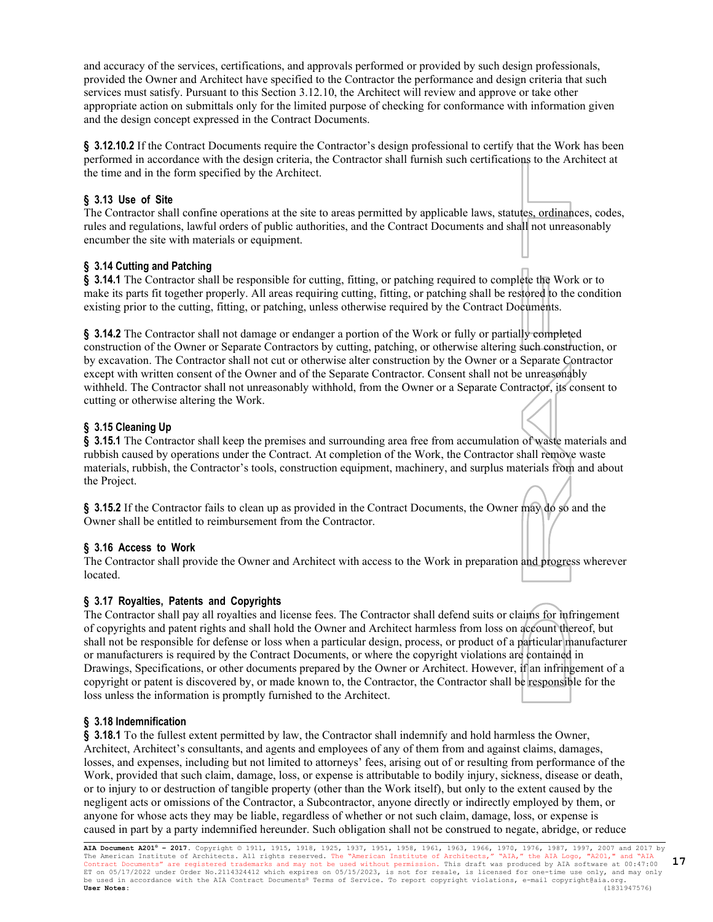and accuracy of the services, certifications, and approvals performed or provided by such design professionals, provided the Owner and Architect have specified to the Contractor the performance and design criteria that such services must satisfy. Pursuant to this Section 3.12.10, the Architect will review and approve or take other appropriate action on submittals only for the limited purpose of checking for conformance with information given and the design concept expressed in the Contract Documents.

**§ 3.12.10.2** If the Contract Documents require the Contractor's design professional to certify that the Work has been performed in accordance with the design criteria, the Contractor shall furnish such certifications to the Architect at the time and in the form specified by the Architect.

**§ 3.13 Use of Site**
The Contractor shall confine operations at the site to areas permitted by applicable laws, statutes, ordinances, codes, rules and regulations, lawful orders of public authorities, and the Contract Documents and shall not unreasonably encumber the site with materials or equipment.

**§ 3.14 Cutting and Patching**
**§ 3.14.1** The Contractor shall be responsible for cutting, fitting, or patching required to complete the Work or to make its parts fit together properly. All areas requiring cutting, fitting, or patching shall be restored to the condition existing prior to the cutting, fitting, or patching, unless otherwise required by the Contract Documents.

**§ 3.14.2** The Contractor shall not damage or endanger a portion of the Work or fully or partially completed construction of the Owner or Separate Contractors by cutting, patching, or otherwise altering such construction, or by excavation. The Contractor shall not cut or otherwise alter construction by the Owner or a Separate Contractor except with written consent of the Owner and of the Separate Contractor. Consent shall not be unreasonably withheld. The Contractor shall not unreasonably withhold, from the Owner or a Separate Contractor, its consent to cutting or otherwise altering the Work.

**§ 3.15 Cleaning Up**
**§ 3.15.1** The Contractor shall keep the premises and surrounding area free from accumulation of waste materials and rubbish caused by operations under the Contract. At completion of the Work, the Contractor shall remove waste materials, rubbish, the Contractor's tools, construction equipment, machinery, and surplus materials from and about the Project.

**§ 3.15.2** If the Contractor fails to clean up as provided in the Contract Documents, the Owner may do so and the Owner shall be entitled to reimbursement from the Contractor.

**§ 3.16 Access to Work**
The Contractor shall provide the Owner and Architect with access to the Work in preparation and progress wherever located.

**§ 3.17 Royalties, Patents and Copyrights**
The Contractor shall pay all royalties and license fees. The Contractor shall defend suits or claims for infringement of copyrights and patent rights and shall hold the Owner and Architect harmless from loss on account thereof, but shall not be responsible for defense or loss when a particular design, process, or product of a particular manufacturer or manufacturers is required by the Contract Documents, or where the copyright violations are contained in Drawings, Specifications, or other documents prepared by the Owner or Architect. However, if an infringement of a copyright or patent is discovered by, or made known to, the Contractor, the Contractor shall be responsible for the loss unless the information is promptly furnished to the Architect.

**§ 3.18 Indemnification**
**§ 3.18.1** To the fullest extent permitted by law, the Contractor shall indemnify and hold harmless the Owner, Architect, Architect's consultants, and agents and employees of any of them from and against claims, damages, losses, and expenses, including but not limited to attorneys' fees, arising out of or resulting from performance of the Work, provided that such claim, damage, loss, or expense is attributable to bodily injury, sickness, disease or death, or to injury to or destruction of tangible property (other than the Work itself), but only to the extent caused by the negligent acts or omissions of the Contractor, a Subcontractor, anyone directly or indirectly employed by them, or anyone for whose acts they may be liable, regardless of whether or not such claim, damage, loss, or expense is caused in part by a party indemnified hereunder. Such obligation shall not be construed to negate, abridge, or reduce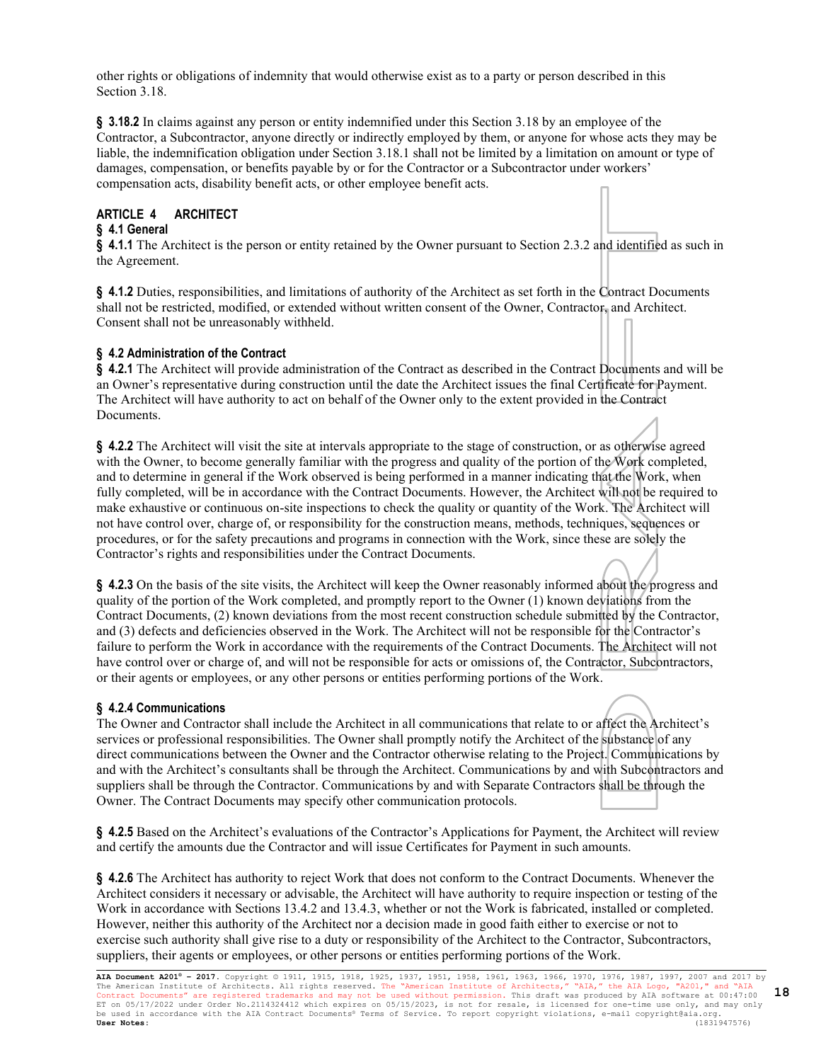other rights or obligations of indemnity that would otherwise exist as to a party or person described in this Section 3.18.

**§ 3.18.2** In claims against any person or entity indemnified under this Section 3.18 by an employee of the Contractor, a Subcontractor, anyone directly or indirectly employed by them, or anyone for whose acts they may be liable, the indemnification obligation under Section 3.18.1 shall not be limited by a limitation on amount or type of damages, compensation, or benefits payable by or for the Contractor or a Subcontractor under workers' compensation acts, disability benefit acts, or other employee benefit acts.

## ARTICLE 4 ARCHITECT

### § 4.1 General

**§ 4.1.1** The Architect is the person or entity retained by the Owner pursuant to Section 2.3.2 and identified as such in the Agreement.

**§ 4.1.2** Duties, responsibilities, and limitations of authority of the Architect as set forth in the Contract Documents shall not be restricted, modified, or extended without written consent of the Owner, Contractor, and Architect. Consent shall not be unreasonably withheld.

### § 4.2 Administration of the Contract

**§ 4.2.1** The Architect will provide administration of the Contract as described in the Contract Documents and will be an Owner's representative during construction until the date the Architect issues the final Certificate for Payment. The Architect will have authority to act on behalf of the Owner only to the extent provided in the Contract Documents.

**§ 4.2.2** The Architect will visit the site at intervals appropriate to the stage of construction, or as otherwise agreed with the Owner, to become generally familiar with the progress and quality of the portion of the Work completed, and to determine in general if the Work observed is being performed in a manner indicating that the Work, when fully completed, will be in accordance with the Contract Documents. However, the Architect will not be required to make exhaustive or continuous on-site inspections to check the quality or quantity of the Work. The Architect will not have control over, charge of, or responsibility for the construction means, methods, techniques, sequences or procedures, or for the safety precautions and programs in connection with the Work, since these are solely the Contractor's rights and responsibilities under the Contract Documents.

**§ 4.2.3** On the basis of the site visits, the Architect will keep the Owner reasonably informed about the progress and quality of the portion of the Work completed, and promptly report to the Owner (1) known deviations from the Contract Documents, (2) known deviations from the most recent construction schedule submitted by the Contractor, and (3) defects and deficiencies observed in the Work. The Architect will not be responsible for the Contractor's failure to perform the Work in accordance with the requirements of the Contract Documents. The Architect will not have control over or charge of, and will not be responsible for acts or omissions of, the Contractor, Subcontractors, or their agents or employees, or any other persons or entities performing portions of the Work.

### § 4.2.4 Communications

The Owner and Contractor shall include the Architect in all communications that relate to or affect the Architect's services or professional responsibilities. The Owner shall promptly notify the Architect of the substance of any direct communications between the Owner and the Contractor otherwise relating to the Project. Communications by and with the Architect's consultants shall be through the Architect. Communications by and with Subcontractors and suppliers shall be through the Contractor. Communications by and with Separate Contractors shall be through the Owner. The Contract Documents may specify other communication protocols.

**§ 4.2.5** Based on the Architect's evaluations of the Contractor's Applications for Payment, the Architect will review and certify the amounts due the Contractor and will issue Certificates for Payment in such amounts.

**§ 4.2.6** The Architect has authority to reject Work that does not conform to the Contract Documents. Whenever the Architect considers it necessary or advisable, the Architect will have authority to require inspection or testing of the Work in accordance with Sections 13.4.2 and 13.4.3, whether or not the Work is fabricated, installed or completed. However, neither this authority of the Architect nor a decision made in good faith either to exercise or not to exercise such authority shall give rise to a duty or responsibility of the Architect to the Contractor, Subcontractors, suppliers, their agents or employees, or other persons or entities performing portions of the Work.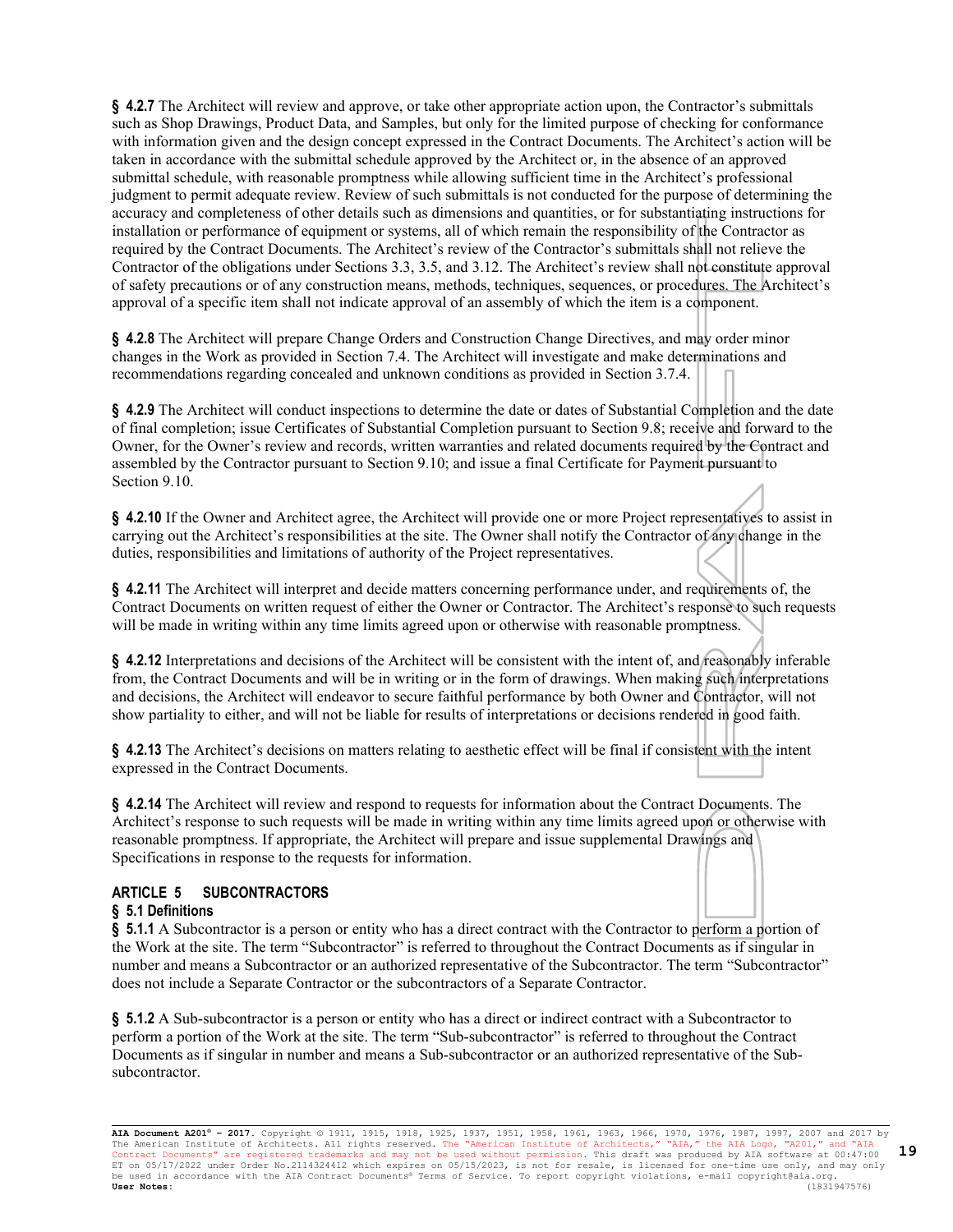**§ 4.2.7** The Architect will review and approve, or take other appropriate action upon, the Contractor's submittals such as Shop Drawings, Product Data, and Samples, but only for the limited purpose of checking for conformance with information given and the design concept expressed in the Contract Documents. The Architect's action will be taken in accordance with the submittal schedule approved by the Architect or, in the absence of an approved submittal schedule, with reasonable promptness while allowing sufficient time in the Architect's professional judgment to permit adequate review. Review of such submittals is not conducted for the purpose of determining the accuracy and completeness of other details such as dimensions and quantities, or for substantiating instructions for installation or performance of equipment or systems, all of which remain the responsibility of the Contractor as required by the Contract Documents. The Architect's review of the Contractor's submittals shall not relieve the Contractor of the obligations under Sections 3.3, 3.5, and 3.12. The Architect's review shall not constitute approval of safety precautions or of any construction means, methods, techniques, sequences, or procedures. The Architect's approval of a specific item shall not indicate approval of an assembly of which the item is a component.

**§ 4.2.8** The Architect will prepare Change Orders and Construction Change Directives, and may order minor changes in the Work as provided in Section 7.4. The Architect will investigate and make determinations and recommendations regarding concealed and unknown conditions as provided in Section 3.7.4.

**§ 4.2.9** The Architect will conduct inspections to determine the date or dates of Substantial Completion and the date of final completion; issue Certificates of Substantial Completion pursuant to Section 9.8; receive and forward to the Owner, for the Owner's review and records, written warranties and related documents required by the Contract and assembled by the Contractor pursuant to Section 9.10; and issue a final Certificate for Payment pursuant to Section 9.10.

**§ 4.2.10** If the Owner and Architect agree, the Architect will provide one or more Project representatives to assist in carrying out the Architect's responsibilities at the site. The Owner shall notify the Contractor of any change in the duties, responsibilities and limitations of authority of the Project representatives.

**§ 4.2.11** The Architect will interpret and decide matters concerning performance under, and requirements of, the Contract Documents on written request of either the Owner or Contractor. The Architect's response to such requests will be made in writing within any time limits agreed upon or otherwise with reasonable promptness.

**§ 4.2.12** Interpretations and decisions of the Architect will be consistent with the intent of, and reasonably inferable from, the Contract Documents and will be in writing or in the form of drawings. When making such interpretations and decisions, the Architect will endeavor to secure faithful performance by both Owner and Contractor, will not show partiality to either, and will not be liable for results of interpretations or decisions rendered in good faith.

**§ 4.2.13** The Architect's decisions on matters relating to aesthetic effect will be final if consistent with the intent expressed in the Contract Documents.

**§ 4.2.14** The Architect will review and respond to requests for information about the Contract Documents. The Architect's response to such requests will be made in writing within any time limits agreed upon or otherwise with reasonable promptness. If appropriate, the Architect will prepare and issue supplemental Drawings and Specifications in response to the requests for information.

## ARTICLE 5 SUBCONTRACTORS

### § 5.1 Definitions

**§ 5.1.1** A Subcontractor is a person or entity who has a direct contract with the Contractor to perform a portion of the Work at the site. The term "Subcontractor" is referred to throughout the Contract Documents as if singular in number and means a Subcontractor or an authorized representative of the Subcontractor. The term "Subcontractor" does not include a Separate Contractor or the subcontractors of a Separate Contractor.

**§ 5.1.2** A Sub-subcontractor is a person or entity who has a direct or indirect contract with a Subcontractor to perform a portion of the Work at the site. The term "Sub-subcontractor" is referred to throughout the Contract Documents as if singular in number and means a Sub-subcontractor or an authorized representative of the Sub-subcontractor.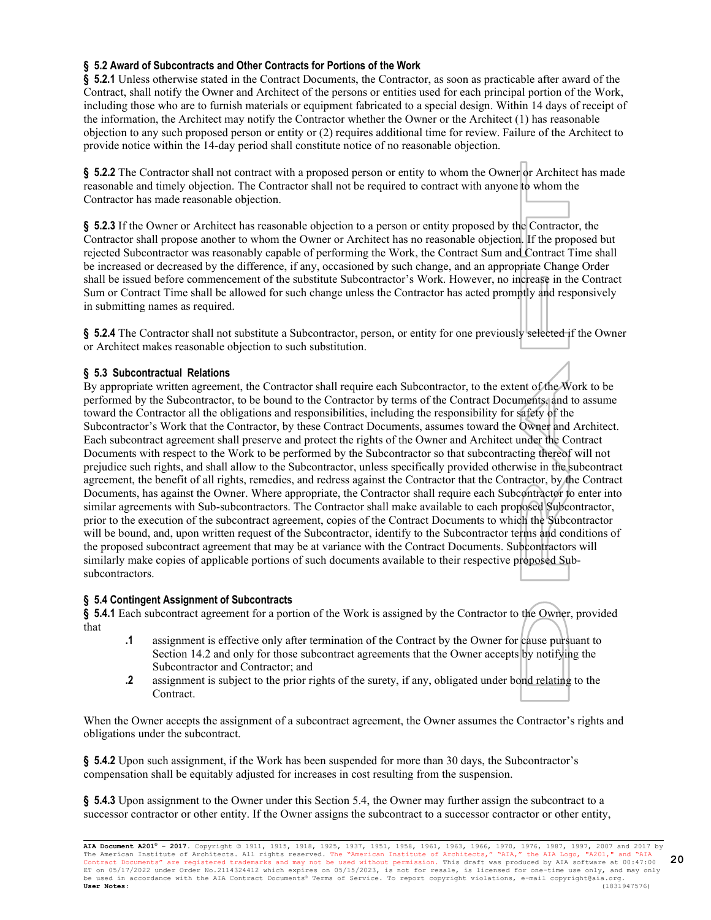**§ 5.2 Award of Subcontracts and Other Contracts for Portions of the Work**

**§ 5.2.1** Unless otherwise stated in the Contract Documents, the Contractor, as soon as practicable after award of the Contract, shall notify the Owner and Architect of the persons or entities used for each principal portion of the Work, including those who are to furnish materials or equipment fabricated to a special design. Within 14 days of receipt of the information, the Architect may notify the Contractor whether the Owner or the Architect (1) has reasonable objection to any such proposed person or entity or (2) requires additional time for review. Failure of the Architect to provide notice within the 14-day period shall constitute notice of no reasonable objection.

**§ 5.2.2** The Contractor shall not contract with a proposed person or entity to whom the Owner or Architect has made reasonable and timely objection. The Contractor shall not be required to contract with anyone to whom the Contractor has made reasonable objection.

**§ 5.2.3** If the Owner or Architect has reasonable objection to a person or entity proposed by the Contractor, the Contractor shall propose another to whom the Owner or Architect has no reasonable objection. If the proposed but rejected Subcontractor was reasonably capable of performing the Work, the Contract Sum and Contract Time shall be increased or decreased by the difference, if any, occasioned by such change, and an appropriate Change Order shall be issued before commencement of the substitute Subcontractor's Work. However, no increase in the Contract Sum or Contract Time shall be allowed for such change unless the Contractor has acted promptly and responsively in submitting names as required.

**§ 5.2.4** The Contractor shall not substitute a Subcontractor, person, or entity for one previously selected if the Owner or Architect makes reasonable objection to such substitution.

**§ 5.3 Subcontractual Relations**

By appropriate written agreement, the Contractor shall require each Subcontractor, to the extent of the Work to be performed by the Subcontractor, to be bound to the Contractor by terms of the Contract Documents, and to assume toward the Contractor all the obligations and responsibilities, including the responsibility for safety of the Subcontractor's Work that the Contractor, by these Contract Documents, assumes toward the Owner and Architect. Each subcontract agreement shall preserve and protect the rights of the Owner and Architect under the Contract Documents with respect to the Work to be performed by the Subcontractor so that subcontracting thereof will not prejudice such rights, and shall allow to the Subcontractor, unless specifically provided otherwise in the subcontract agreement, the benefit of all rights, remedies, and redress against the Contractor that the Contractor, by the Contract Documents, has against the Owner. Where appropriate, the Contractor shall require each Subcontractor to enter into similar agreements with Sub-subcontractors. The Contractor shall make available to each proposed Subcontractor, prior to the execution of the subcontract agreement, copies of the Contract Documents to which the Subcontractor will be bound, and, upon written request of the Subcontractor, identify to the Subcontractor terms and conditions of the proposed subcontract agreement that may be at variance with the Contract Documents. Subcontractors will similarly make copies of applicable portions of such documents available to their respective proposed Sub-subcontractors.

**§ 5.4 Contingent Assignment of Subcontracts**

**§ 5.4.1** Each subcontract agreement for a portion of the Work is assigned by the Contractor to the Owner, provided that

**.1** assignment is effective only after termination of the Contract by the Owner for cause pursuant to Section 14.2 and only for those subcontract agreements that the Owner accepts by notifying the Subcontractor and Contractor; and

**.2** assignment is subject to the prior rights of the surety, if any, obligated under bond relating to the Contract.

When the Owner accepts the assignment of a subcontract agreement, the Owner assumes the Contractor's rights and obligations under the subcontract.

**§ 5.4.2** Upon such assignment, if the Work has been suspended for more than 30 days, the Subcontractor's compensation shall be equitably adjusted for increases in cost resulting from the suspension.

**§ 5.4.3** Upon assignment to the Owner under this Section 5.4, the Owner may further assign the subcontract to a successor contractor or other entity. If the Owner assigns the subcontract to a successor contractor or other entity,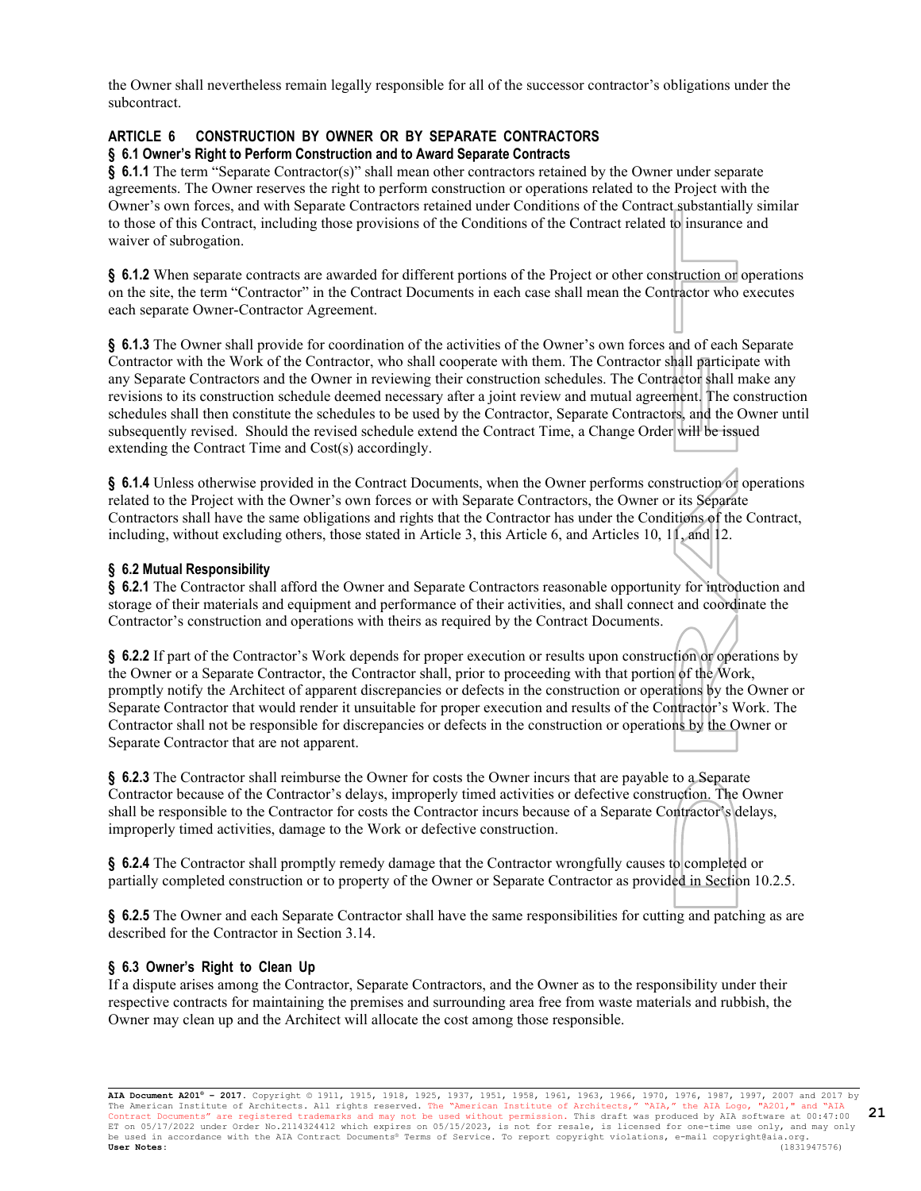the Owner shall nevertheless remain legally responsible for all of the successor contractor's obligations under the subcontract.

## ARTICLE 6 CONSTRUCTION BY OWNER OR BY SEPARATE CONTRACTORS

### § 6.1 Owner's Right to Perform Construction and to Award Separate Contracts

**§ 6.1.1** The term "Separate Contractor(s)" shall mean other contractors retained by the Owner under separate agreements. The Owner reserves the right to perform construction or operations related to the Project with the Owner's own forces, and with Separate Contractors retained under Conditions of the Contract substantially similar to those of this Contract, including those provisions of the Conditions of the Contract related to insurance and waiver of subrogation.

**§ 6.1.2** When separate contracts are awarded for different portions of the Project or other construction or operations on the site, the term "Contractor" in the Contract Documents in each case shall mean the Contractor who executes each separate Owner-Contractor Agreement.

**§ 6.1.3** The Owner shall provide for coordination of the activities of the Owner's own forces and of each Separate Contractor with the Work of the Contractor, who shall cooperate with them. The Contractor shall participate with any Separate Contractors and the Owner in reviewing their construction schedules. The Contractor shall make any revisions to its construction schedule deemed necessary after a joint review and mutual agreement. The construction schedules shall then constitute the schedules to be used by the Contractor, Separate Contractors, and the Owner until subsequently revised. Should the revised schedule extend the Contract Time, a Change Order will be issued extending the Contract Time and Cost(s) accordingly.

**§ 6.1.4** Unless otherwise provided in the Contract Documents, when the Owner performs construction or operations related to the Project with the Owner's own forces or with Separate Contractors, the Owner or its Separate Contractors shall have the same obligations and rights that the Contractor has under the Conditions of the Contract, including, without excluding others, those stated in Article 3, this Article 6, and Articles 10, 11, and 12.

### § 6.2 Mutual Responsibility

**§ 6.2.1** The Contractor shall afford the Owner and Separate Contractors reasonable opportunity for introduction and storage of their materials and equipment and performance of their activities, and shall connect and coordinate the Contractor's construction and operations with theirs as required by the Contract Documents.

**§ 6.2.2** If part of the Contractor's Work depends for proper execution or results upon construction or operations by the Owner or a Separate Contractor, the Contractor shall, prior to proceeding with that portion of the Work, promptly notify the Architect of apparent discrepancies or defects in the construction or operations by the Owner or Separate Contractor that would render it unsuitable for proper execution and results of the Contractor's Work. The Contractor shall not be responsible for discrepancies or defects in the construction or operations by the Owner or Separate Contractor that are not apparent.

**§ 6.2.3** The Contractor shall reimburse the Owner for costs the Owner incurs that are payable to a Separate Contractor because of the Contractor's delays, improperly timed activities or defective construction. The Owner shall be responsible to the Contractor for costs the Contractor incurs because of a Separate Contractor's delays, improperly timed activities, damage to the Work or defective construction.

**§ 6.2.4** The Contractor shall promptly remedy damage that the Contractor wrongfully causes to completed or partially completed construction or to property of the Owner or Separate Contractor as provided in Section 10.2.5.

**§ 6.2.5** The Owner and each Separate Contractor shall have the same responsibilities for cutting and patching as are described for the Contractor in Section 3.14.

### § 6.3 Owner's Right to Clean Up

If a dispute arises among the Contractor, Separate Contractors, and the Owner as to the responsibility under their respective contracts for maintaining the premises and surrounding area free from waste materials and rubbish, the Owner may clean up and the Architect will allocate the cost among those responsible.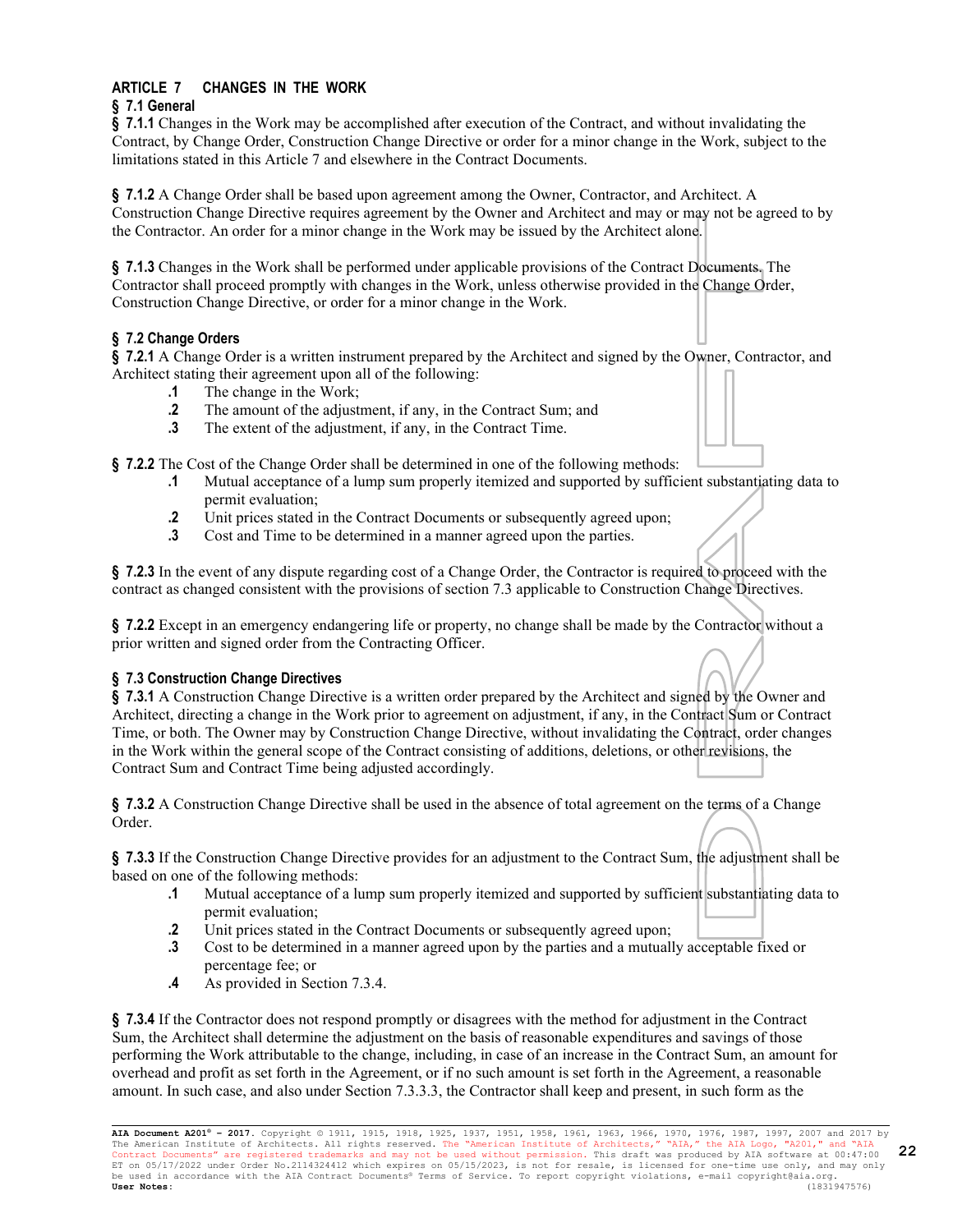## ARTICLE 7 CHANGES IN THE WORK

### § 7.1 General

**§ 7.1.1** Changes in the Work may be accomplished after execution of the Contract, and without invalidating the Contract, by Change Order, Construction Change Directive or order for a minor change in the Work, subject to the limitations stated in this Article 7 and elsewhere in the Contract Documents.

**§ 7.1.2** A Change Order shall be based upon agreement among the Owner, Contractor, and Architect. A Construction Change Directive requires agreement by the Owner and Architect and may or may not be agreed to by the Contractor. An order for a minor change in the Work may be issued by the Architect alone.

**§ 7.1.3** Changes in the Work shall be performed under applicable provisions of the Contract Documents. The Contractor shall proceed promptly with changes in the Work, unless otherwise provided in the Change Order, Construction Change Directive, or order for a minor change in the Work.

### § 7.2 Change Orders

**§ 7.2.1** A Change Order is a written instrument prepared by the Architect and signed by the Owner, Contractor, and Architect stating their agreement upon all of the following:

- **.1** The change in the Work;
- **.2** The amount of the adjustment, if any, in the Contract Sum; and
- **.3** The extent of the adjustment, if any, in the Contract Time.

**§ 7.2.2** The Cost of the Change Order shall be determined in one of the following methods:

- **.1** Mutual acceptance of a lump sum properly itemized and supported by sufficient substantiating data to permit evaluation;
- **.2** Unit prices stated in the Contract Documents or subsequently agreed upon;
- **.3** Cost and Time to be determined in a manner agreed upon the parties.

**§ 7.2.3** In the event of any dispute regarding cost of a Change Order, the Contractor is required to proceed with the contract as changed consistent with the provisions of section 7.3 applicable to Construction Change Directives.

**§ 7.2.2** Except in an emergency endangering life or property, no change shall be made by the Contractor without a prior written and signed order from the Contracting Officer.

### § 7.3 Construction Change Directives

**§ 7.3.1** A Construction Change Directive is a written order prepared by the Architect and signed by the Owner and Architect, directing a change in the Work prior to agreement on adjustment, if any, in the Contract Sum or Contract Time, or both. The Owner may by Construction Change Directive, without invalidating the Contract, order changes in the Work within the general scope of the Contract consisting of additions, deletions, or other revisions, the Contract Sum and Contract Time being adjusted accordingly.

**§ 7.3.2** A Construction Change Directive shall be used in the absence of total agreement on the terms of a Change Order.

**§ 7.3.3** If the Construction Change Directive provides for an adjustment to the Contract Sum, the adjustment shall be based on one of the following methods:

- **.1** Mutual acceptance of a lump sum properly itemized and supported by sufficient substantiating data to permit evaluation;
- **.2** Unit prices stated in the Contract Documents or subsequently agreed upon;
- **.3** Cost to be determined in a manner agreed upon by the parties and a mutually acceptable fixed or percentage fee; or
- **.4** As provided in Section 7.3.4.

**§ 7.3.4** If the Contractor does not respond promptly or disagrees with the method for adjustment in the Contract Sum, the Architect shall determine the adjustment on the basis of reasonable expenditures and savings of those performing the Work attributable to the change, including, in case of an increase in the Contract Sum, an amount for overhead and profit as set forth in the Agreement, or if no such amount is set forth in the Agreement, a reasonable amount. In such case, and also under Section 7.3.3.3, the Contractor shall keep and present, in such form as the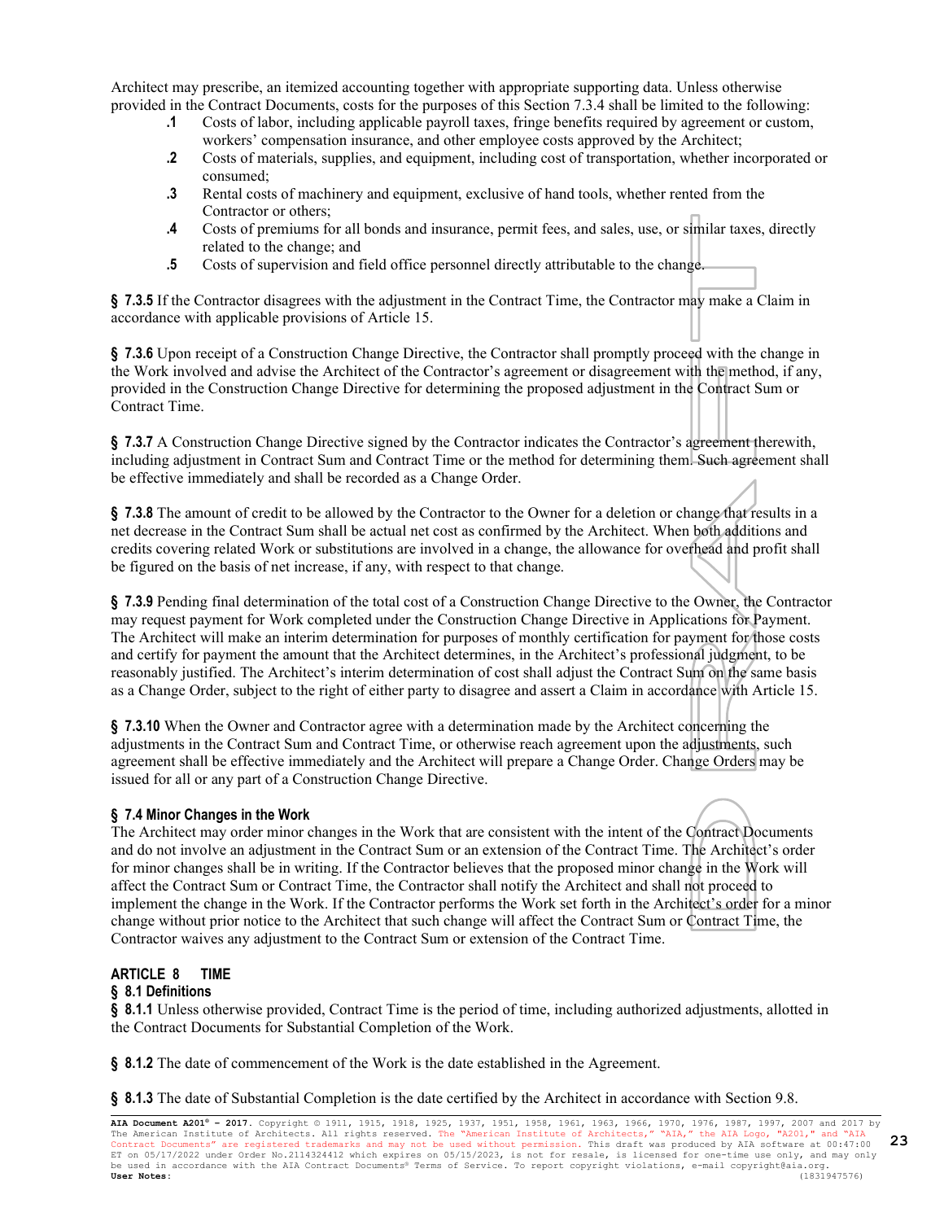Architect may prescribe, an itemized accounting together with appropriate supporting data. Unless otherwise provided in the Contract Documents, costs for the purposes of this Section 7.3.4 shall be limited to the following:

- **.1** Costs of labor, including applicable payroll taxes, fringe benefits required by agreement or custom, workers' compensation insurance, and other employee costs approved by the Architect;
- **.2** Costs of materials, supplies, and equipment, including cost of transportation, whether incorporated or consumed;
- **.3** Rental costs of machinery and equipment, exclusive of hand tools, whether rented from the Contractor or others;
- **.4** Costs of premiums for all bonds and insurance, permit fees, and sales, use, or similar taxes, directly related to the change; and
- **.5** Costs of supervision and field office personnel directly attributable to the change.

**§ 7.3.5** If the Contractor disagrees with the adjustment in the Contract Time, the Contractor may make a Claim in accordance with applicable provisions of Article 15.

**§ 7.3.6** Upon receipt of a Construction Change Directive, the Contractor shall promptly proceed with the change in the Work involved and advise the Architect of the Contractor's agreement or disagreement with the method, if any, provided in the Construction Change Directive for determining the proposed adjustment in the Contract Sum or Contract Time.

**§ 7.3.7** A Construction Change Directive signed by the Contractor indicates the Contractor's agreement therewith, including adjustment in Contract Sum and Contract Time or the method for determining them. Such agreement shall be effective immediately and shall be recorded as a Change Order.

**§ 7.3.8** The amount of credit to be allowed by the Contractor to the Owner for a deletion or change that results in a net decrease in the Contract Sum shall be actual net cost as confirmed by the Architect. When both additions and credits covering related Work or substitutions are involved in a change, the allowance for overhead and profit shall be figured on the basis of net increase, if any, with respect to that change.

**§ 7.3.9** Pending final determination of the total cost of a Construction Change Directive to the Owner, the Contractor may request payment for Work completed under the Construction Change Directive in Applications for Payment. The Architect will make an interim determination for purposes of monthly certification for payment for those costs and certify for payment the amount that the Architect determines, in the Architect's professional judgment, to be reasonably justified. The Architect's interim determination of cost shall adjust the Contract Sum on the same basis as a Change Order, subject to the right of either party to disagree and assert a Claim in accordance with Article 15.

**§ 7.3.10** When the Owner and Contractor agree with a determination made by the Architect concerning the adjustments in the Contract Sum and Contract Time, or otherwise reach agreement upon the adjustments, such agreement shall be effective immediately and the Architect will prepare a Change Order. Change Orders may be issued for all or any part of a Construction Change Directive.

### § 7.4 Minor Changes in the Work

The Architect may order minor changes in the Work that are consistent with the intent of the Contract Documents and do not involve an adjustment in the Contract Sum or an extension of the Contract Time. The Architect's order for minor changes shall be in writing. If the Contractor believes that the proposed minor change in the Work will affect the Contract Sum or Contract Time, the Contractor shall notify the Architect and shall not proceed to implement the change in the Work. If the Contractor performs the Work set forth in the Architect's order for a minor change without prior notice to the Architect that such change will affect the Contract Sum or Contract Time, the Contractor waives any adjustment to the Contract Sum or extension of the Contract Time.

## ARTICLE 8 TIME

### § 8.1 Definitions

**§ 8.1.1** Unless otherwise provided, Contract Time is the period of time, including authorized adjustments, allotted in the Contract Documents for Substantial Completion of the Work.

**§ 8.1.2** The date of commencement of the Work is the date established in the Agreement.

**§ 8.1.3** The date of Substantial Completion is the date certified by the Architect in accordance with Section 9.8.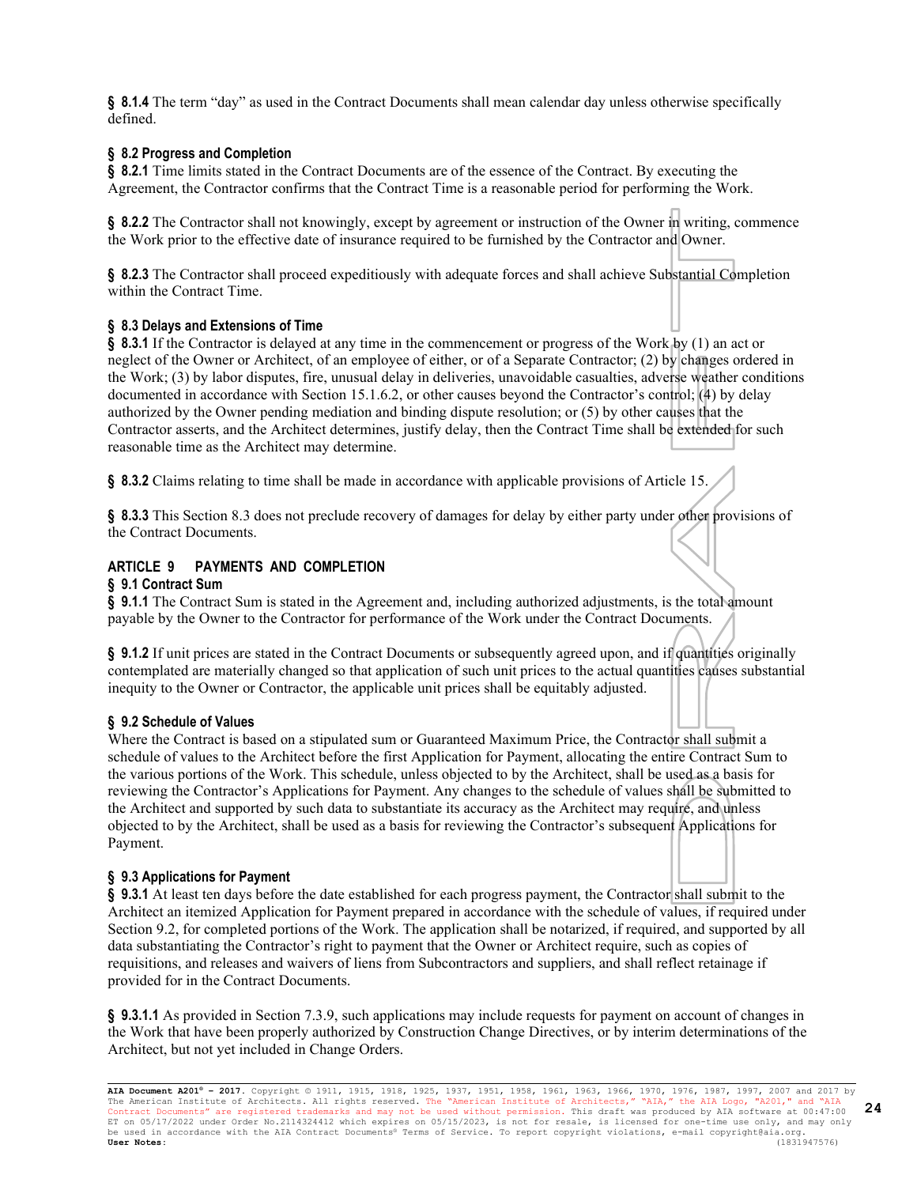**§ 8.1.4** The term "day" as used in the Contract Documents shall mean calendar day unless otherwise specifically defined.

### § 8.2 Progress and Completion

**§ 8.2.1** Time limits stated in the Contract Documents are of the essence of the Contract. By executing the Agreement, the Contractor confirms that the Contract Time is a reasonable period for performing the Work.

**§ 8.2.2** The Contractor shall not knowingly, except by agreement or instruction of the Owner in writing, commence the Work prior to the effective date of insurance required to be furnished by the Contractor and Owner.

**§ 8.2.3** The Contractor shall proceed expeditiously with adequate forces and shall achieve Substantial Completion within the Contract Time.

### § 8.3 Delays and Extensions of Time

**§ 8.3.1** If the Contractor is delayed at any time in the commencement or progress of the Work by (1) an act or neglect of the Owner or Architect, of an employee of either, or of a Separate Contractor; (2) by changes ordered in the Work; (3) by labor disputes, fire, unusual delay in deliveries, unavoidable casualties, adverse weather conditions documented in accordance with Section 15.1.6.2, or other causes beyond the Contractor's control; (4) by delay authorized by the Owner pending mediation and binding dispute resolution; or (5) by other causes that the Contractor asserts, and the Architect determines, justify delay, then the Contract Time shall be extended for such reasonable time as the Architect may determine.

**§ 8.3.2** Claims relating to time shall be made in accordance with applicable provisions of Article 15.

**§ 8.3.3** This Section 8.3 does not preclude recovery of damages for delay by either party under other provisions of the Contract Documents.

## ARTICLE 9 PAYMENTS AND COMPLETION

### § 9.1 Contract Sum

**§ 9.1.1** The Contract Sum is stated in the Agreement and, including authorized adjustments, is the total amount payable by the Owner to the Contractor for performance of the Work under the Contract Documents.

**§ 9.1.2** If unit prices are stated in the Contract Documents or subsequently agreed upon, and if quantities originally contemplated are materially changed so that application of such unit prices to the actual quantities causes substantial inequity to the Owner or Contractor, the applicable unit prices shall be equitably adjusted.

### § 9.2 Schedule of Values

Where the Contract is based on a stipulated sum or Guaranteed Maximum Price, the Contractor shall submit a schedule of values to the Architect before the first Application for Payment, allocating the entire Contract Sum to the various portions of the Work. This schedule, unless objected to by the Architect, shall be used as a basis for reviewing the Contractor's Applications for Payment. Any changes to the schedule of values shall be submitted to the Architect and supported by such data to substantiate its accuracy as the Architect may require, and unless objected to by the Architect, shall be used as a basis for reviewing the Contractor's subsequent Applications for Payment.

### § 9.3 Applications for Payment

**§ 9.3.1** At least ten days before the date established for each progress payment, the Contractor shall submit to the Architect an itemized Application for Payment prepared in accordance with the schedule of values, if required under Section 9.2, for completed portions of the Work. The application shall be notarized, if required, and supported by all data substantiating the Contractor's right to payment that the Owner or Architect require, such as copies of requisitions, and releases and waivers of liens from Subcontractors and suppliers, and shall reflect retainage if provided for in the Contract Documents.

**§ 9.3.1.1** As provided in Section 7.3.9, such applications may include requests for payment on account of changes in the Work that have been properly authorized by Construction Change Directives, or by interim determinations of the Architect, but not yet included in Change Orders.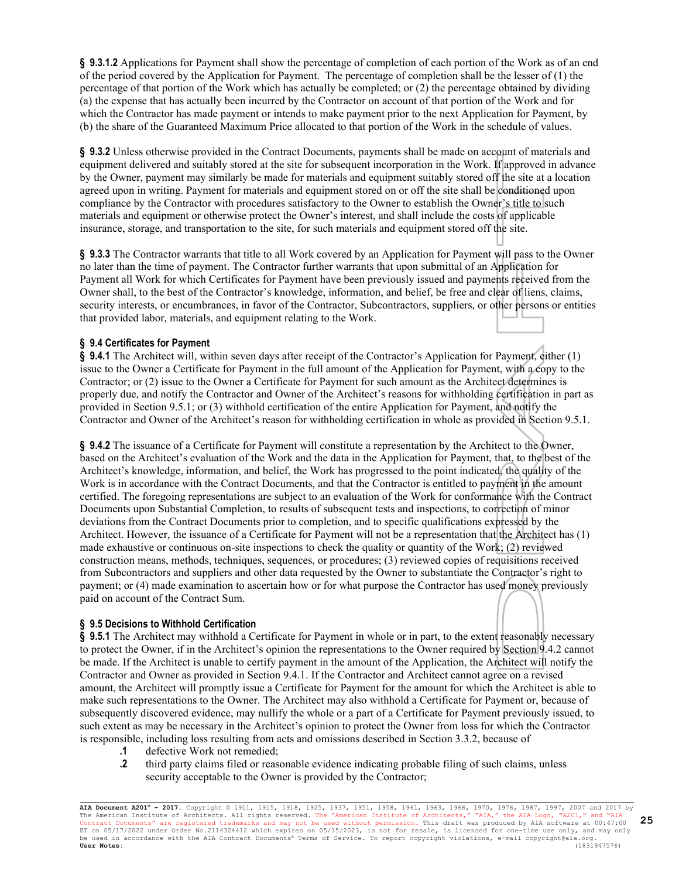**§ 9.3.1.2** Applications for Payment shall show the percentage of completion of each portion of the Work as of an end of the period covered by the Application for Payment. The percentage of completion shall be the lesser of (1) the percentage of that portion of the Work which has actually be completed; or (2) the percentage obtained by dividing (a) the expense that has actually been incurred by the Contractor on account of that portion of the Work and for which the Contractor has made payment or intends to make payment prior to the next Application for Payment, by (b) the share of the Guaranteed Maximum Price allocated to that portion of the Work in the schedule of values.

**§ 9.3.2** Unless otherwise provided in the Contract Documents, payments shall be made on account of materials and equipment delivered and suitably stored at the site for subsequent incorporation in the Work. If approved in advance by the Owner, payment may similarly be made for materials and equipment suitably stored off the site at a location agreed upon in writing. Payment for materials and equipment stored on or off the site shall be conditioned upon compliance by the Contractor with procedures satisfactory to the Owner to establish the Owner's title to such materials and equipment or otherwise protect the Owner's interest, and shall include the costs of applicable insurance, storage, and transportation to the site, for such materials and equipment stored off the site.

**§ 9.3.3** The Contractor warrants that title to all Work covered by an Application for Payment will pass to the Owner no later than the time of payment. The Contractor further warrants that upon submittal of an Application for Payment all Work for which Certificates for Payment have been previously issued and payments received from the Owner shall, to the best of the Contractor's knowledge, information, and belief, be free and clear of liens, claims, security interests, or encumbrances, in favor of the Contractor, Subcontractors, suppliers, or other persons or entities that provided labor, materials, and equipment relating to the Work.

### § 9.4 Certificates for Payment

**§ 9.4.1** The Architect will, within seven days after receipt of the Contractor's Application for Payment, either (1) issue to the Owner a Certificate for Payment in the full amount of the Application for Payment, with a copy to the Contractor; or (2) issue to the Owner a Certificate for Payment for such amount as the Architect determines is properly due, and notify the Contractor and Owner of the Architect's reasons for withholding certification in part as provided in Section 9.5.1; or (3) withhold certification of the entire Application for Payment, and notify the Contractor and Owner of the Architect's reason for withholding certification in whole as provided in Section 9.5.1.

**§ 9.4.2** The issuance of a Certificate for Payment will constitute a representation by the Architect to the Owner, based on the Architect's evaluation of the Work and the data in the Application for Payment, that, to the best of the Architect's knowledge, information, and belief, the Work has progressed to the point indicated, the quality of the Work is in accordance with the Contract Documents, and that the Contractor is entitled to payment in the amount certified. The foregoing representations are subject to an evaluation of the Work for conformance with the Contract Documents upon Substantial Completion, to results of subsequent tests and inspections, to correction of minor deviations from the Contract Documents prior to completion, and to specific qualifications expressed by the Architect. However, the issuance of a Certificate for Payment will not be a representation that the Architect has (1) made exhaustive or continuous on-site inspections to check the quality or quantity of the Work; (2) reviewed construction means, methods, techniques, sequences, or procedures; (3) reviewed copies of requisitions received from Subcontractors and suppliers and other data requested by the Owner to substantiate the Contractor's right to payment; or (4) made examination to ascertain how or for what purpose the Contractor has used money previously paid on account of the Contract Sum.

### § 9.5 Decisions to Withhold Certification

**§ 9.5.1** The Architect may withhold a Certificate for Payment in whole or in part, to the extent reasonably necessary to protect the Owner, if in the Architect's opinion the representations to the Owner required by Section 9.4.2 cannot be made. If the Architect is unable to certify payment in the amount of the Application, the Architect will notify the Contractor and Owner as provided in Section 9.4.1. If the Contractor and Architect cannot agree on a revised amount, the Architect will promptly issue a Certificate for Payment for the amount for which the Architect is able to make such representations to the Owner. The Architect may also withhold a Certificate for Payment or, because of subsequently discovered evidence, may nullify the whole or a part of a Certificate for Payment previously issued, to such extent as may be necessary in the Architect's opinion to protect the Owner from loss for which the Contractor is responsible, including loss resulting from acts and omissions described in Section 3.3.2, because of

- **.1** defective Work not remedied;
- **.2** third party claims filed or reasonable evidence indicating probable filing of such claims, unless security acceptable to the Owner is provided by the Contractor;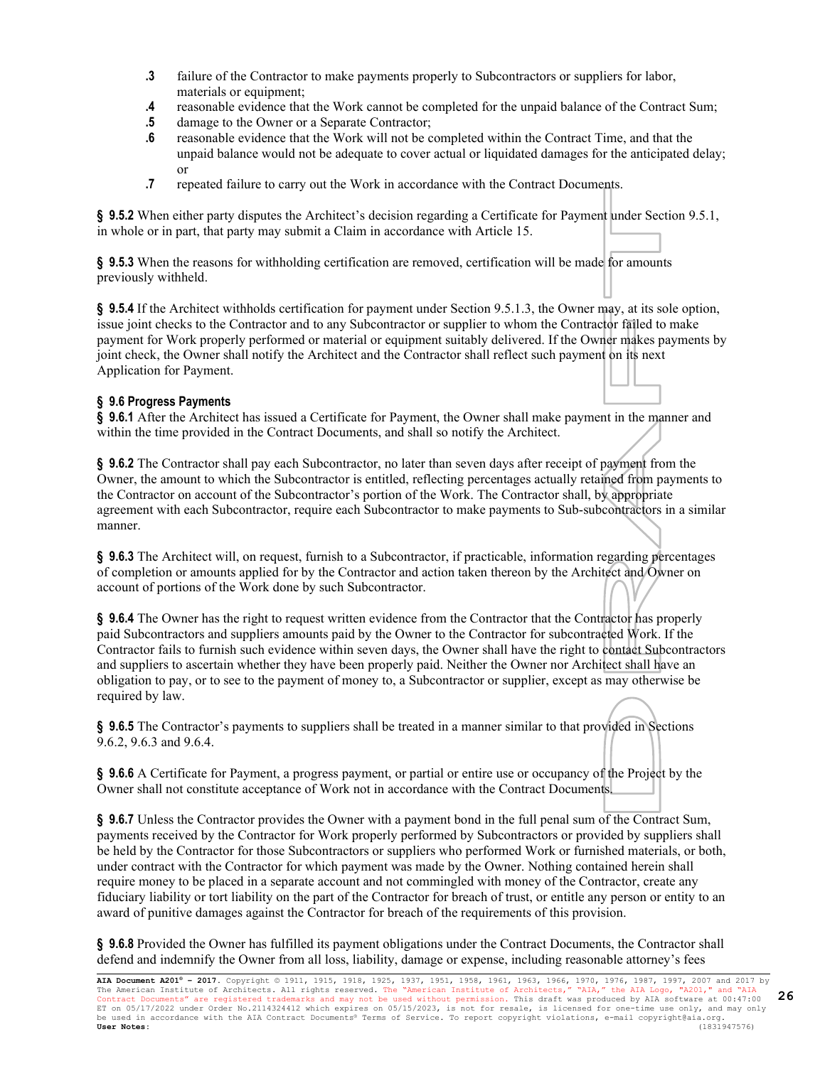**.3** failure of the Contractor to make payments properly to Subcontractors or suppliers for labor, materials or equipment;

**.4** reasonable evidence that the Work cannot be completed for the unpaid balance of the Contract Sum;

**.5** damage to the Owner or a Separate Contractor;

**.6** reasonable evidence that the Work will not be completed within the Contract Time, and that the unpaid balance would not be adequate to cover actual or liquidated damages for the anticipated delay; or

**.7** repeated failure to carry out the Work in accordance with the Contract Documents.

**§ 9.5.2** When either party disputes the Architect's decision regarding a Certificate for Payment under Section 9.5.1, in whole or in part, that party may submit a Claim in accordance with Article 15.

**§ 9.5.3** When the reasons for withholding certification are removed, certification will be made for amounts previously withheld.

**§ 9.5.4** If the Architect withholds certification for payment under Section 9.5.1.3, the Owner may, at its sole option, issue joint checks to the Contractor and to any Subcontractor or supplier to whom the Contractor failed to make payment for Work properly performed or material or equipment suitably delivered. If the Owner makes payments by joint check, the Owner shall notify the Architect and the Contractor shall reflect such payment on its next Application for Payment.

### § 9.6 Progress Payments

**§ 9.6.1** After the Architect has issued a Certificate for Payment, the Owner shall make payment in the manner and within the time provided in the Contract Documents, and shall so notify the Architect.

**§ 9.6.2** The Contractor shall pay each Subcontractor, no later than seven days after receipt of payment from the Owner, the amount to which the Subcontractor is entitled, reflecting percentages actually retained from payments to the Contractor on account of the Subcontractor's portion of the Work. The Contractor shall, by appropriate agreement with each Subcontractor, require each Subcontractor to make payments to Sub-subcontractors in a similar manner.

**§ 9.6.3** The Architect will, on request, furnish to a Subcontractor, if practicable, information regarding percentages of completion or amounts applied for by the Contractor and action taken thereon by the Architect and Owner on account of portions of the Work done by such Subcontractor.

**§ 9.6.4** The Owner has the right to request written evidence from the Contractor that the Contractor has properly paid Subcontractors and suppliers amounts paid by the Owner to the Contractor for subcontracted Work. If the Contractor fails to furnish such evidence within seven days, the Owner shall have the right to contact Subcontractors and suppliers to ascertain whether they have been properly paid. Neither the Owner nor Architect shall have an obligation to pay, or to see to the payment of money to, a Subcontractor or supplier, except as may otherwise be required by law.

**§ 9.6.5** The Contractor's payments to suppliers shall be treated in a manner similar to that provided in Sections 9.6.2, 9.6.3 and 9.6.4.

**§ 9.6.6** A Certificate for Payment, a progress payment, or partial or entire use or occupancy of the Project by the Owner shall not constitute acceptance of Work not in accordance with the Contract Documents.

**§ 9.6.7** Unless the Contractor provides the Owner with a payment bond in the full penal sum of the Contract Sum, payments received by the Contractor for Work properly performed by Subcontractors or provided by suppliers shall be held by the Contractor for those Subcontractors or suppliers who performed Work or furnished materials, or both, under contract with the Contractor for which payment was made by the Owner. Nothing contained herein shall require money to be placed in a separate account and not commingled with money of the Contractor, create any fiduciary liability or tort liability on the part of the Contractor for breach of trust, or entitle any person or entity to an award of punitive damages against the Contractor for breach of the requirements of this provision.

**§ 9.6.8** Provided the Owner has fulfilled its payment obligations under the Contract Documents, the Contractor shall defend and indemnify the Owner from all loss, liability, damage or expense, including reasonable attorney's fees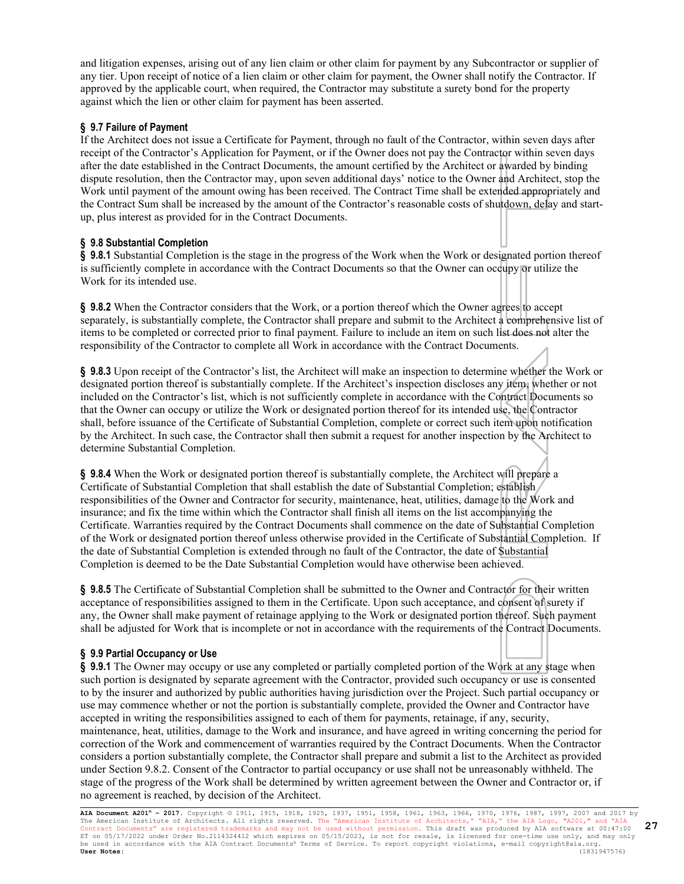and litigation expenses, arising out of any lien claim or other claim for payment by any Subcontractor or supplier of any tier. Upon receipt of notice of a lien claim or other claim for payment, the Owner shall notify the Contractor. If approved by the applicable court, when required, the Contractor may substitute a surety bond for the property against which the lien or other claim for payment has been asserted.

**§ 9.7 Failure of Payment**

If the Architect does not issue a Certificate for Payment, through no fault of the Contractor, within seven days after receipt of the Contractor's Application for Payment, or if the Owner does not pay the Contractor within seven days after the date established in the Contract Documents, the amount certified by the Architect or awarded by binding dispute resolution, then the Contractor may, upon seven additional days' notice to the Owner and Architect, stop the Work until payment of the amount owing has been received. The Contract Time shall be extended appropriately and the Contract Sum shall be increased by the amount of the Contractor's reasonable costs of shutdown, delay and start-up, plus interest as provided for in the Contract Documents.

**§ 9.8 Substantial Completion**

**§ 9.8.1** Substantial Completion is the stage in the progress of the Work when the Work or designated portion thereof is sufficiently complete in accordance with the Contract Documents so that the Owner can occupy or utilize the Work for its intended use.

**§ 9.8.2** When the Contractor considers that the Work, or a portion thereof which the Owner agrees to accept separately, is substantially complete, the Contractor shall prepare and submit to the Architect a comprehensive list of items to be completed or corrected prior to final payment. Failure to include an item on such list does not alter the responsibility of the Contractor to complete all Work in accordance with the Contract Documents.

**§ 9.8.3** Upon receipt of the Contractor's list, the Architect will make an inspection to determine whether the Work or designated portion thereof is substantially complete. If the Architect's inspection discloses any item, whether or not included on the Contractor's list, which is not sufficiently complete in accordance with the Contract Documents so that the Owner can occupy or utilize the Work or designated portion thereof for its intended use, the Contractor shall, before issuance of the Certificate of Substantial Completion, complete or correct such item upon notification by the Architect. In such case, the Contractor shall then submit a request for another inspection by the Architect to determine Substantial Completion.

**§ 9.8.4** When the Work or designated portion thereof is substantially complete, the Architect will prepare a Certificate of Substantial Completion that shall establish the date of Substantial Completion; establish responsibilities of the Owner and Contractor for security, maintenance, heat, utilities, damage to the Work and insurance; and fix the time within which the Contractor shall finish all items on the list accompanying the Certificate. Warranties required by the Contract Documents shall commence on the date of Substantial Completion of the Work or designated portion thereof unless otherwise provided in the Certificate of Substantial Completion. If the date of Substantial Completion is extended through no fault of the Contractor, the date of Substantial Completion is deemed to be the Date Substantial Completion would have otherwise been achieved.

**§ 9.8.5** The Certificate of Substantial Completion shall be submitted to the Owner and Contractor for their written acceptance of responsibilities assigned to them in the Certificate. Upon such acceptance, and consent of surety if any, the Owner shall make payment of retainage applying to the Work or designated portion thereof. Such payment shall be adjusted for Work that is incomplete or not in accordance with the requirements of the Contract Documents.

**§ 9.9 Partial Occupancy or Use**

**§ 9.9.1** The Owner may occupy or use any completed or partially completed portion of the Work at any stage when such portion is designated by separate agreement with the Contractor, provided such occupancy or use is consented to by the insurer and authorized by public authorities having jurisdiction over the Project. Such partial occupancy or use may commence whether or not the portion is substantially complete, provided the Owner and Contractor have accepted in writing the responsibilities assigned to each of them for payments, retainage, if any, security, maintenance, heat, utilities, damage to the Work and insurance, and have agreed in writing concerning the period for correction of the Work and commencement of warranties required by the Contract Documents. When the Contractor considers a portion substantially complete, the Contractor shall prepare and submit a list to the Architect as provided under Section 9.8.2. Consent of the Contractor to partial occupancy or use shall not be unreasonably withheld. The stage of the progress of the Work shall be determined by written agreement between the Owner and Contractor or, if no agreement is reached, by decision of the Architect.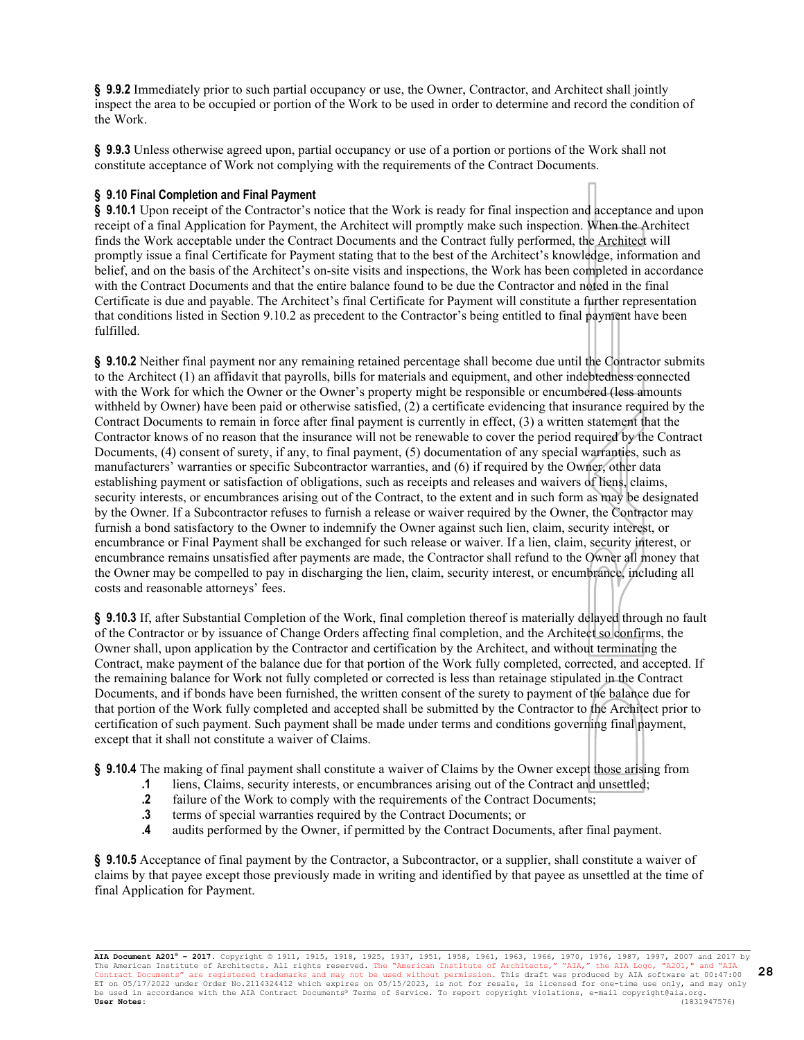**§ 9.9.2** Immediately prior to such partial occupancy or use, the Owner, Contractor, and Architect shall jointly inspect the area to be occupied or portion of the Work to be used in order to determine and record the condition of the Work.

**§ 9.9.3** Unless otherwise agreed upon, partial occupancy or use of a portion or portions of the Work shall not constitute acceptance of Work not complying with the requirements of the Contract Documents.

### § 9.10 Final Completion and Final Payment

**§ 9.10.1** Upon receipt of the Contractor's notice that the Work is ready for final inspection and acceptance and upon receipt of a final Application for Payment, the Architect will promptly make such inspection. When the Architect finds the Work acceptable under the Contract Documents and the Contract fully performed, the Architect will promptly issue a final Certificate for Payment stating that to the best of the Architect's knowledge, information and belief, and on the basis of the Architect's on-site visits and inspections, the Work has been completed in accordance with the Contract Documents and that the entire balance found to be due the Contractor and noted in the final Certificate is due and payable. The Architect's final Certificate for Payment will constitute a further representation that conditions listed in Section 9.10.2 as precedent to the Contractor's being entitled to final payment have been fulfilled.

**§ 9.10.2** Neither final payment nor any remaining retained percentage shall become due until the Contractor submits to the Architect (1) an affidavit that payrolls, bills for materials and equipment, and other indebtedness connected with the Work for which the Owner or the Owner's property might be responsible or encumbered (less amounts withheld by Owner) have been paid or otherwise satisfied, (2) a certificate evidencing that insurance required by the Contract Documents to remain in force after final payment is currently in effect, (3) a written statement that the Contractor knows of no reason that the insurance will not be renewable to cover the period required by the Contract Documents, (4) consent of surety, if any, to final payment, (5) documentation of any special warranties, such as manufacturers' warranties or specific Subcontractor warranties, and (6) if required by the Owner, other data establishing payment or satisfaction of obligations, such as receipts and releases and waivers of liens, claims, security interests, or encumbrances arising out of the Contract, to the extent and in such form as may be designated by the Owner. If a Subcontractor refuses to furnish a release or waiver required by the Owner, the Contractor may furnish a bond satisfactory to the Owner to indemnify the Owner against such lien, claim, security interest, or encumbrance or Final Payment shall be exchanged for such release or waiver. If a lien, claim, security interest, or encumbrance remains unsatisfied after payments are made, the Contractor shall refund to the Owner all money that the Owner may be compelled to pay in discharging the lien, claim, security interest, or encumbrance, including all costs and reasonable attorneys' fees.

**§ 9.10.3** If, after Substantial Completion of the Work, final completion thereof is materially delayed through no fault of the Contractor or by issuance of Change Orders affecting final completion, and the Architect so confirms, the Owner shall, upon application by the Contractor and certification by the Architect, and without terminating the Contract, make payment of the balance due for that portion of the Work fully completed, corrected, and accepted. If the remaining balance for Work not fully completed or corrected is less than retainage stipulated in the Contract Documents, and if bonds have been furnished, the written consent of the surety to payment of the balance due for that portion of the Work fully completed and accepted shall be submitted by the Contractor to the Architect prior to certification of such payment. Such payment shall be made under terms and conditions governing final payment, except that it shall not constitute a waiver of Claims.

**§ 9.10.4** The making of final payment shall constitute a waiver of Claims by the Owner except those arising from

- **.1** liens, Claims, security interests, or encumbrances arising out of the Contract and unsettled;
- **.2** failure of the Work to comply with the requirements of the Contract Documents;
- **.3** terms of special warranties required by the Contract Documents; or
- **.4** audits performed by the Owner, if permitted by the Contract Documents, after final payment.

**§ 9.10.5** Acceptance of final payment by the Contractor, a Subcontractor, or a supplier, shall constitute a waiver of claims by that payee except those previously made in writing and identified by that payee as unsettled at the time of final Application for Payment.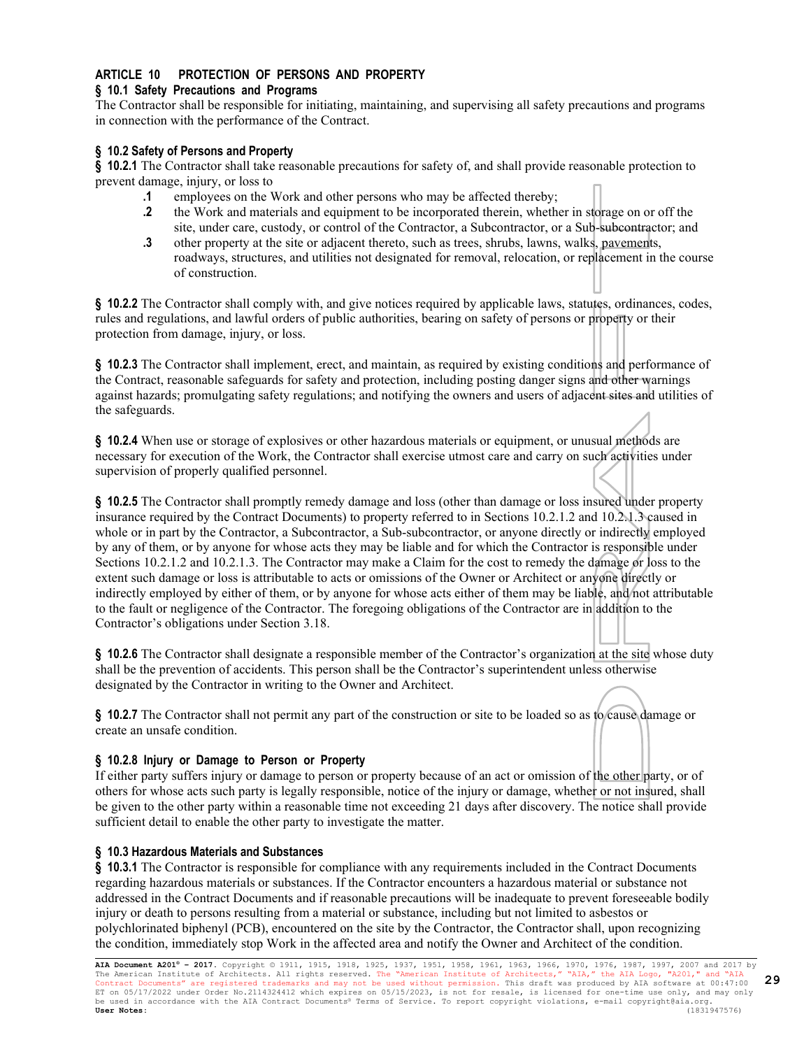## ARTICLE 10 PROTECTION OF PERSONS AND PROPERTY

### § 10.1 Safety Precautions and Programs

The Contractor shall be responsible for initiating, maintaining, and supervising all safety precautions and programs in connection with the performance of the Contract.

### § 10.2 Safety of Persons and Property

**§ 10.2.1** The Contractor shall take reasonable precautions for safety of, and shall provide reasonable protection to prevent damage, injury, or loss to

- **.1** employees on the Work and other persons who may be affected thereby;
- **.2** the Work and materials and equipment to be incorporated therein, whether in storage on or off the site, under care, custody, or control of the Contractor, a Subcontractor, or a Sub-subcontractor; and
- **.3** other property at the site or adjacent thereto, such as trees, shrubs, lawns, walks, pavements, roadways, structures, and utilities not designated for removal, relocation, or replacement in the course of construction.

**§ 10.2.2** The Contractor shall comply with, and give notices required by applicable laws, statutes, ordinances, codes, rules and regulations, and lawful orders of public authorities, bearing on safety of persons or property or their protection from damage, injury, or loss.

**§ 10.2.3** The Contractor shall implement, erect, and maintain, as required by existing conditions and performance of the Contract, reasonable safeguards for safety and protection, including posting danger signs and other warnings against hazards; promulgating safety regulations; and notifying the owners and users of adjacent sites and utilities of the safeguards.

**§ 10.2.4** When use or storage of explosives or other hazardous materials or equipment, or unusual methods are necessary for execution of the Work, the Contractor shall exercise utmost care and carry on such activities under supervision of properly qualified personnel.

**§ 10.2.5** The Contractor shall promptly remedy damage and loss (other than damage or loss insured under property insurance required by the Contract Documents) to property referred to in Sections 10.2.1.2 and 10.2.1.3 caused in whole or in part by the Contractor, a Subcontractor, a Sub-subcontractor, or anyone directly or indirectly employed by any of them, or by anyone for whose acts they may be liable and for which the Contractor is responsible under Sections 10.2.1.2 and 10.2.1.3. The Contractor may make a Claim for the cost to remedy the damage or loss to the extent such damage or loss is attributable to acts or omissions of the Owner or Architect or anyone directly or indirectly employed by either of them, or by anyone for whose acts either of them may be liable, and not attributable to the fault or negligence of the Contractor. The foregoing obligations of the Contractor are in addition to the Contractor's obligations under Section 3.18.

**§ 10.2.6** The Contractor shall designate a responsible member of the Contractor's organization at the site whose duty shall be the prevention of accidents. This person shall be the Contractor's superintendent unless otherwise designated by the Contractor in writing to the Owner and Architect.

**§ 10.2.7** The Contractor shall not permit any part of the construction or site to be loaded so as to cause damage or create an unsafe condition.

### § 10.2.8 Injury or Damage to Person or Property

If either party suffers injury or damage to person or property because of an act or omission of the other party, or of others for whose acts such party is legally responsible, notice of the injury or damage, whether or not insured, shall be given to the other party within a reasonable time not exceeding 21 days after discovery. The notice shall provide sufficient detail to enable the other party to investigate the matter.

### § 10.3 Hazardous Materials and Substances

**§ 10.3.1** The Contractor is responsible for compliance with any requirements included in the Contract Documents regarding hazardous materials or substances. If the Contractor encounters a hazardous material or substance not addressed in the Contract Documents and if reasonable precautions will be inadequate to prevent foreseeable bodily injury or death to persons resulting from a material or substance, including but not limited to asbestos or polychlorinated biphenyl (PCB), encountered on the site by the Contractor, the Contractor shall, upon recognizing the condition, immediately stop Work in the affected area and notify the Owner and Architect of the condition.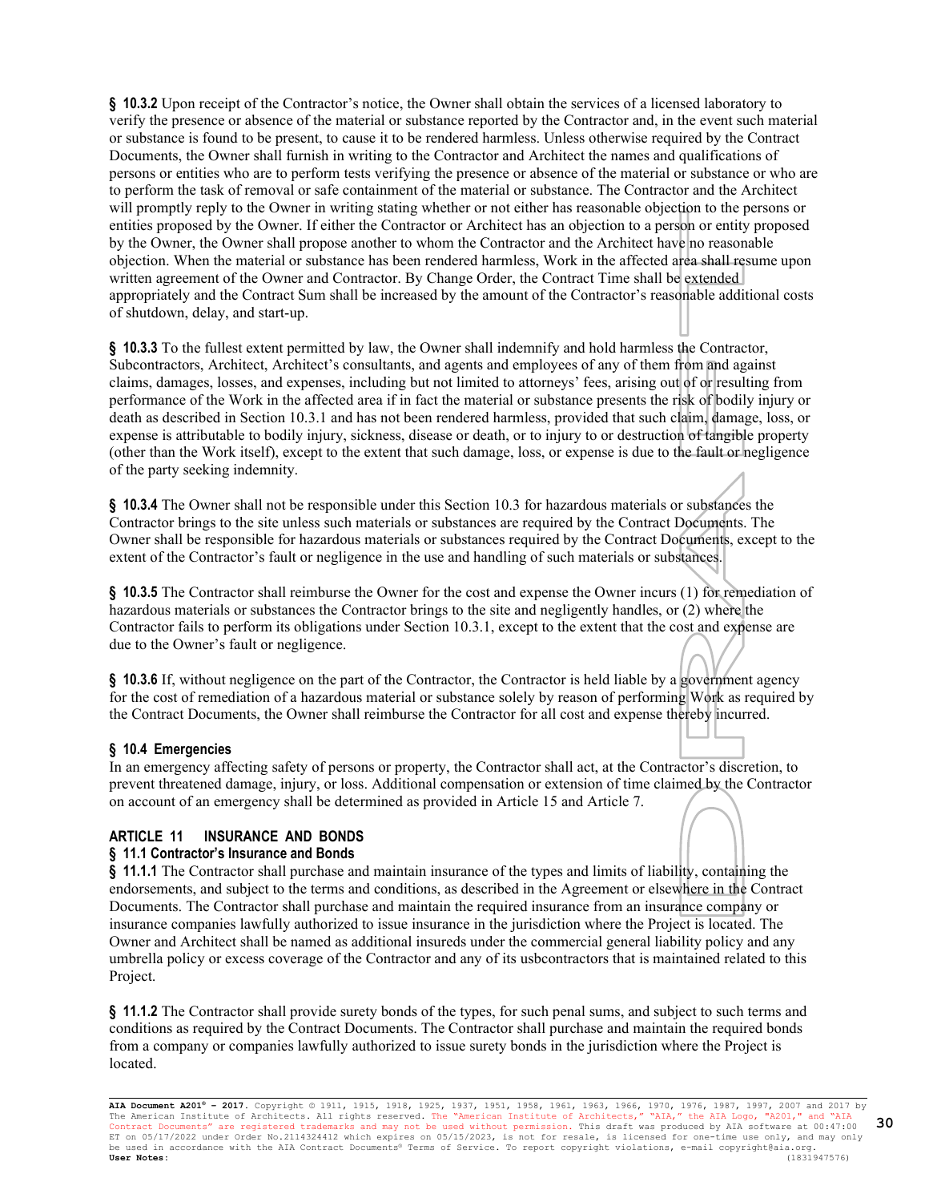**§ 10.3.2** Upon receipt of the Contractor's notice, the Owner shall obtain the services of a licensed laboratory to verify the presence or absence of the material or substance reported by the Contractor and, in the event such material or substance is found to be present, to cause it to be rendered harmless. Unless otherwise required by the Contract Documents, the Owner shall furnish in writing to the Contractor and Architect the names and qualifications of persons or entities who are to perform tests verifying the presence or absence of the material or substance or who are to perform the task of removal or safe containment of the material or substance. The Contractor and the Architect will promptly reply to the Owner in writing stating whether or not either has reasonable objection to the persons or entities proposed by the Owner. If either the Contractor or Architect has an objection to a person or entity proposed by the Owner, the Owner shall propose another to whom the Contractor and the Architect have no reasonable objection. When the material or substance has been rendered harmless, Work in the affected area shall resume upon written agreement of the Owner and Contractor. By Change Order, the Contract Time shall be extended appropriately and the Contract Sum shall be increased by the amount of the Contractor's reasonable additional costs of shutdown, delay, and start-up.

**§ 10.3.3** To the fullest extent permitted by law, the Owner shall indemnify and hold harmless the Contractor, Subcontractors, Architect, Architect's consultants, and agents and employees of any of them from and against claims, damages, losses, and expenses, including but not limited to attorneys' fees, arising out of or resulting from performance of the Work in the affected area if in fact the material or substance presents the risk of bodily injury or death as described in Section 10.3.1 and has not been rendered harmless, provided that such claim, damage, loss, or expense is attributable to bodily injury, sickness, disease or death, or to injury to or destruction of tangible property (other than the Work itself), except to the extent that such damage, loss, or expense is due to the fault or negligence of the party seeking indemnity.

**§ 10.3.4** The Owner shall not be responsible under this Section 10.3 for hazardous materials or substances the Contractor brings to the site unless such materials or substances are required by the Contract Documents. The Owner shall be responsible for hazardous materials or substances required by the Contract Documents, except to the extent of the Contractor's fault or negligence in the use and handling of such materials or substances.

**§ 10.3.5** The Contractor shall reimburse the Owner for the cost and expense the Owner incurs (1) for remediation of hazardous materials or substances the Contractor brings to the site and negligently handles, or (2) where the Contractor fails to perform its obligations under Section 10.3.1, except to the extent that the cost and expense are due to the Owner's fault or negligence.

**§ 10.3.6** If, without negligence on the part of the Contractor, the Contractor is held liable by a government agency for the cost of remediation of a hazardous material or substance solely by reason of performing Work as required by the Contract Documents, the Owner shall reimburse the Contractor for all cost and expense thereby incurred.

### § 10.4 Emergencies

In an emergency affecting safety of persons or property, the Contractor shall act, at the Contractor's discretion, to prevent threatened damage, injury, or loss. Additional compensation or extension of time claimed by the Contractor on account of an emergency shall be determined as provided in Article 15 and Article 7.

## ARTICLE 11 INSURANCE AND BONDS

### § 11.1 Contractor's Insurance and Bonds

**§ 11.1.1** The Contractor shall purchase and maintain insurance of the types and limits of liability, containing the endorsements, and subject to the terms and conditions, as described in the Agreement or elsewhere in the Contract Documents. The Contractor shall purchase and maintain the required insurance from an insurance company or insurance companies lawfully authorized to issue insurance in the jurisdiction where the Project is located. The Owner and Architect shall be named as additional insureds under the commercial general liability policy and any umbrella policy or excess coverage of the Contractor and any of its usbcontractors that is maintained related to this Project.

**§ 11.1.2** The Contractor shall provide surety bonds of the types, for such penal sums, and subject to such terms and conditions as required by the Contract Documents. The Contractor shall purchase and maintain the required bonds from a company or companies lawfully authorized to issue surety bonds in the jurisdiction where the Project is located.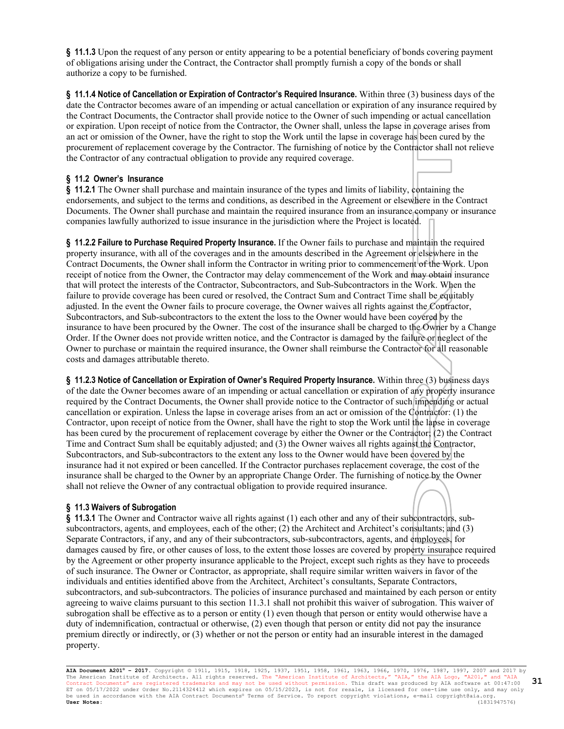**§ 11.1.3** Upon the request of any person or entity appearing to be a potential beneficiary of bonds covering payment of obligations arising under the Contract, the Contractor shall promptly furnish a copy of the bonds or shall authorize a copy to be furnished.

**§ 11.1.4 Notice of Cancellation or Expiration of Contractor's Required Insurance.** Within three (3) business days of the date the Contractor becomes aware of an impending or actual cancellation or expiration of any insurance required by the Contract Documents, the Contractor shall provide notice to the Owner of such impending or actual cancellation or expiration. Upon receipt of notice from the Contractor, the Owner shall, unless the lapse in coverage arises from an act or omission of the Owner, have the right to stop the Work until the lapse in coverage has been cured by the procurement of replacement coverage by the Contractor. The furnishing of notice by the Contractor shall not relieve the Contractor of any contractual obligation to provide any required coverage.

**§ 11.2 Owner's Insurance**

**§ 11.2.1** The Owner shall purchase and maintain insurance of the types and limits of liability, containing the endorsements, and subject to the terms and conditions, as described in the Agreement or elsewhere in the Contract Documents. The Owner shall purchase and maintain the required insurance from an insurance company or insurance companies lawfully authorized to issue insurance in the jurisdiction where the Project is located.

**§ 11.2.2 Failure to Purchase Required Property Insurance.** If the Owner fails to purchase and maintain the required property insurance, with all of the coverages and in the amounts described in the Agreement or elsewhere in the Contract Documents, the Owner shall inform the Contractor in writing prior to commencement of the Work. Upon receipt of notice from the Owner, the Contractor may delay commencement of the Work and may obtain insurance that will protect the interests of the Contractor, Subcontractors, and Sub-Subcontractors in the Work. When the failure to provide coverage has been cured or resolved, the Contract Sum and Contract Time shall be equitably adjusted. In the event the Owner fails to procure coverage, the Owner waives all rights against the Contractor, Subcontractors, and Sub-subcontractors to the extent the loss to the Owner would have been covered by the insurance to have been procured by the Owner. The cost of the insurance shall be charged to the Owner by a Change Order. If the Owner does not provide written notice, and the Contractor is damaged by the failure or neglect of the Owner to purchase or maintain the required insurance, the Owner shall reimburse the Contractor for all reasonable costs and damages attributable thereto.

**§ 11.2.3 Notice of Cancellation or Expiration of Owner's Required Property Insurance.** Within three (3) business days of the date the Owner becomes aware of an impending or actual cancellation or expiration of any property insurance required by the Contract Documents, the Owner shall provide notice to the Contractor of such impending or actual cancellation or expiration. Unless the lapse in coverage arises from an act or omission of the Contractor: (1) the Contractor, upon receipt of notice from the Owner, shall have the right to stop the Work until the lapse in coverage has been cured by the procurement of replacement coverage by either the Owner or the Contractor; (2) the Contract Time and Contract Sum shall be equitably adjusted; and (3) the Owner waives all rights against the Contractor, Subcontractors, and Sub-subcontractors to the extent any loss to the Owner would have been covered by the insurance had it not expired or been cancelled. If the Contractor purchases replacement coverage, the cost of the insurance shall be charged to the Owner by an appropriate Change Order. The furnishing of notice by the Owner shall not relieve the Owner of any contractual obligation to provide required insurance.

**§ 11.3 Waivers of Subrogation**

**§ 11.3.1** The Owner and Contractor waive all rights against (1) each other and any of their subcontractors, sub-subcontractors, agents, and employees, each of the other; (2) the Architect and Architect's consultants; and (3) Separate Contractors, if any, and any of their subcontractors, sub-subcontractors, agents, and employees, for damages caused by fire, or other causes of loss, to the extent those losses are covered by property insurance required by the Agreement or other property insurance applicable to the Project, except such rights as they have to proceeds of such insurance. The Owner or Contractor, as appropriate, shall require similar written waivers in favor of the individuals and entities identified above from the Architect, Architect's consultants, Separate Contractors, subcontractors, and sub-subcontractors. The policies of insurance purchased and maintained by each person or entity agreeing to waive claims pursuant to this section 11.3.1 shall not prohibit this waiver of subrogation. This waiver of subrogation shall be effective as to a person or entity (1) even though that person or entity would otherwise have a duty of indemnification, contractual or otherwise, (2) even though that person or entity did not pay the insurance premium directly or indirectly, or (3) whether or not the person or entity had an insurable interest in the damaged property.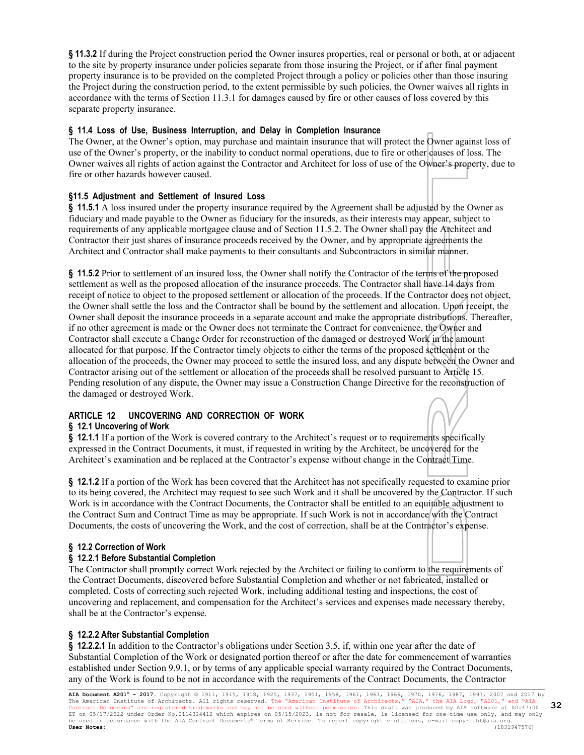**§ 11.3.2** If during the Project construction period the Owner insures properties, real or personal or both, at or adjacent to the site by property insurance under policies separate from those insuring the Project, or if after final payment property insurance is to be provided on the completed Project through a policy or policies other than those insuring the Project during the construction period, to the extent permissible by such policies, the Owner waives all rights in accordance with the terms of Section 11.3.1 for damages caused by fire or other causes of loss covered by this separate property insurance.

### § 11.4 Loss of Use, Business Interruption, and Delay in Completion Insurance

The Owner, at the Owner's option, may purchase and maintain insurance that will protect the Owner against loss of use of the Owner's property, or the inability to conduct normal operations, due to fire or other causes of loss. The Owner waives all rights of action against the Contractor and Architect for loss of use of the Owner's property, due to fire or other hazards however caused.

### §11.5 Adjustment and Settlement of Insured Loss

**§ 11.5.1** A loss insured under the property insurance required by the Agreement shall be adjusted by the Owner as fiduciary and made payable to the Owner as fiduciary for the insureds, as their interests may appear, subject to requirements of any applicable mortgagee clause and of Section 11.5.2. The Owner shall pay the Architect and Contractor their just shares of insurance proceeds received by the Owner, and by appropriate agreements the Architect and Contractor shall make payments to their consultants and Subcontractors in similar manner.

**§ 11.5.2** Prior to settlement of an insured loss, the Owner shall notify the Contractor of the terms of the proposed settlement as well as the proposed allocation of the insurance proceeds. The Contractor shall have 14 days from receipt of notice to object to the proposed settlement or allocation of the proceeds. If the Contractor does not object, the Owner shall settle the loss and the Contractor shall be bound by the settlement and allocation. Upon receipt, the Owner shall deposit the insurance proceeds in a separate account and make the appropriate distributions. Thereafter, if no other agreement is made or the Owner does not terminate the Contract for convenience, the Owner and Contractor shall execute a Change Order for reconstruction of the damaged or destroyed Work in the amount allocated for that purpose. If the Contractor timely objects to either the terms of the proposed settlement or the allocation of the proceeds, the Owner may proceed to settle the insured loss, and any dispute between the Owner and Contractor arising out of the settlement or allocation of the proceeds shall be resolved pursuant to Article 15. Pending resolution of any dispute, the Owner may issue a Construction Change Directive for the reconstruction of the damaged or destroyed Work.

## ARTICLE 12 UNCOVERING AND CORRECTION OF WORK

### § 12.1 Uncovering of Work

**§ 12.1.1** If a portion of the Work is covered contrary to the Architect's request or to requirements specifically expressed in the Contract Documents, it must, if requested in writing by the Architect, be uncovered for the Architect's examination and be replaced at the Contractor's expense without change in the Contract Time.

**§ 12.1.2** If a portion of the Work has been covered that the Architect has not specifically requested to examine prior to its being covered, the Architect may request to see such Work and it shall be uncovered by the Contractor. If such Work is in accordance with the Contract Documents, the Contractor shall be entitled to an equitable adjustment to the Contract Sum and Contract Time as may be appropriate. If such Work is not in accordance with the Contract Documents, the costs of uncovering the Work, and the cost of correction, shall be at the Contractor's expense.

### § 12.2 Correction of Work

#### § 12.2.1 Before Substantial Completion

The Contractor shall promptly correct Work rejected by the Architect or failing to conform to the requirements of the Contract Documents, discovered before Substantial Completion and whether or not fabricated, installed or completed. Costs of correcting such rejected Work, including additional testing and inspections, the cost of uncovering and replacement, and compensation for the Architect's services and expenses made necessary thereby, shall be at the Contractor's expense.

#### § 12.2.2 After Substantial Completion

**§ 12.2.2.1** In addition to the Contractor's obligations under Section 3.5, if, within one year after the date of Substantial Completion of the Work or designated portion thereof or after the date for commencement of warranties established under Section 9.9.1, or by terms of any applicable special warranty required by the Contract Documents, any of the Work is found to be not in accordance with the requirements of the Contract Documents, the Contractor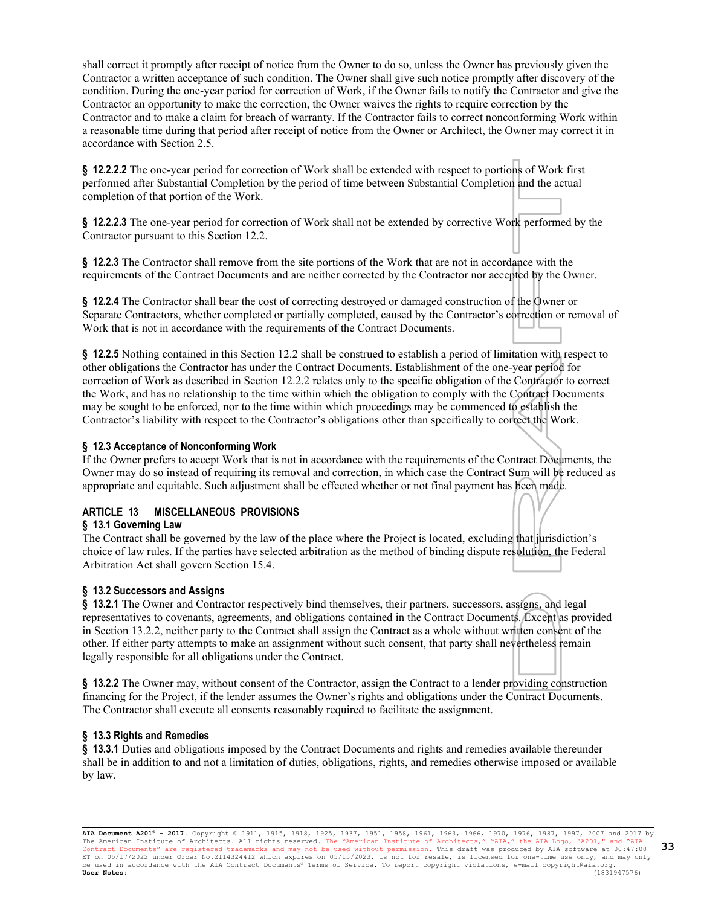shall correct it promptly after receipt of notice from the Owner to do so, unless the Owner has previously given the Contractor a written acceptance of such condition. The Owner shall give such notice promptly after discovery of the condition. During the one-year period for correction of Work, if the Owner fails to notify the Contractor and give the Contractor an opportunity to make the correction, the Owner waives the rights to require correction by the Contractor and to make a claim for breach of warranty. If the Contractor fails to correct nonconforming Work within a reasonable time during that period after receipt of notice from the Owner or Architect, the Owner may correct it in accordance with Section 2.5.

**§ 12.2.2.2** The one-year period for correction of Work shall be extended with respect to portions of Work first performed after Substantial Completion by the period of time between Substantial Completion and the actual completion of that portion of the Work.

**§ 12.2.2.3** The one-year period for correction of Work shall not be extended by corrective Work performed by the Contractor pursuant to this Section 12.2.

**§ 12.2.3** The Contractor shall remove from the site portions of the Work that are not in accordance with the requirements of the Contract Documents and are neither corrected by the Contractor nor accepted by the Owner.

**§ 12.2.4** The Contractor shall bear the cost of correcting destroyed or damaged construction of the Owner or Separate Contractors, whether completed or partially completed, caused by the Contractor's correction or removal of Work that is not in accordance with the requirements of the Contract Documents.

**§ 12.2.5** Nothing contained in this Section 12.2 shall be construed to establish a period of limitation with respect to other obligations the Contractor has under the Contract Documents. Establishment of the one-year period for correction of Work as described in Section 12.2.2 relates only to the specific obligation of the Contractor to correct the Work, and has no relationship to the time within which the obligation to comply with the Contract Documents may be sought to be enforced, nor to the time within which proceedings may be commenced to establish the Contractor's liability with respect to the Contractor's obligations other than specifically to correct the Work.

### § 12.3 Acceptance of Nonconforming Work

If the Owner prefers to accept Work that is not in accordance with the requirements of the Contract Documents, the Owner may do so instead of requiring its removal and correction, in which case the Contract Sum will be reduced as appropriate and equitable. Such adjustment shall be effected whether or not final payment has been made.

## ARTICLE 13 MISCELLANEOUS PROVISIONS

### § 13.1 Governing Law

The Contract shall be governed by the law of the place where the Project is located, excluding that jurisdiction's choice of law rules. If the parties have selected arbitration as the method of binding dispute resolution, the Federal Arbitration Act shall govern Section 15.4.

### § 13.2 Successors and Assigns

**§ 13.2.1** The Owner and Contractor respectively bind themselves, their partners, successors, assigns, and legal representatives to covenants, agreements, and obligations contained in the Contract Documents. Except as provided in Section 13.2.2, neither party to the Contract shall assign the Contract as a whole without written consent of the other. If either party attempts to make an assignment without such consent, that party shall nevertheless remain legally responsible for all obligations under the Contract.

**§ 13.2.2** The Owner may, without consent of the Contractor, assign the Contract to a lender providing construction financing for the Project, if the lender assumes the Owner's rights and obligations under the Contract Documents. The Contractor shall execute all consents reasonably required to facilitate the assignment.

### § 13.3 Rights and Remedies

**§ 13.3.1** Duties and obligations imposed by the Contract Documents and rights and remedies available thereunder shall be in addition to and not a limitation of duties, obligations, rights, and remedies otherwise imposed or available by law.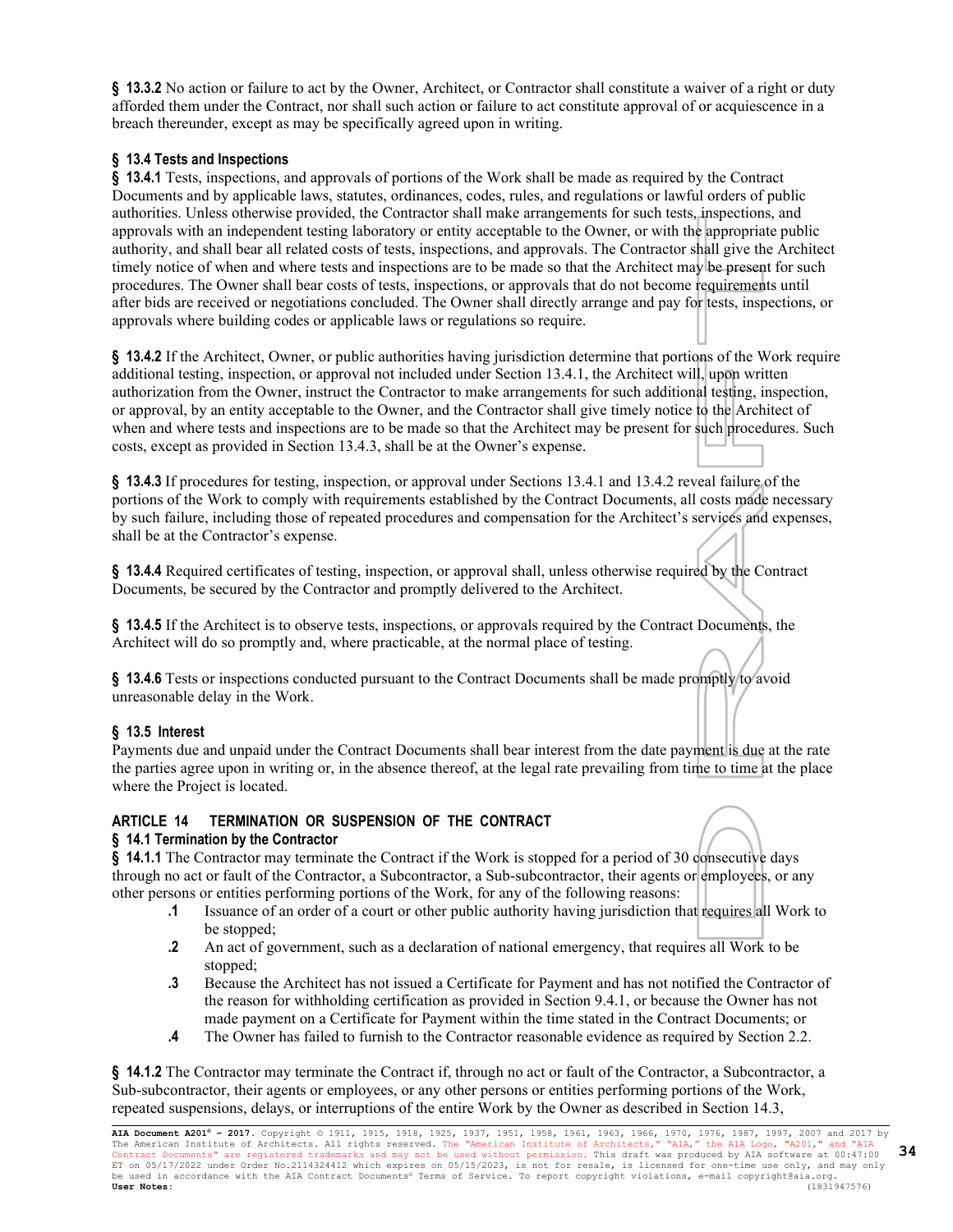**§ 13.3.2** No action or failure to act by the Owner, Architect, or Contractor shall constitute a waiver of a right or duty afforded them under the Contract, nor shall such action or failure to act constitute approval of or acquiescence in a breach thereunder, except as may be specifically agreed upon in writing.

### § 13.4 Tests and Inspections

**§ 13.4.1** Tests, inspections, and approvals of portions of the Work shall be made as required by the Contract Documents and by applicable laws, statutes, ordinances, codes, rules, and regulations or lawful orders of public authorities. Unless otherwise provided, the Contractor shall make arrangements for such tests, inspections, and approvals with an independent testing laboratory or entity acceptable to the Owner, or with the appropriate public authority, and shall bear all related costs of tests, inspections, and approvals. The Contractor shall give the Architect timely notice of when and where tests and inspections are to be made so that the Architect may be present for such procedures. The Owner shall bear costs of tests, inspections, or approvals that do not become requirements until after bids are received or negotiations concluded. The Owner shall directly arrange and pay for tests, inspections, or approvals where building codes or applicable laws or regulations so require.

**§ 13.4.2** If the Architect, Owner, or public authorities having jurisdiction determine that portions of the Work require additional testing, inspection, or approval not included under Section 13.4.1, the Architect will, upon written authorization from the Owner, instruct the Contractor to make arrangements for such additional testing, inspection, or approval, by an entity acceptable to the Owner, and the Contractor shall give timely notice to the Architect of when and where tests and inspections are to be made so that the Architect may be present for such procedures. Such costs, except as provided in Section 13.4.3, shall be at the Owner's expense.

**§ 13.4.3** If procedures for testing, inspection, or approval under Sections 13.4.1 and 13.4.2 reveal failure of the portions of the Work to comply with requirements established by the Contract Documents, all costs made necessary by such failure, including those of repeated procedures and compensation for the Architect's services and expenses, shall be at the Contractor's expense.

**§ 13.4.4** Required certificates of testing, inspection, or approval shall, unless otherwise required by the Contract Documents, be secured by the Contractor and promptly delivered to the Architect.

**§ 13.4.5** If the Architect is to observe tests, inspections, or approvals required by the Contract Documents, the Architect will do so promptly and, where practicable, at the normal place of testing.

**§ 13.4.6** Tests or inspections conducted pursuant to the Contract Documents shall be made promptly to avoid unreasonable delay in the Work.

### § 13.5 Interest

Payments due and unpaid under the Contract Documents shall bear interest from the date payment is due at the rate the parties agree upon in writing or, in the absence thereof, at the legal rate prevailing from time to time at the place where the Project is located.

## ARTICLE 14 TERMINATION OR SUSPENSION OF THE CONTRACT

### § 14.1 Termination by the Contractor

**§ 14.1.1** The Contractor may terminate the Contract if the Work is stopped for a period of 30 consecutive days through no act or fault of the Contractor, a Subcontractor, a Sub-subcontractor, their agents or employees, or any other persons or entities performing portions of the Work, for any of the following reasons:

- **.1** Issuance of an order of a court or other public authority having jurisdiction that requires all Work to be stopped;
- **.2** An act of government, such as a declaration of national emergency, that requires all Work to be stopped;
- **.3** Because the Architect has not issued a Certificate for Payment and has not notified the Contractor of the reason for withholding certification as provided in Section 9.4.1, or because the Owner has not made payment on a Certificate for Payment within the time stated in the Contract Documents; or
- **.4** The Owner has failed to furnish to the Contractor reasonable evidence as required by Section 2.2.

**§ 14.1.2** The Contractor may terminate the Contract if, through no act or fault of the Contractor, a Subcontractor, a Sub-subcontractor, their agents or employees, or any other persons or entities performing portions of the Work, repeated suspensions, delays, or interruptions of the entire Work by the Owner as described in Section 14.3,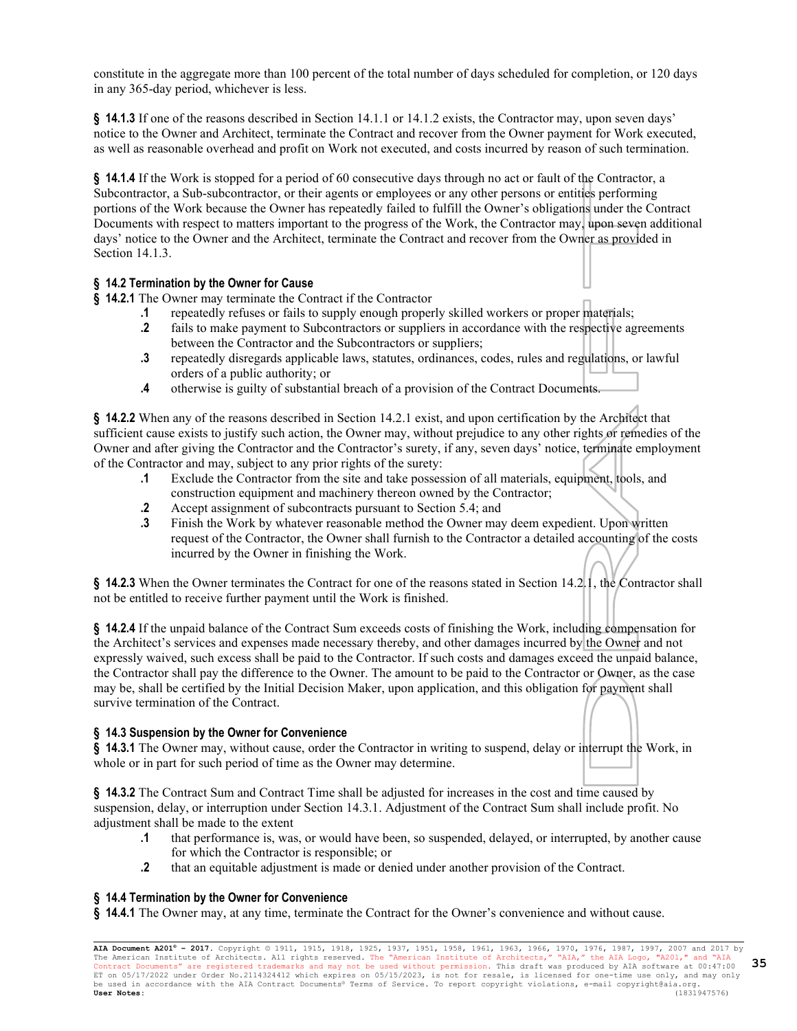constitute in the aggregate more than 100 percent of the total number of days scheduled for completion, or 120 days in any 365-day period, whichever is less.

**§ 14.1.3** If one of the reasons described in Section 14.1.1 or 14.1.2 exists, the Contractor may, upon seven days' notice to the Owner and Architect, terminate the Contract and recover from the Owner payment for Work executed, as well as reasonable overhead and profit on Work not executed, and costs incurred by reason of such termination.

**§ 14.1.4** If the Work is stopped for a period of 60 consecutive days through no act or fault of the Contractor, a Subcontractor, a Sub-subcontractor, or their agents or employees or any other persons or entities performing portions of the Work because the Owner has repeatedly failed to fulfill the Owner's obligations under the Contract Documents with respect to matters important to the progress of the Work, the Contractor may, upon seven additional days' notice to the Owner and the Architect, terminate the Contract and recover from the Owner as provided in Section 14.1.3.

### § 14.2 Termination by the Owner for Cause

**§ 14.2.1** The Owner may terminate the Contract if the Contractor

- **.1** repeatedly refuses or fails to supply enough properly skilled workers or proper materials;
- **.2** fails to make payment to Subcontractors or suppliers in accordance with the respective agreements between the Contractor and the Subcontractors or suppliers;
- **.3** repeatedly disregards applicable laws, statutes, ordinances, codes, rules and regulations, or lawful orders of a public authority; or
- **.4** otherwise is guilty of substantial breach of a provision of the Contract Documents.

**§ 14.2.2** When any of the reasons described in Section 14.2.1 exist, and upon certification by the Architect that sufficient cause exists to justify such action, the Owner may, without prejudice to any other rights or remedies of the Owner and after giving the Contractor and the Contractor's surety, if any, seven days' notice, terminate employment of the Contractor and may, subject to any prior rights of the surety:

- **.1** Exclude the Contractor from the site and take possession of all materials, equipment, tools, and construction equipment and machinery thereon owned by the Contractor;
- **.2** Accept assignment of subcontracts pursuant to Section 5.4; and
- **.3** Finish the Work by whatever reasonable method the Owner may deem expedient. Upon written request of the Contractor, the Owner shall furnish to the Contractor a detailed accounting of the costs incurred by the Owner in finishing the Work.

**§ 14.2.3** When the Owner terminates the Contract for one of the reasons stated in Section 14.2.1, the Contractor shall not be entitled to receive further payment until the Work is finished.

**§ 14.2.4** If the unpaid balance of the Contract Sum exceeds costs of finishing the Work, including compensation for the Architect's services and expenses made necessary thereby, and other damages incurred by the Owner and not expressly waived, such excess shall be paid to the Contractor. If such costs and damages exceed the unpaid balance, the Contractor shall pay the difference to the Owner. The amount to be paid to the Contractor or Owner, as the case may be, shall be certified by the Initial Decision Maker, upon application, and this obligation for payment shall survive termination of the Contract.

### § 14.3 Suspension by the Owner for Convenience

**§ 14.3.1** The Owner may, without cause, order the Contractor in writing to suspend, delay or interrupt the Work, in whole or in part for such period of time as the Owner may determine.

**§ 14.3.2** The Contract Sum and Contract Time shall be adjusted for increases in the cost and time caused by suspension, delay, or interruption under Section 14.3.1. Adjustment of the Contract Sum shall include profit. No adjustment shall be made to the extent

- **.1** that performance is, was, or would have been, so suspended, delayed, or interrupted, by another cause for which the Contractor is responsible; or
- **.2** that an equitable adjustment is made or denied under another provision of the Contract.

### § 14.4 Termination by the Owner for Convenience

**§ 14.4.1** The Owner may, at any time, terminate the Contract for the Owner's convenience and without cause.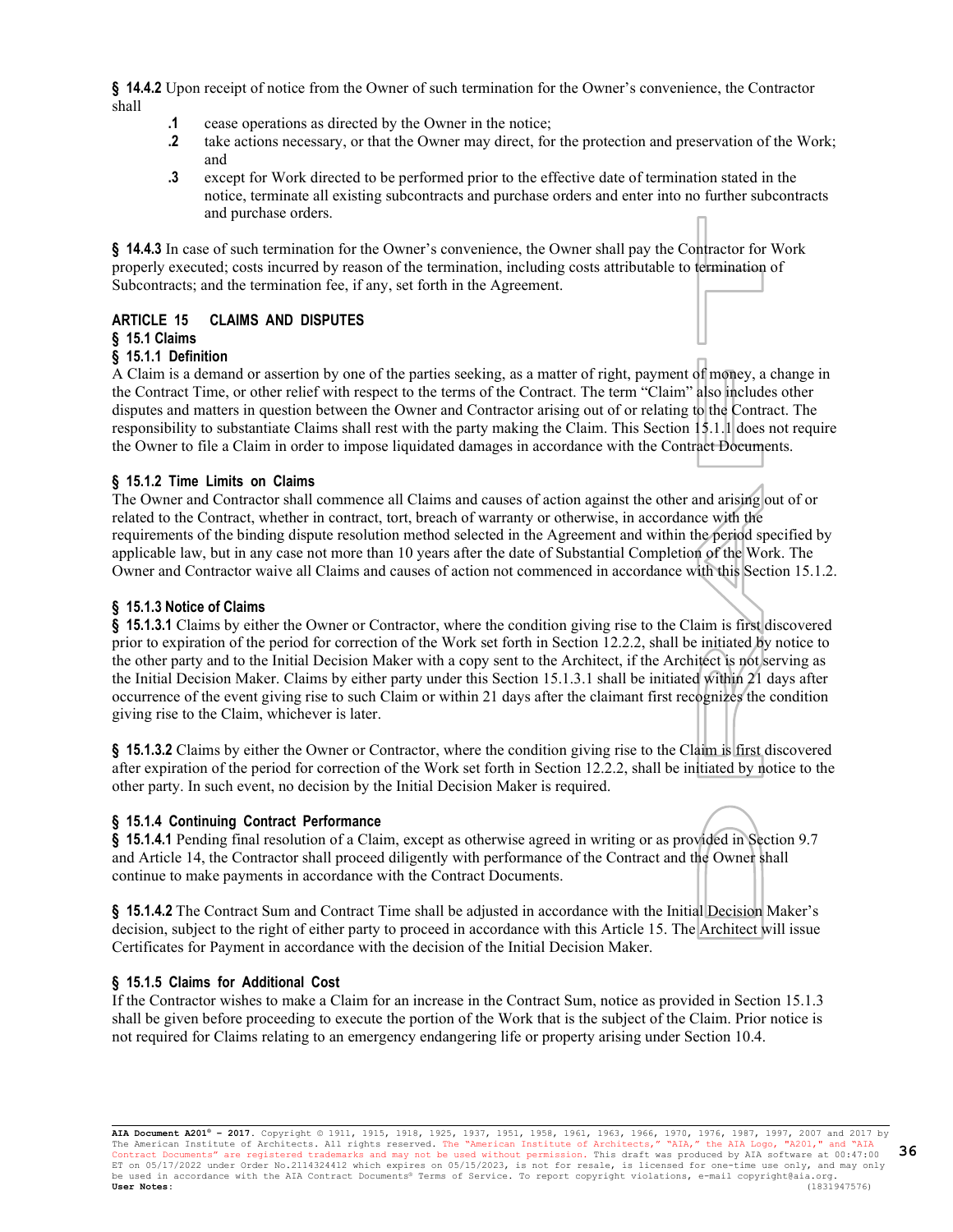**§ 14.4.2** Upon receipt of notice from the Owner of such termination for the Owner's convenience, the Contractor shall

- **.1** cease operations as directed by the Owner in the notice;
- **.2** take actions necessary, or that the Owner may direct, for the protection and preservation of the Work; and
- **.3** except for Work directed to be performed prior to the effective date of termination stated in the notice, terminate all existing subcontracts and purchase orders and enter into no further subcontracts and purchase orders.

**§ 14.4.3** In case of such termination for the Owner's convenience, the Owner shall pay the Contractor for Work properly executed; costs incurred by reason of the termination, including costs attributable to termination of Subcontracts; and the termination fee, if any, set forth in the Agreement.

## ARTICLE 15 CLAIMS AND DISPUTES

### § 15.1 Claims

#### § 15.1.1 Definition

A Claim is a demand or assertion by one of the parties seeking, as a matter of right, payment of money, a change in the Contract Time, or other relief with respect to the terms of the Contract. The term "Claim" also includes other disputes and matters in question between the Owner and Contractor arising out of or relating to the Contract. The responsibility to substantiate Claims shall rest with the party making the Claim. This Section 15.1.1 does not require the Owner to file a Claim in order to impose liquidated damages in accordance with the Contract Documents.

#### § 15.1.2 Time Limits on Claims

The Owner and Contractor shall commence all Claims and causes of action against the other and arising out of or related to the Contract, whether in contract, tort, breach of warranty or otherwise, in accordance with the requirements of the binding dispute resolution method selected in the Agreement and within the period specified by applicable law, but in any case not more than 10 years after the date of Substantial Completion of the Work. The Owner and Contractor waive all Claims and causes of action not commenced in accordance with this Section 15.1.2.

#### § 15.1.3 Notice of Claims

**§ 15.1.3.1** Claims by either the Owner or Contractor, where the condition giving rise to the Claim is first discovered prior to expiration of the period for correction of the Work set forth in Section 12.2.2, shall be initiated by notice to the other party and to the Initial Decision Maker with a copy sent to the Architect, if the Architect is not serving as the Initial Decision Maker. Claims by either party under this Section 15.1.3.1 shall be initiated within 21 days after occurrence of the event giving rise to such Claim or within 21 days after the claimant first recognizes the condition giving rise to the Claim, whichever is later.

**§ 15.1.3.2** Claims by either the Owner or Contractor, where the condition giving rise to the Claim is first discovered after expiration of the period for correction of the Work set forth in Section 12.2.2, shall be initiated by notice to the other party. In such event, no decision by the Initial Decision Maker is required.

#### § 15.1.4 Continuing Contract Performance

**§ 15.1.4.1** Pending final resolution of a Claim, except as otherwise agreed in writing or as provided in Section 9.7 and Article 14, the Contractor shall proceed diligently with performance of the Contract and the Owner shall continue to make payments in accordance with the Contract Documents.

**§ 15.1.4.2** The Contract Sum and Contract Time shall be adjusted in accordance with the Initial Decision Maker's decision, subject to the right of either party to proceed in accordance with this Article 15. The Architect will issue Certificates for Payment in accordance with the decision of the Initial Decision Maker.

#### § 15.1.5 Claims for Additional Cost

If the Contractor wishes to make a Claim for an increase in the Contract Sum, notice as provided in Section 15.1.3 shall be given before proceeding to execute the portion of the Work that is the subject of the Claim. Prior notice is not required for Claims relating to an emergency endangering life or property arising under Section 10.4.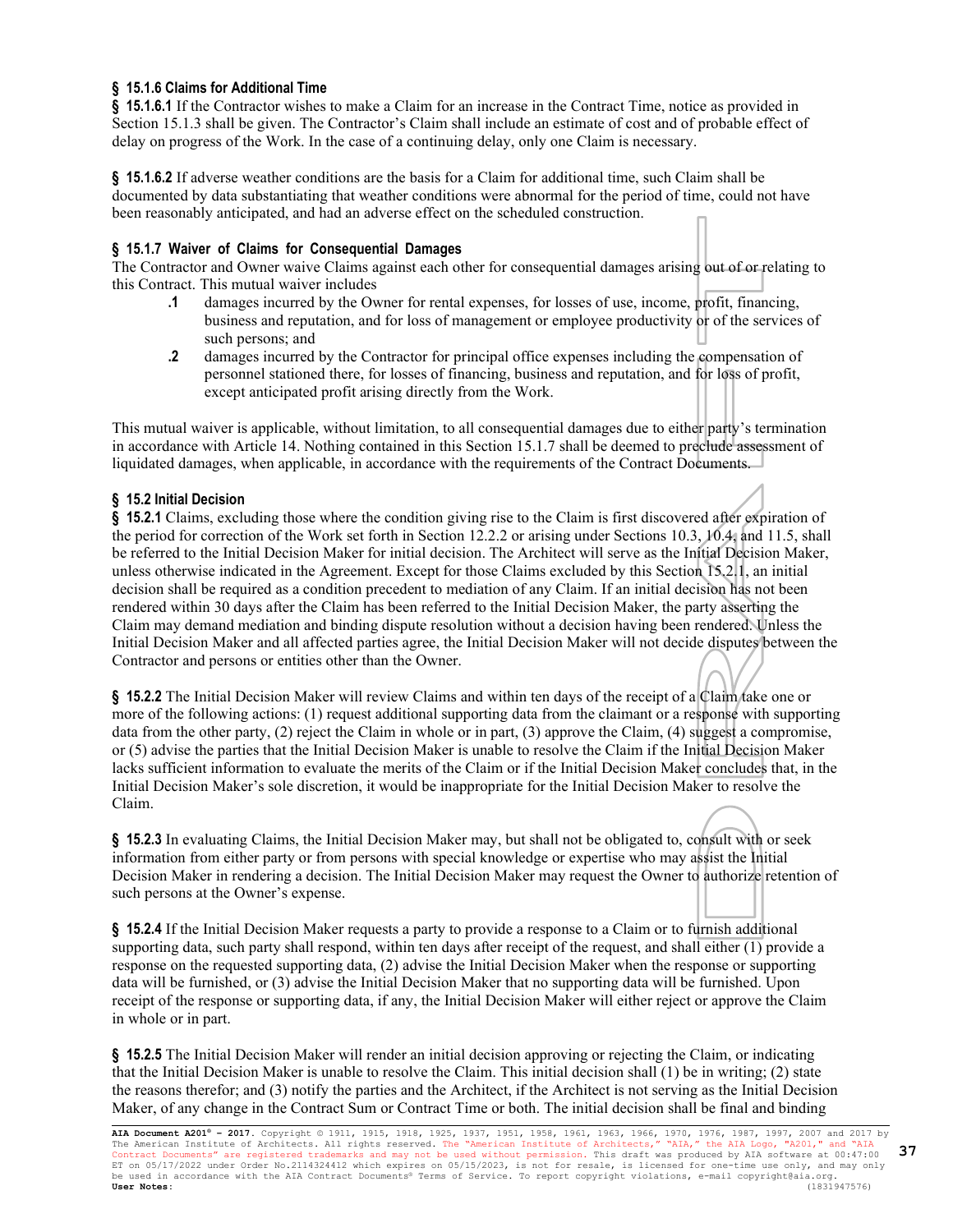### § 15.1.6 Claims for Additional Time

**§ 15.1.6.1** If the Contractor wishes to make a Claim for an increase in the Contract Time, notice as provided in Section 15.1.3 shall be given. The Contractor's Claim shall include an estimate of cost and of probable effect of delay on progress of the Work. In the case of a continuing delay, only one Claim is necessary.

**§ 15.1.6.2** If adverse weather conditions are the basis for a Claim for additional time, such Claim shall be documented by data substantiating that weather conditions were abnormal for the period of time, could not have been reasonably anticipated, and had an adverse effect on the scheduled construction.

### § 15.1.7 Waiver of Claims for Consequential Damages

The Contractor and Owner waive Claims against each other for consequential damages arising out of or relating to this Contract. This mutual waiver includes

- **.1** damages incurred by the Owner for rental expenses, for losses of use, income, profit, financing, business and reputation, and for loss of management or employee productivity or of the services of such persons; and
- **.2** damages incurred by the Contractor for principal office expenses including the compensation of personnel stationed there, for losses of financing, business and reputation, and for loss of profit, except anticipated profit arising directly from the Work.

This mutual waiver is applicable, without limitation, to all consequential damages due to either party's termination in accordance with Article 14. Nothing contained in this Section 15.1.7 shall be deemed to preclude assessment of liquidated damages, when applicable, in accordance with the requirements of the Contract Documents.

### § 15.2 Initial Decision

**§ 15.2.1** Claims, excluding those where the condition giving rise to the Claim is first discovered after expiration of the period for correction of the Work set forth in Section 12.2.2 or arising under Sections 10.3, 10.4, and 11.5, shall be referred to the Initial Decision Maker for initial decision. The Architect will serve as the Initial Decision Maker, unless otherwise indicated in the Agreement. Except for those Claims excluded by this Section 15.2.1, an initial decision shall be required as a condition precedent to mediation of any Claim. If an initial decision has not been rendered within 30 days after the Claim has been referred to the Initial Decision Maker, the party asserting the Claim may demand mediation and binding dispute resolution without a decision having been rendered. Unless the Initial Decision Maker and all affected parties agree, the Initial Decision Maker will not decide disputes between the Contractor and persons or entities other than the Owner.

**§ 15.2.2** The Initial Decision Maker will review Claims and within ten days of the receipt of a Claim take one or more of the following actions: (1) request additional supporting data from the claimant or a response with supporting data from the other party, (2) reject the Claim in whole or in part, (3) approve the Claim, (4) suggest a compromise, or (5) advise the parties that the Initial Decision Maker is unable to resolve the Claim if the Initial Decision Maker lacks sufficient information to evaluate the merits of the Claim or if the Initial Decision Maker concludes that, in the Initial Decision Maker's sole discretion, it would be inappropriate for the Initial Decision Maker to resolve the Claim.

**§ 15.2.3** In evaluating Claims, the Initial Decision Maker may, but shall not be obligated to, consult with or seek information from either party or from persons with special knowledge or expertise who may assist the Initial Decision Maker in rendering a decision. The Initial Decision Maker may request the Owner to authorize retention of such persons at the Owner's expense.

**§ 15.2.4** If the Initial Decision Maker requests a party to provide a response to a Claim or to furnish additional supporting data, such party shall respond, within ten days after receipt of the request, and shall either (1) provide a response on the requested supporting data, (2) advise the Initial Decision Maker when the response or supporting data will be furnished, or (3) advise the Initial Decision Maker that no supporting data will be furnished. Upon receipt of the response or supporting data, if any, the Initial Decision Maker will either reject or approve the Claim in whole or in part.

**§ 15.2.5** The Initial Decision Maker will render an initial decision approving or rejecting the Claim, or indicating that the Initial Decision Maker is unable to resolve the Claim. This initial decision shall (1) be in writing; (2) state the reasons therefor; and (3) notify the parties and the Architect, if the Architect is not serving as the Initial Decision Maker, of any change in the Contract Sum or Contract Time or both. The initial decision shall be final and binding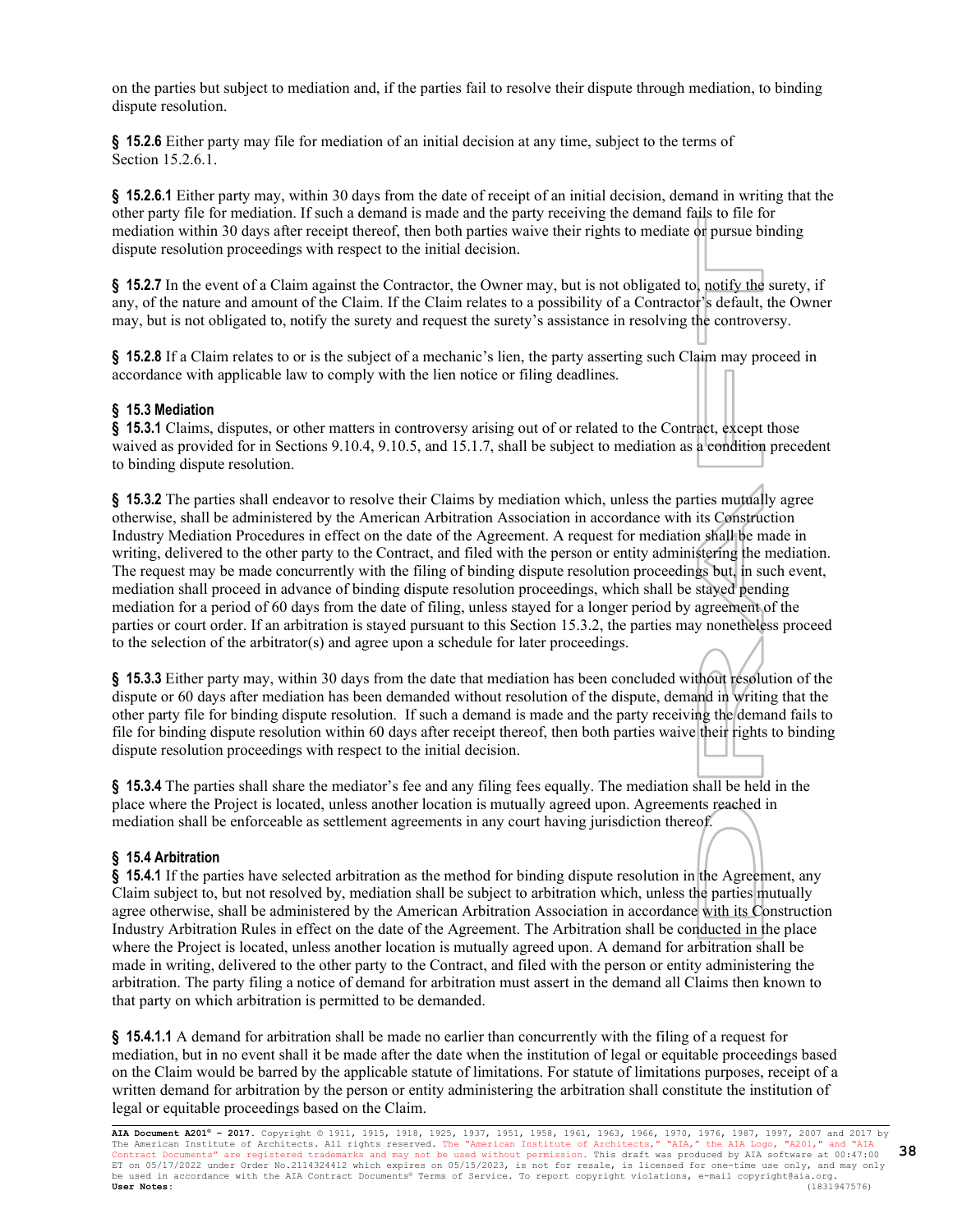on the parties but subject to mediation and, if the parties fail to resolve their dispute through mediation, to binding dispute resolution.

**§ 15.2.6** Either party may file for mediation of an initial decision at any time, subject to the terms of Section 15.2.6.1.

**§ 15.2.6.1** Either party may, within 30 days from the date of receipt of an initial decision, demand in writing that the other party file for mediation. If such a demand is made and the party receiving the demand fails to file for mediation within 30 days after receipt thereof, then both parties waive their rights to mediate or pursue binding dispute resolution proceedings with respect to the initial decision.

**§ 15.2.7** In the event of a Claim against the Contractor, the Owner may, but is not obligated to, notify the surety, if any, of the nature and amount of the Claim. If the Claim relates to a possibility of a Contractor's default, the Owner may, but is not obligated to, notify the surety and request the surety's assistance in resolving the controversy.

**§ 15.2.8** If a Claim relates to or is the subject of a mechanic's lien, the party asserting such Claim may proceed in accordance with applicable law to comply with the lien notice or filing deadlines.

## § 15.3 Mediation

**§ 15.3.1** Claims, disputes, or other matters in controversy arising out of or related to the Contract, except those waived as provided for in Sections 9.10.4, 9.10.5, and 15.1.7, shall be subject to mediation as a condition precedent to binding dispute resolution.

**§ 15.3.2** The parties shall endeavor to resolve their Claims by mediation which, unless the parties mutually agree otherwise, shall be administered by the American Arbitration Association in accordance with its Construction Industry Mediation Procedures in effect on the date of the Agreement. A request for mediation shall be made in writing, delivered to the other party to the Contract, and filed with the person or entity administering the mediation. The request may be made concurrently with the filing of binding dispute resolution proceedings but, in such event, mediation shall proceed in advance of binding dispute resolution proceedings, which shall be stayed pending mediation for a period of 60 days from the date of filing, unless stayed for a longer period by agreement of the parties or court order. If an arbitration is stayed pursuant to this Section 15.3.2, the parties may nonetheless proceed to the selection of the arbitrator(s) and agree upon a schedule for later proceedings.

**§ 15.3.3** Either party may, within 30 days from the date that mediation has been concluded without resolution of the dispute or 60 days after mediation has been demanded without resolution of the dispute, demand in writing that the other party file for binding dispute resolution. If such a demand is made and the party receiving the demand fails to file for binding dispute resolution within 60 days after receipt thereof, then both parties waive their rights to binding dispute resolution proceedings with respect to the initial decision.

**§ 15.3.4** The parties shall share the mediator's fee and any filing fees equally. The mediation shall be held in the place where the Project is located, unless another location is mutually agreed upon. Agreements reached in mediation shall be enforceable as settlement agreements in any court having jurisdiction thereof.

## § 15.4 Arbitration

**§ 15.4.1** If the parties have selected arbitration as the method for binding dispute resolution in the Agreement, any Claim subject to, but not resolved by, mediation shall be subject to arbitration which, unless the parties mutually agree otherwise, shall be administered by the American Arbitration Association in accordance with its Construction Industry Arbitration Rules in effect on the date of the Agreement. The Arbitration shall be conducted in the place where the Project is located, unless another location is mutually agreed upon. A demand for arbitration shall be made in writing, delivered to the other party to the Contract, and filed with the person or entity administering the arbitration. The party filing a notice of demand for arbitration must assert in the demand all Claims then known to that party on which arbitration is permitted to be demanded.

**§ 15.4.1.1** A demand for arbitration shall be made no earlier than concurrently with the filing of a request for mediation, but in no event shall it be made after the date when the institution of legal or equitable proceedings based on the Claim would be barred by the applicable statute of limitations. For statute of limitations purposes, receipt of a written demand for arbitration by the person or entity administering the arbitration shall constitute the institution of legal or equitable proceedings based on the Claim.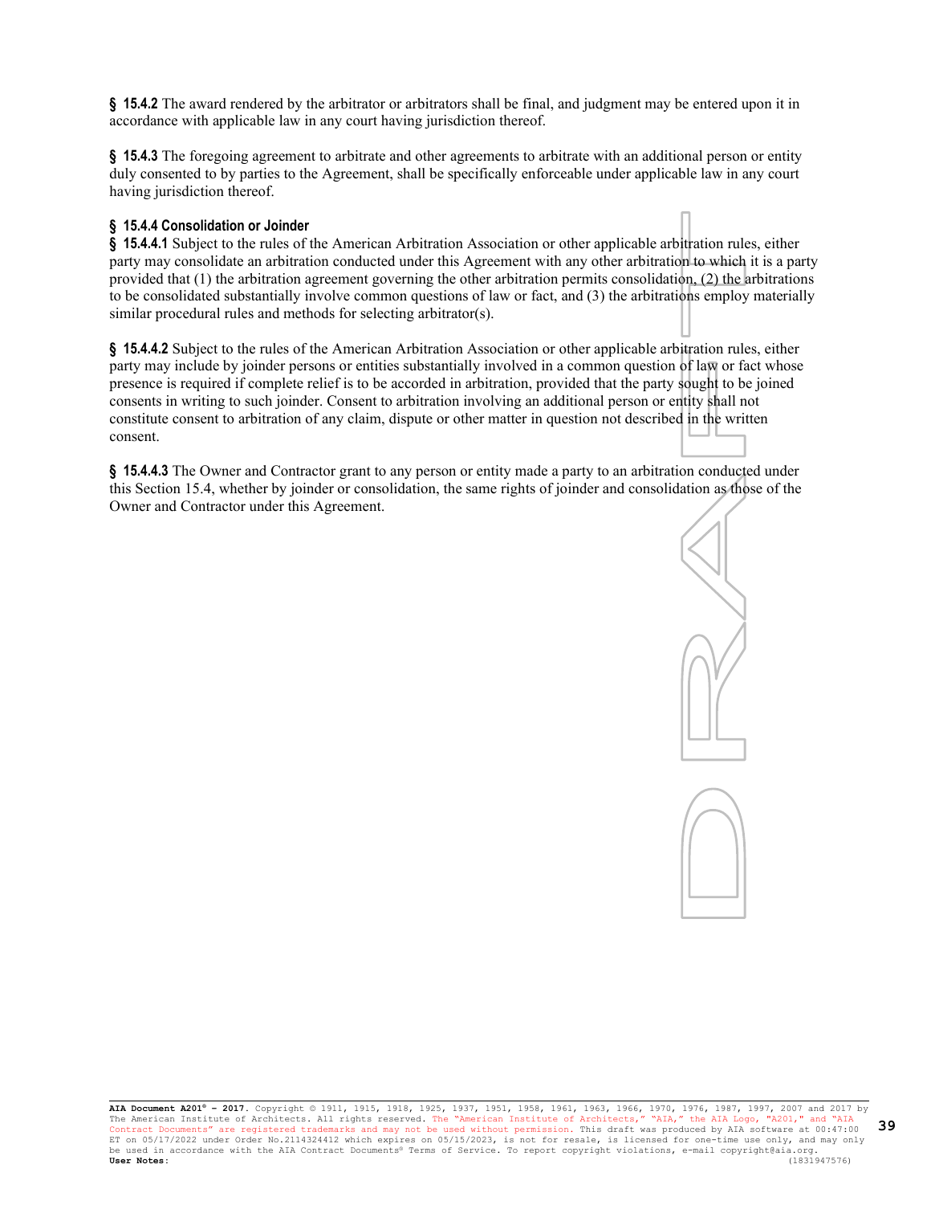**§ 15.4.2** The award rendered by the arbitrator or arbitrators shall be final, and judgment may be entered upon it in accordance with applicable law in any court having jurisdiction thereof.

**§ 15.4.3** The foregoing agreement to arbitrate and other agreements to arbitrate with an additional person or entity duly consented to by parties to the Agreement, shall be specifically enforceable under applicable law in any court having jurisdiction thereof.

**§ 15.4.4 Consolidation or Joinder**

**§ 15.4.4.1** Subject to the rules of the American Arbitration Association or other applicable arbitration rules, either party may consolidate an arbitration conducted under this Agreement with any other arbitration to which it is a party provided that (1) the arbitration agreement governing the other arbitration permits consolidation, (2) the arbitrations to be consolidated substantially involve common questions of law or fact, and (3) the arbitrations employ materially similar procedural rules and methods for selecting arbitrator(s).

**§ 15.4.4.2** Subject to the rules of the American Arbitration Association or other applicable arbitration rules, either party may include by joinder persons or entities substantially involved in a common question of law or fact whose presence is required if complete relief is to be accorded in arbitration, provided that the party sought to be joined consents in writing to such joinder. Consent to arbitration involving an additional person or entity shall not constitute consent to arbitration of any claim, dispute or other matter in question not described in the written consent.

**§ 15.4.4.3** The Owner and Contractor grant to any person or entity made a party to an arbitration conducted under this Section 15.4, whether by joinder or consolidation, the same rights of joinder and consolidation as those of the Owner and Contractor under this Agreement.